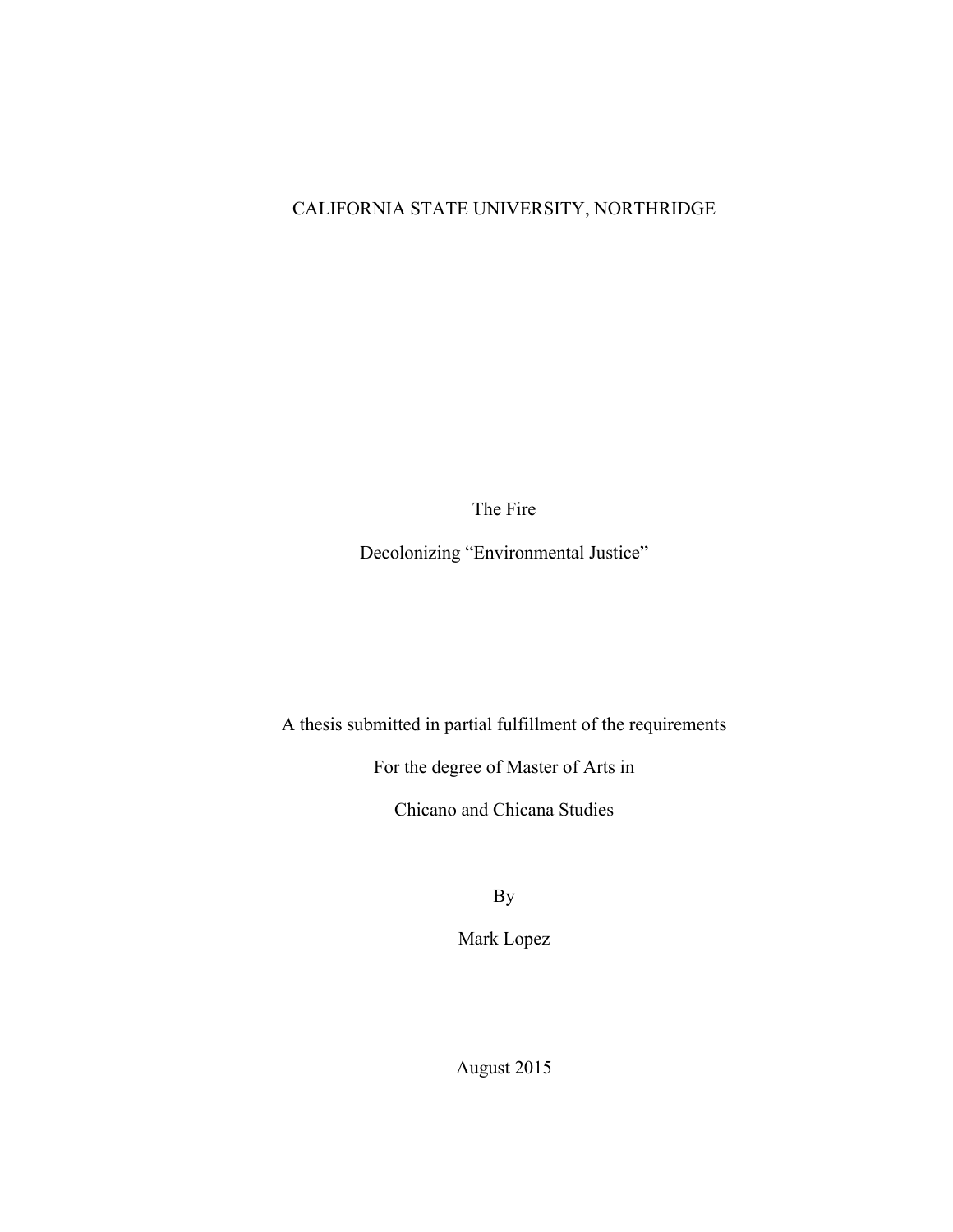CALIFORNIA STATE UNIVERSITY, NORTHRIDGE

# The Fire

## Decolonizing "Environmental Justice"

A thesis submitted in partial fulfillment of the requirements

For the degree of Master of Arts in

Chicano and Chicana Studies

By

Mark Lopez

August 2015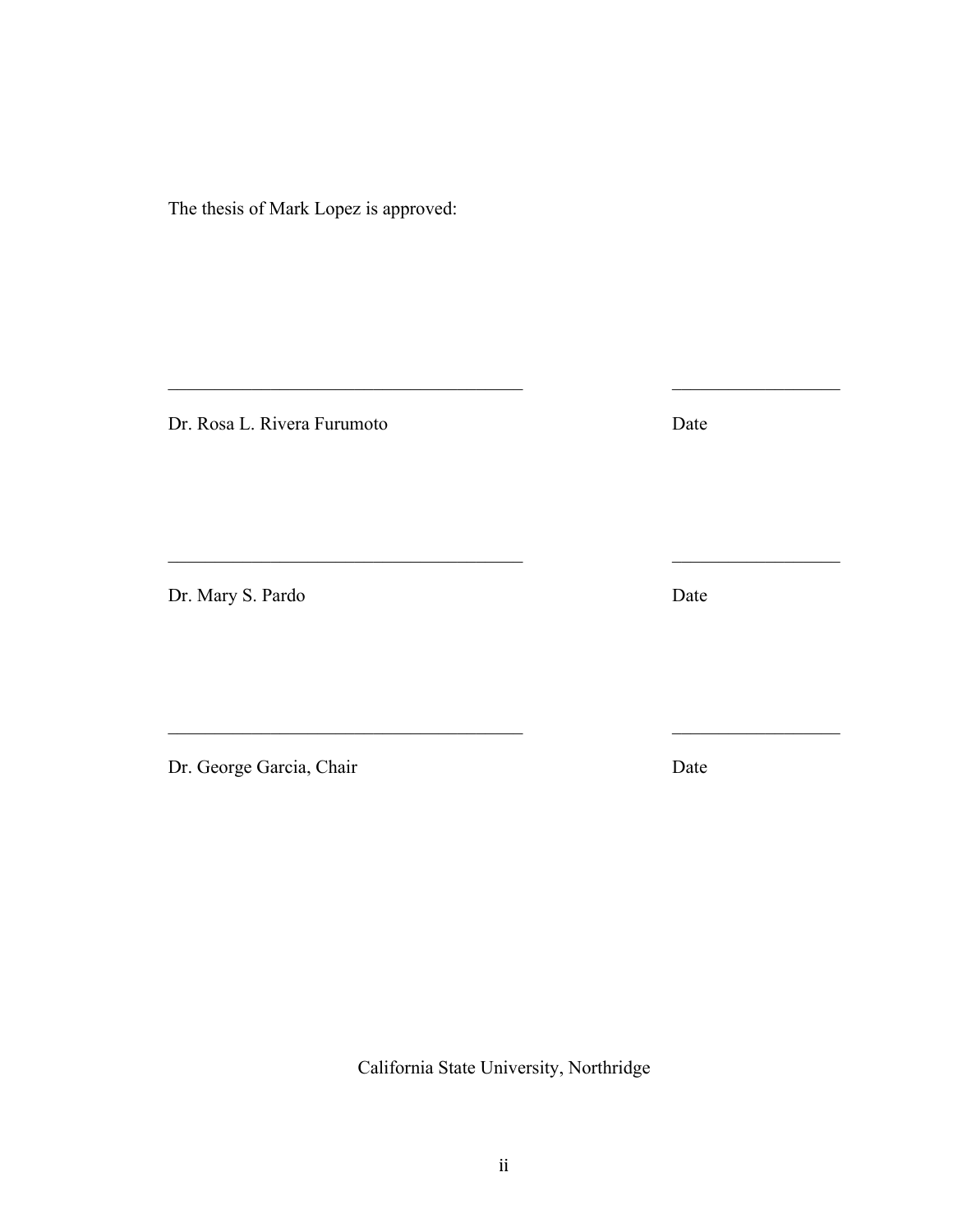The thesis of Mark Lopez is approved:

_______________________________________ __________________

Dr. Rosa L. Rivera Furumoto Date

_______________________________________ __________________

Dr. Mary S. Pardo Date

_______________________________________ __________________

Dr. George Garcia, Chair Date

California State University, Northridge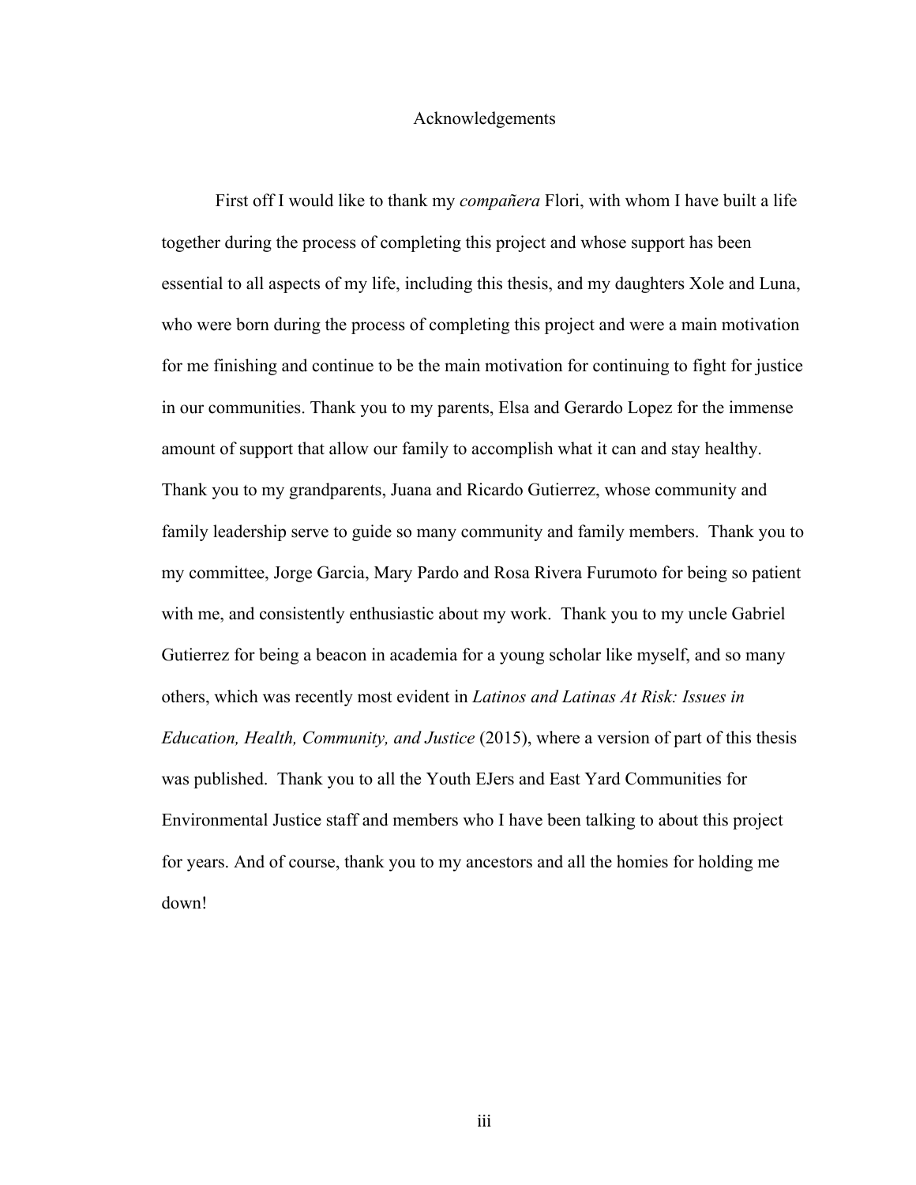# Acknowledgements

First off I would like to thank my *compañera* Flori, with whom I have built a life together during the process of completing this project and whose support has been essential to all aspects of my life, including this thesis, and my daughters Xole and Luna, who were born during the process of completing this project and were a main motivation for me finishing and continue to be the main motivation for continuing to fight for justice in our communities. Thank you to my parents, Elsa and Gerardo Lopez for the immense amount of support that allow our family to accomplish what it can and stay healthy. Thank you to my grandparents, Juana and Ricardo Gutierrez, whose community and family leadership serve to guide so many community and family members. Thank you to my committee, Jorge Garcia, Mary Pardo and Rosa Rivera Furumoto for being so patient with me, and consistently enthusiastic about my work. Thank you to my uncle Gabriel Gutierrez for being a beacon in academia for a young scholar like myself, and so many others, which was recently most evident in *Latinos and Latinas At Risk: Issues in Education, Health, Community, and Justice* (2015), where a version of part of this thesis was published. Thank you to all the Youth EJers and East Yard Communities for Environmental Justice staff and members who I have been talking to about this project for years. And of course, thank you to my ancestors and all the homies for holding me down!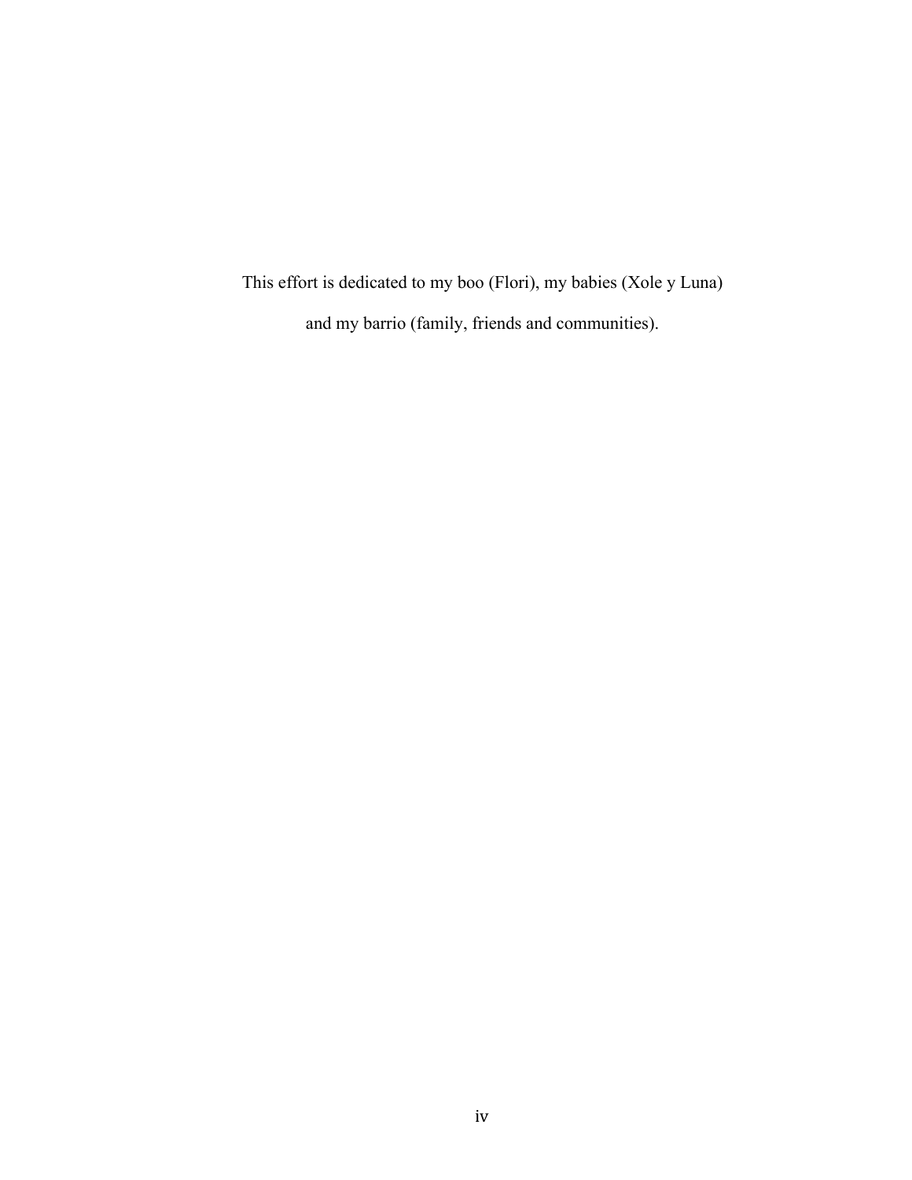This effort is dedicated to my boo (Flori), my babies (Xole y Luna)

and my barrio (family, friends and communities).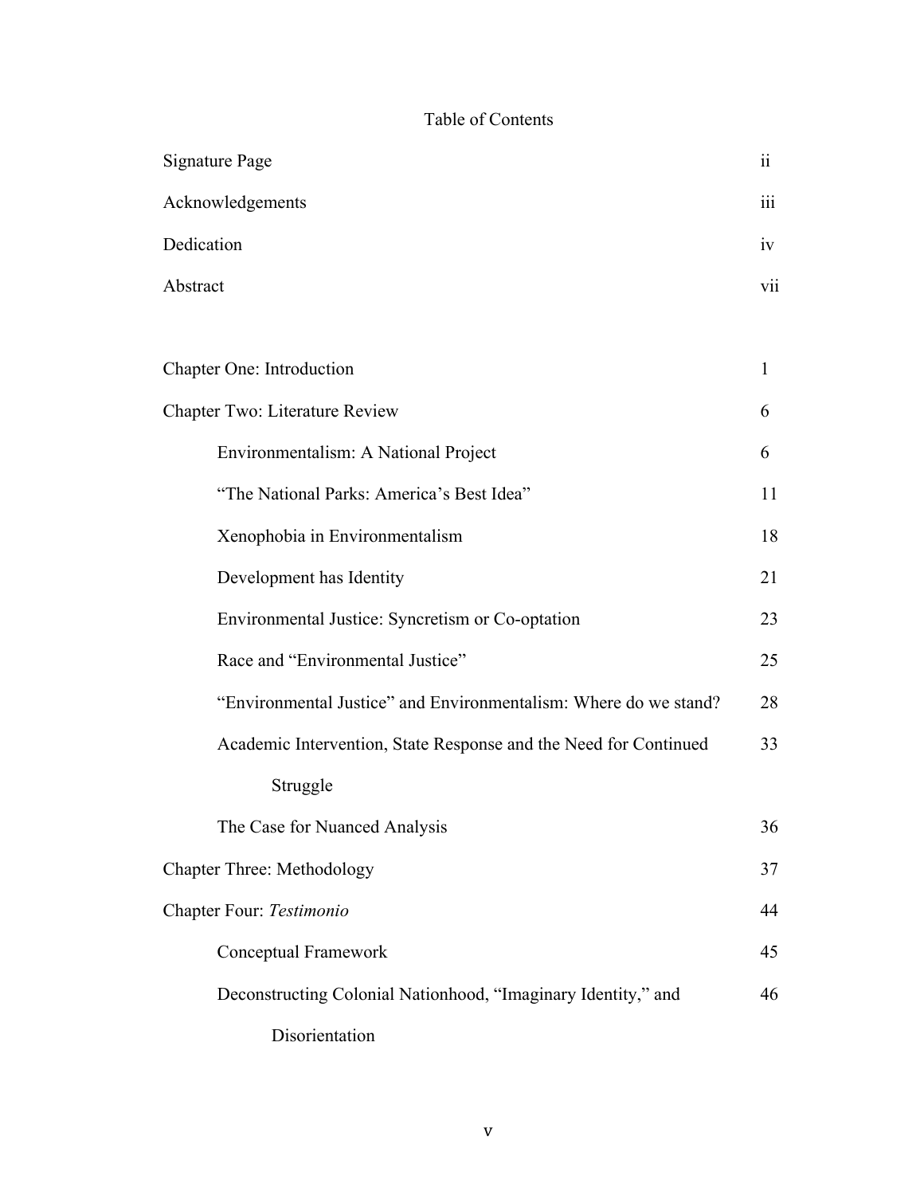# Table of Contents

| | |
|---|---|
| Signature Page | ii |
| Acknowledgements | iii |
| Dedication | iv |
| Abstract | vii |
| | |
| Chapter One: Introduction | 1 |
| Chapter Two: Literature Review | 6 |
| Environmentalism: A National Project | 6 |
| "The National Parks: America's Best Idea" | 11 |
| Xenophobia in Environmentalism | 18 |
| Development has Identity | 21 |
| Environmental Justice: Syncretism or Co-optation | 23 |
| Race and "Environmental Justice" | 25 |
| "Environmental Justice" and Environmentalism: Where do we stand? | 28 |
| Academic Intervention, State Response and the Need for Continued Struggle | 33 |
| The Case for Nuanced Analysis | 36 |
| Chapter Three: Methodology | 37 |
| Chapter Four: *Testimonio* | 44 |
| Conceptual Framework | 45 |
| Deconstructing Colonial Nationhood, "Imaginary Identity," and Disorientation | 46 |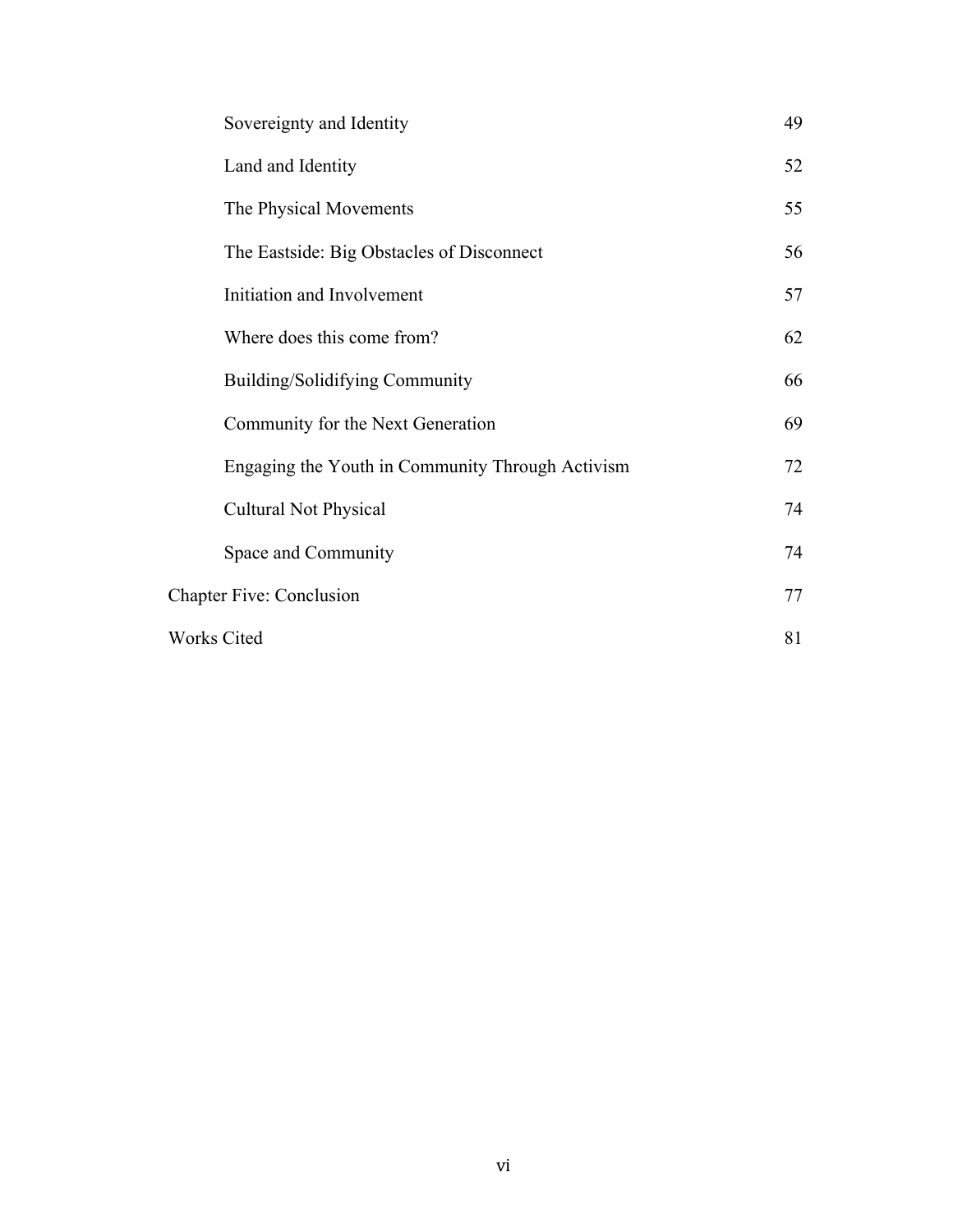| | |
|---|---|
| Sovereignty and Identity | 49 |
| Land and Identity | 52 |
| The Physical Movements | 55 |
| The Eastside: Big Obstacles of Disconnect | 56 |
| Initiation and Involvement | 57 |
| Where does this come from? | 62 |
| Building/Solidifying Community | 66 |
| Community for the Next Generation | 69 |
| Engaging the Youth in Community Through Activism | 72 |
| Cultural Not Physical | 74 |
| Space and Community | 74 |
| Chapter Five: Conclusion | 77 |
| Works Cited | 81 |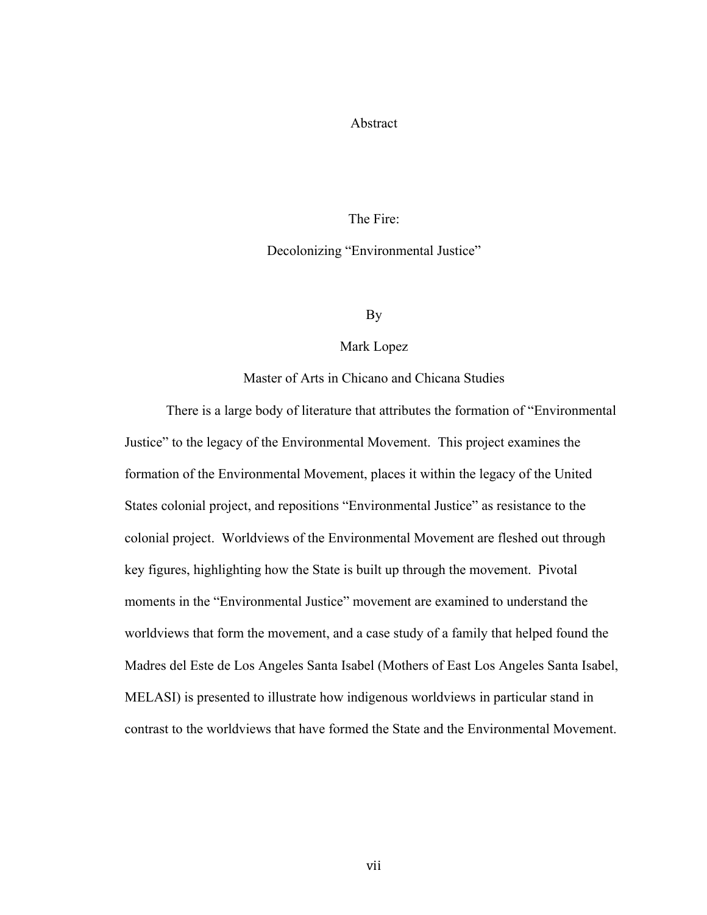# Abstract

## The Fire:

## Decolonizing "Environmental Justice"

By

Mark Lopez

Master of Arts in Chicano and Chicana Studies

There is a large body of literature that attributes the formation of "Environmental Justice" to the legacy of the Environmental Movement. This project examines the formation of the Environmental Movement, places it within the legacy of the United States colonial project, and repositions "Environmental Justice" as resistance to the colonial project. Worldviews of the Environmental Movement are fleshed out through key figures, highlighting how the State is built up through the movement. Pivotal moments in the "Environmental Justice" movement are examined to understand the worldviews that form the movement, and a case study of a family that helped found the Madres del Este de Los Angeles Santa Isabel (Mothers of East Los Angeles Santa Isabel, MELASI) is presented to illustrate how indigenous worldviews in particular stand in contrast to the worldviews that have formed the State and the Environmental Movement.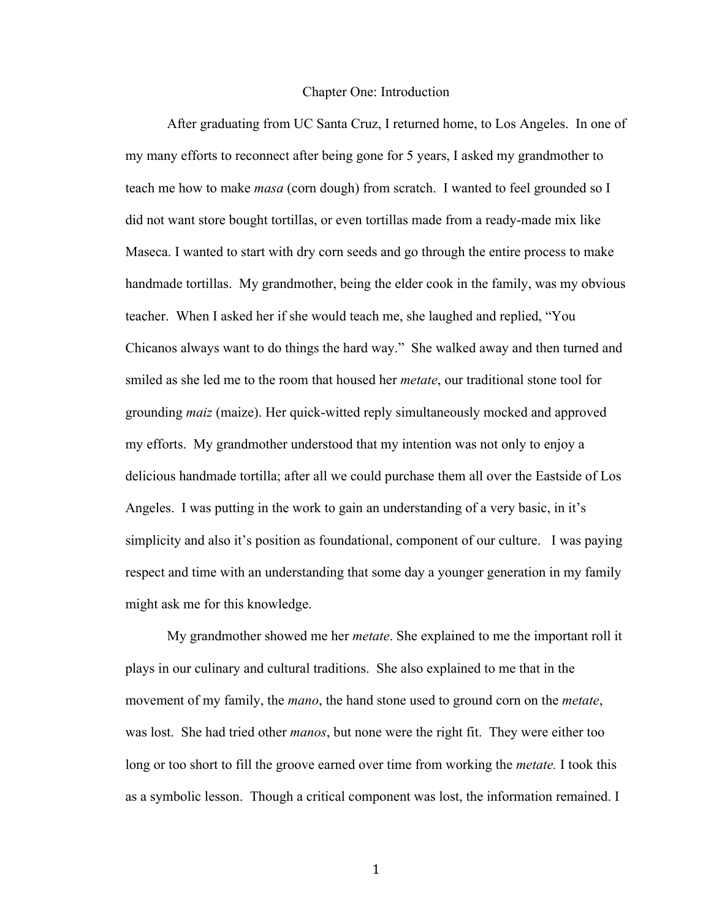# Chapter One: Introduction

After graduating from UC Santa Cruz, I returned home, to Los Angeles. In one of my many efforts to reconnect after being gone for 5 years, I asked my grandmother to teach me how to make *masa* (corn dough) from scratch. I wanted to feel grounded so I did not want store bought tortillas, or even tortillas made from a ready-made mix like Maseca. I wanted to start with dry corn seeds and go through the entire process to make handmade tortillas. My grandmother, being the elder cook in the family, was my obvious teacher. When I asked her if she would teach me, she laughed and replied, "You Chicanos always want to do things the hard way." She walked away and then turned and smiled as she led me to the room that housed her *metate*, our traditional stone tool for grounding *maiz* (maize). Her quick-witted reply simultaneously mocked and approved my efforts. My grandmother understood that my intention was not only to enjoy a delicious handmade tortilla; after all we could purchase them all over the Eastside of Los Angeles. I was putting in the work to gain an understanding of a very basic, in it's simplicity and also it's position as foundational, component of our culture. I was paying respect and time with an understanding that some day a younger generation in my family might ask me for this knowledge.

My grandmother showed me her *metate*. She explained to me the important roll it plays in our culinary and cultural traditions. She also explained to me that in the movement of my family, the *mano*, the hand stone used to ground corn on the *metate*, was lost. She had tried other *manos*, but none were the right fit. They were either too long or too short to fill the groove earned over time from working the *metate.* I took this as a symbolic lesson. Though a critical component was lost, the information remained. I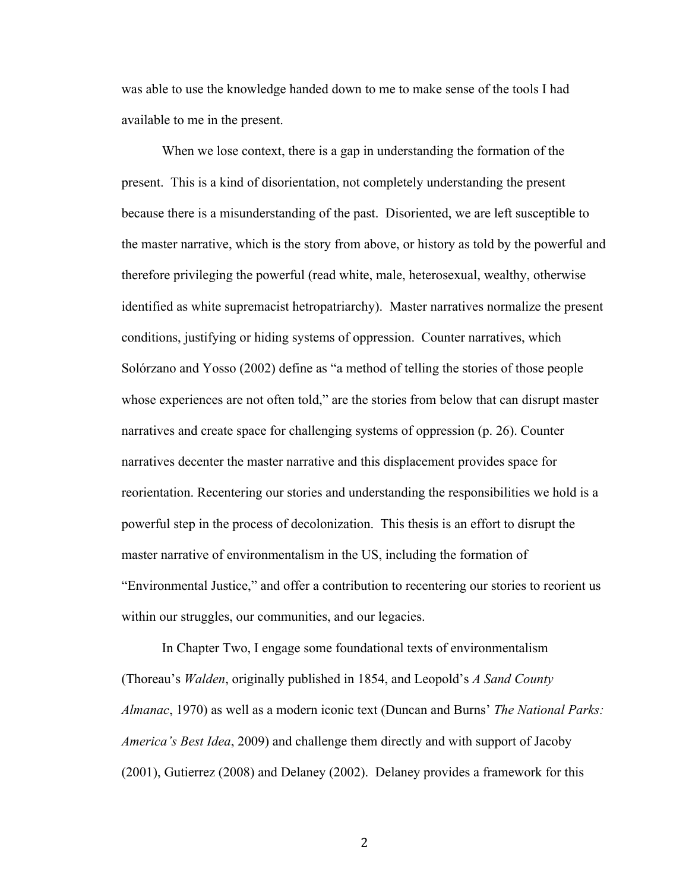was able to use the knowledge handed down to me to make sense of the tools I had available to me in the present.

When we lose context, there is a gap in understanding the formation of the present. This is a kind of disorientation, not completely understanding the present because there is a misunderstanding of the past. Disoriented, we are left susceptible to the master narrative, which is the story from above, or history as told by the powerful and therefore privileging the powerful (read white, male, heterosexual, wealthy, otherwise identified as white supremacist hetropatriarchy). Master narratives normalize the present conditions, justifying or hiding systems of oppression. Counter narratives, which Solórzano and Yosso (2002) define as "a method of telling the stories of those people whose experiences are not often told," are the stories from below that can disrupt master narratives and create space for challenging systems of oppression (p. 26). Counter narratives decenter the master narrative and this displacement provides space for reorientation. Recentering our stories and understanding the responsibilities we hold is a powerful step in the process of decolonization. This thesis is an effort to disrupt the master narrative of environmentalism in the US, including the formation of "Environmental Justice," and offer a contribution to recentering our stories to reorient us within our struggles, our communities, and our legacies.

In Chapter Two, I engage some foundational texts of environmentalism (Thoreau's *Walden*, originally published in 1854, and Leopold's *A Sand County Almanac*, 1970) as well as a modern iconic text (Duncan and Burns' *The National Parks: America's Best Idea*, 2009) and challenge them directly and with support of Jacoby (2001), Gutierrez (2008) and Delaney (2002). Delaney provides a framework for this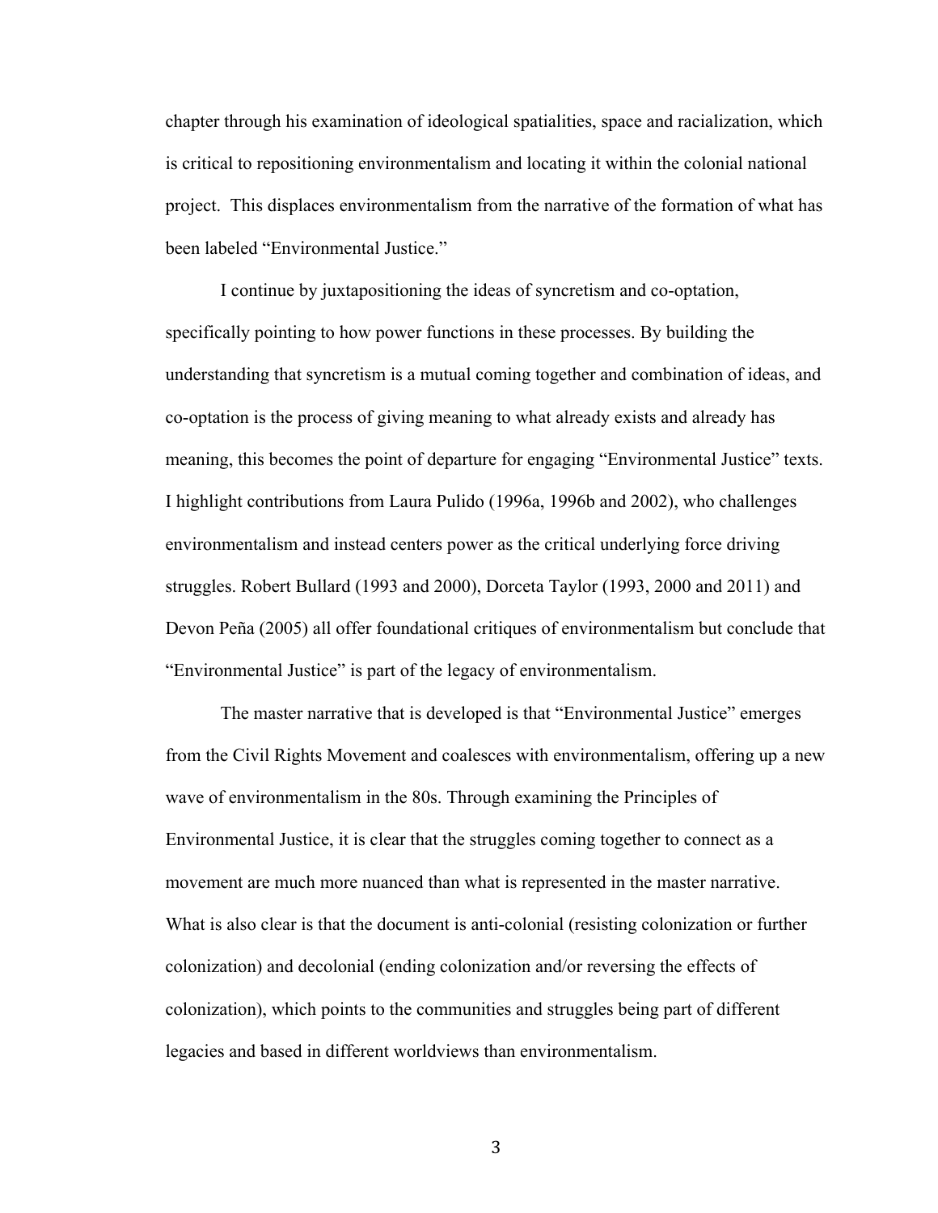chapter through his examination of ideological spatialities, space and racialization, which is critical to repositioning environmentalism and locating it within the colonial national project. This displaces environmentalism from the narrative of the formation of what has been labeled "Environmental Justice."

I continue by juxtapositioning the ideas of syncretism and co-optation, specifically pointing to how power functions in these processes. By building the understanding that syncretism is a mutual coming together and combination of ideas, and co-optation is the process of giving meaning to what already exists and already has meaning, this becomes the point of departure for engaging "Environmental Justice" texts. I highlight contributions from Laura Pulido (1996a, 1996b and 2002), who challenges environmentalism and instead centers power as the critical underlying force driving struggles. Robert Bullard (1993 and 2000), Dorceta Taylor (1993, 2000 and 2011) and Devon Peña (2005) all offer foundational critiques of environmentalism but conclude that "Environmental Justice" is part of the legacy of environmentalism.

The master narrative that is developed is that "Environmental Justice" emerges from the Civil Rights Movement and coalesces with environmentalism, offering up a new wave of environmentalism in the 80s. Through examining the Principles of Environmental Justice, it is clear that the struggles coming together to connect as a movement are much more nuanced than what is represented in the master narrative. What is also clear is that the document is anti-colonial (resisting colonization or further colonization) and decolonial (ending colonization and/or reversing the effects of colonization), which points to the communities and struggles being part of different legacies and based in different worldviews than environmentalism.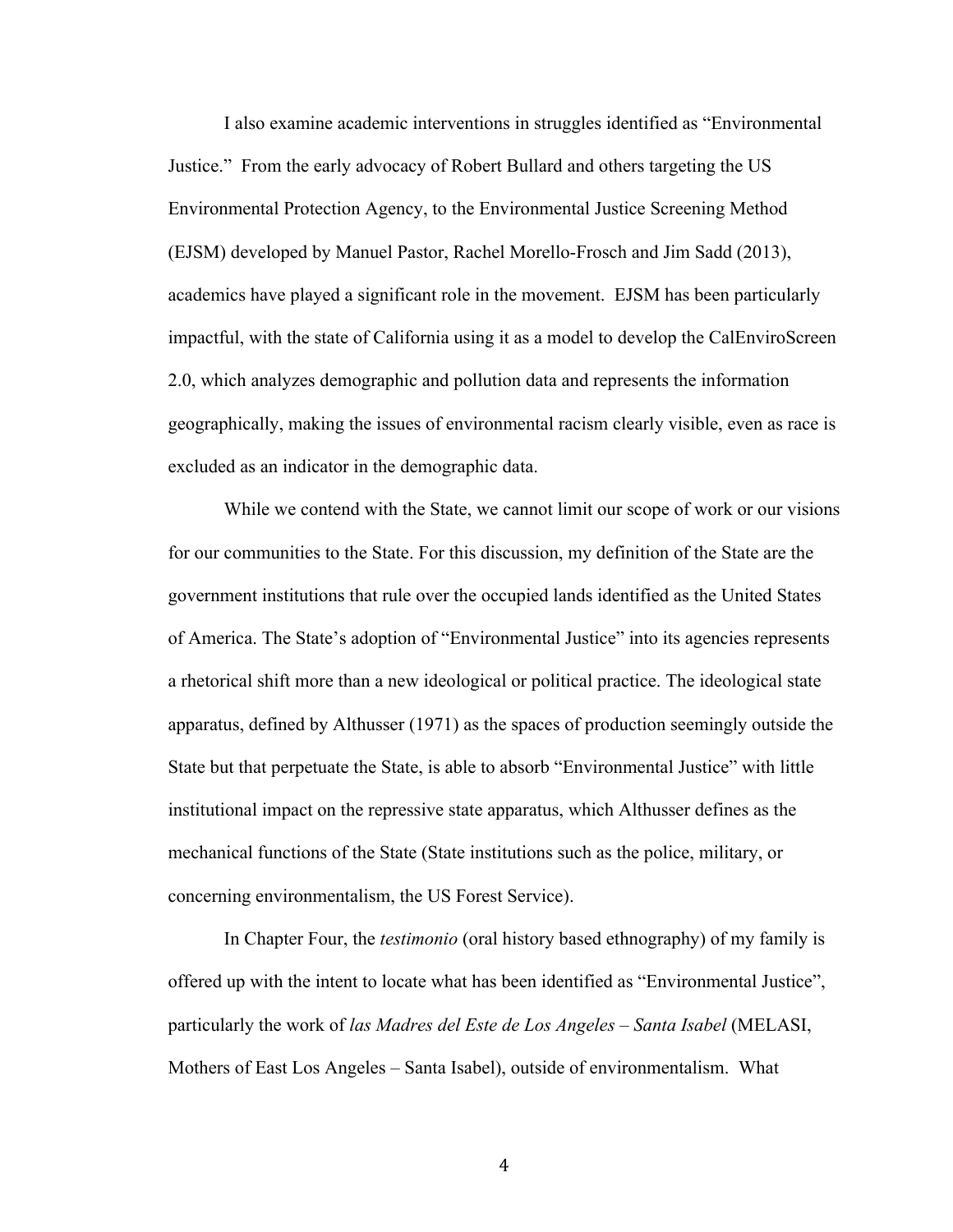I also examine academic interventions in struggles identified as "Environmental Justice." From the early advocacy of Robert Bullard and others targeting the US Environmental Protection Agency, to the Environmental Justice Screening Method (EJSM) developed by Manuel Pastor, Rachel Morello-Frosch and Jim Sadd (2013), academics have played a significant role in the movement. EJSM has been particularly impactful, with the state of California using it as a model to develop the CalEnviroScreen 2.0, which analyzes demographic and pollution data and represents the information geographically, making the issues of environmental racism clearly visible, even as race is excluded as an indicator in the demographic data.

While we contend with the State, we cannot limit our scope of work or our visions for our communities to the State. For this discussion, my definition of the State are the government institutions that rule over the occupied lands identified as the United States of America. The State's adoption of "Environmental Justice" into its agencies represents a rhetorical shift more than a new ideological or political practice. The ideological state apparatus, defined by Althusser (1971) as the spaces of production seemingly outside the State but that perpetuate the State, is able to absorb "Environmental Justice" with little institutional impact on the repressive state apparatus, which Althusser defines as the mechanical functions of the State (State institutions such as the police, military, or concerning environmentalism, the US Forest Service).

In Chapter Four, the *testimonio* (oral history based ethnography) of my family is offered up with the intent to locate what has been identified as "Environmental Justice", particularly the work of *las Madres del Este de Los Angeles – Santa Isabel* (MELASI, Mothers of East Los Angeles – Santa Isabel), outside of environmentalism. What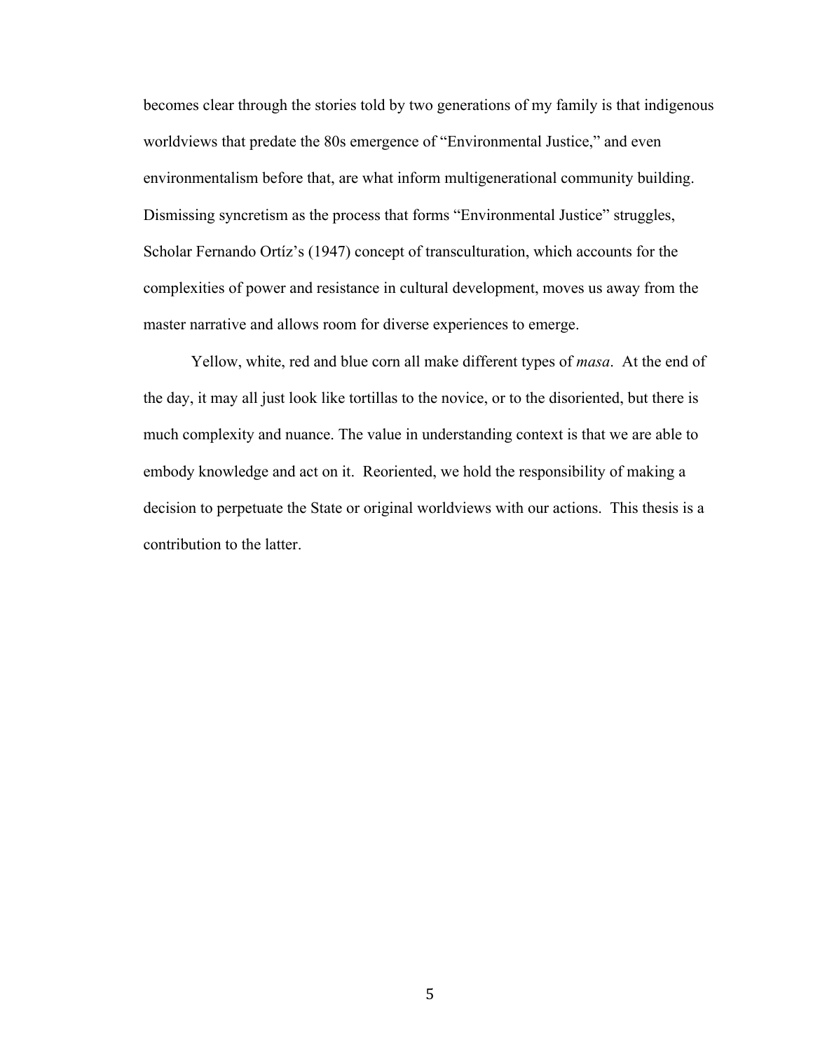becomes clear through the stories told by two generations of my family is that indigenous worldviews that predate the 80s emergence of "Environmental Justice," and even environmentalism before that, are what inform multigenerational community building. Dismissing syncretism as the process that forms "Environmental Justice" struggles, Scholar Fernando Ortíz's (1947) concept of transculturation, which accounts for the complexities of power and resistance in cultural development, moves us away from the master narrative and allows room for diverse experiences to emerge.

Yellow, white, red and blue corn all make different types of *masa*. At the end of the day, it may all just look like tortillas to the novice, or to the disoriented, but there is much complexity and nuance. The value in understanding context is that we are able to embody knowledge and act on it. Reoriented, we hold the responsibility of making a decision to perpetuate the State or original worldviews with our actions. This thesis is a contribution to the latter.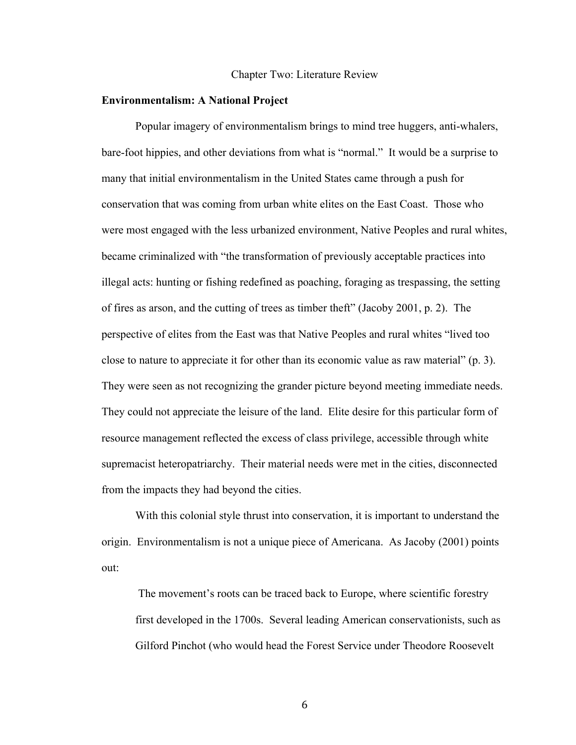Chapter Two: Literature Review

## Environmentalism: A National Project

Popular imagery of environmentalism brings to mind tree huggers, anti-whalers, bare-foot hippies, and other deviations from what is "normal." It would be a surprise to many that initial environmentalism in the United States came through a push for conservation that was coming from urban white elites on the East Coast. Those who were most engaged with the less urbanized environment, Native Peoples and rural whites, became criminalized with "the transformation of previously acceptable practices into illegal acts: hunting or fishing redefined as poaching, foraging as trespassing, the setting of fires as arson, and the cutting of trees as timber theft" (Jacoby 2001, p. 2). The perspective of elites from the East was that Native Peoples and rural whites "lived too close to nature to appreciate it for other than its economic value as raw material" (p. 3). They were seen as not recognizing the grander picture beyond meeting immediate needs. They could not appreciate the leisure of the land. Elite desire for this particular form of resource management reflected the excess of class privilege, accessible through white supremacist heteropatriarchy. Their material needs were met in the cities, disconnected from the impacts they had beyond the cities.

With this colonial style thrust into conservation, it is important to understand the origin. Environmentalism is not a unique piece of Americana. As Jacoby (2001) points out:

> The movement's roots can be traced back to Europe, where scientific forestry first developed in the 1700s. Several leading American conservationists, such as Gilford Pinchot (who would head the Forest Service under Theodore Roosevelt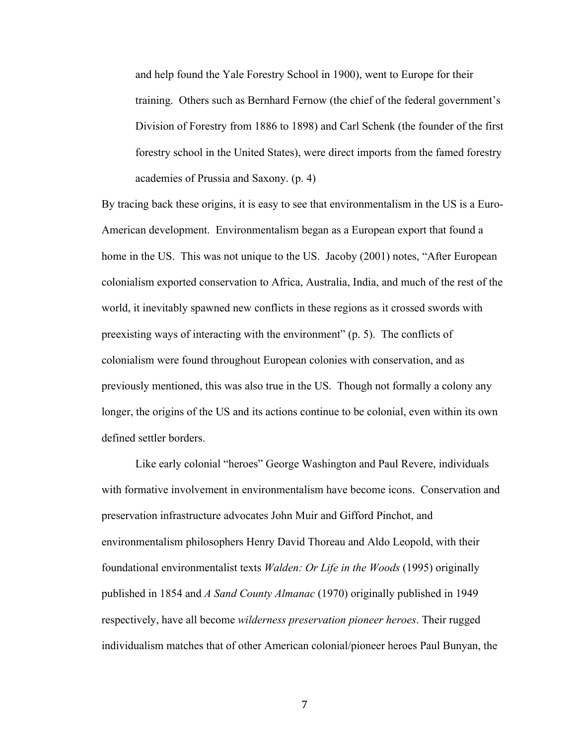> and help found the Yale Forestry School in 1900), went to Europe for their training. Others such as Bernhard Fernow (the chief of the federal government's Division of Forestry from 1886 to 1898) and Carl Schenk (the founder of the first forestry school in the United States), were direct imports from the famed forestry academies of Prussia and Saxony. (p. 4)

By tracing back these origins, it is easy to see that environmentalism in the US is a Euro-American development. Environmentalism began as a European export that found a home in the US. This was not unique to the US. Jacoby (2001) notes, "After European colonialism exported conservation to Africa, Australia, India, and much of the rest of the world, it inevitably spawned new conflicts in these regions as it crossed swords with preexisting ways of interacting with the environment" (p. 5). The conflicts of colonialism were found throughout European colonies with conservation, and as previously mentioned, this was also true in the US. Though not formally a colony any longer, the origins of the US and its actions continue to be colonial, even within its own defined settler borders.

Like early colonial "heroes" George Washington and Paul Revere, individuals with formative involvement in environmentalism have become icons. Conservation and preservation infrastructure advocates John Muir and Gifford Pinchot, and environmentalism philosophers Henry David Thoreau and Aldo Leopold, with their foundational environmentalist texts *Walden: Or Life in the Woods* (1995) originally published in 1854 and *A Sand County Almanac* (1970) originally published in 1949 respectively, have all become *wilderness preservation pioneer heroes*. Their rugged individualism matches that of other American colonial/pioneer heroes Paul Bunyan, the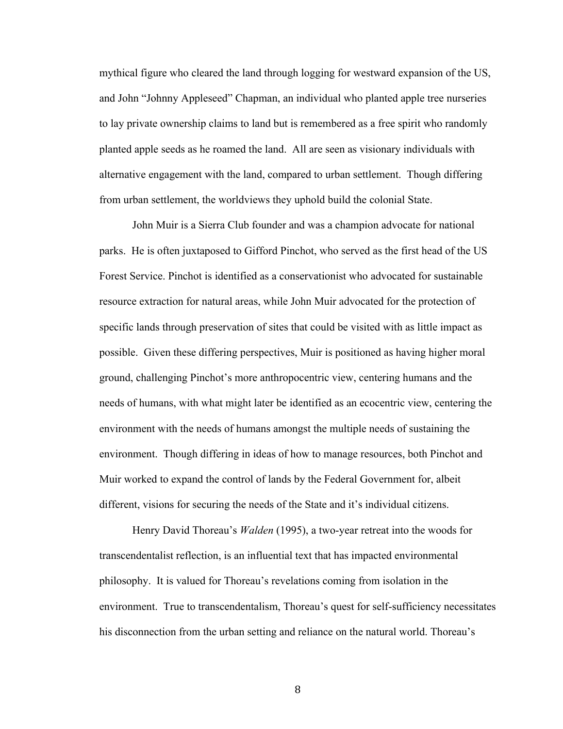mythical figure who cleared the land through logging for westward expansion of the US, and John "Johnny Appleseed" Chapman, an individual who planted apple tree nurseries to lay private ownership claims to land but is remembered as a free spirit who randomly planted apple seeds as he roamed the land. All are seen as visionary individuals with alternative engagement with the land, compared to urban settlement. Though differing from urban settlement, the worldviews they uphold build the colonial State.

John Muir is a Sierra Club founder and was a champion advocate for national parks. He is often juxtaposed to Gifford Pinchot, who served as the first head of the US Forest Service. Pinchot is identified as a conservationist who advocated for sustainable resource extraction for natural areas, while John Muir advocated for the protection of specific lands through preservation of sites that could be visited with as little impact as possible. Given these differing perspectives, Muir is positioned as having higher moral ground, challenging Pinchot's more anthropocentric view, centering humans and the needs of humans, with what might later be identified as an ecocentric view, centering the environment with the needs of humans amongst the multiple needs of sustaining the environment. Though differing in ideas of how to manage resources, both Pinchot and Muir worked to expand the control of lands by the Federal Government for, albeit different, visions for securing the needs of the State and it's individual citizens.

Henry David Thoreau's *Walden* (1995), a two-year retreat into the woods for transcendentalist reflection, is an influential text that has impacted environmental philosophy. It is valued for Thoreau's revelations coming from isolation in the environment. True to transcendentalism, Thoreau's quest for self-sufficiency necessitates his disconnection from the urban setting and reliance on the natural world. Thoreau's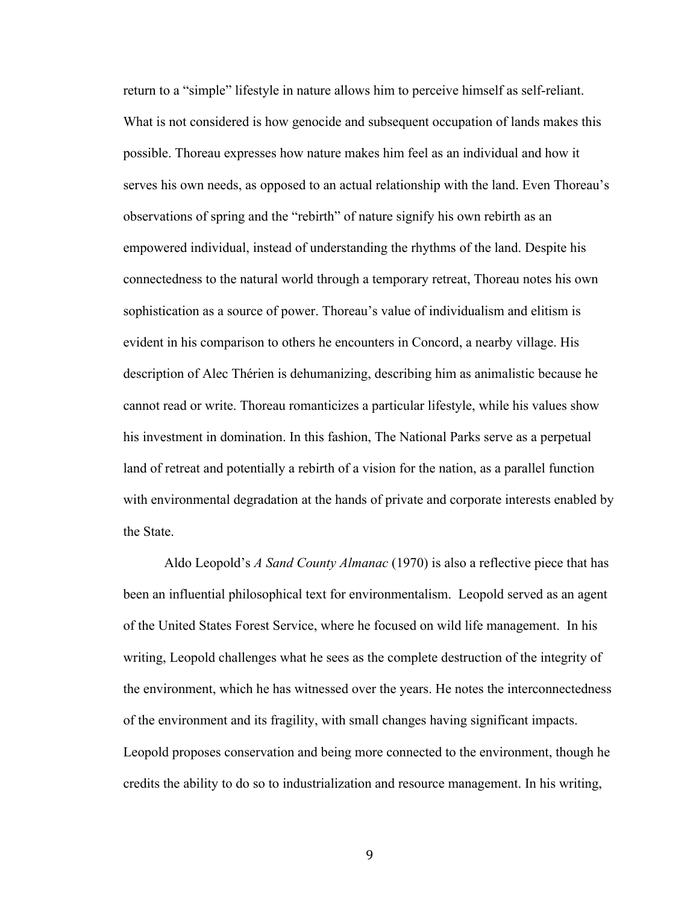return to a "simple" lifestyle in nature allows him to perceive himself as self-reliant. What is not considered is how genocide and subsequent occupation of lands makes this possible. Thoreau expresses how nature makes him feel as an individual and how it serves his own needs, as opposed to an actual relationship with the land. Even Thoreau's observations of spring and the "rebirth" of nature signify his own rebirth as an empowered individual, instead of understanding the rhythms of the land. Despite his connectedness to the natural world through a temporary retreat, Thoreau notes his own sophistication as a source of power. Thoreau's value of individualism and elitism is evident in his comparison to others he encounters in Concord, a nearby village. His description of Alec Thérien is dehumanizing, describing him as animalistic because he cannot read or write. Thoreau romanticizes a particular lifestyle, while his values show his investment in domination. In this fashion, The National Parks serve as a perpetual land of retreat and potentially a rebirth of a vision for the nation, as a parallel function with environmental degradation at the hands of private and corporate interests enabled by the State.

Aldo Leopold's *A Sand County Almanac* (1970) is also a reflective piece that has been an influential philosophical text for environmentalism. Leopold served as an agent of the United States Forest Service, where he focused on wild life management. In his writing, Leopold challenges what he sees as the complete destruction of the integrity of the environment, which he has witnessed over the years. He notes the interconnectedness of the environment and its fragility, with small changes having significant impacts. Leopold proposes conservation and being more connected to the environment, though he credits the ability to do so to industrialization and resource management. In his writing,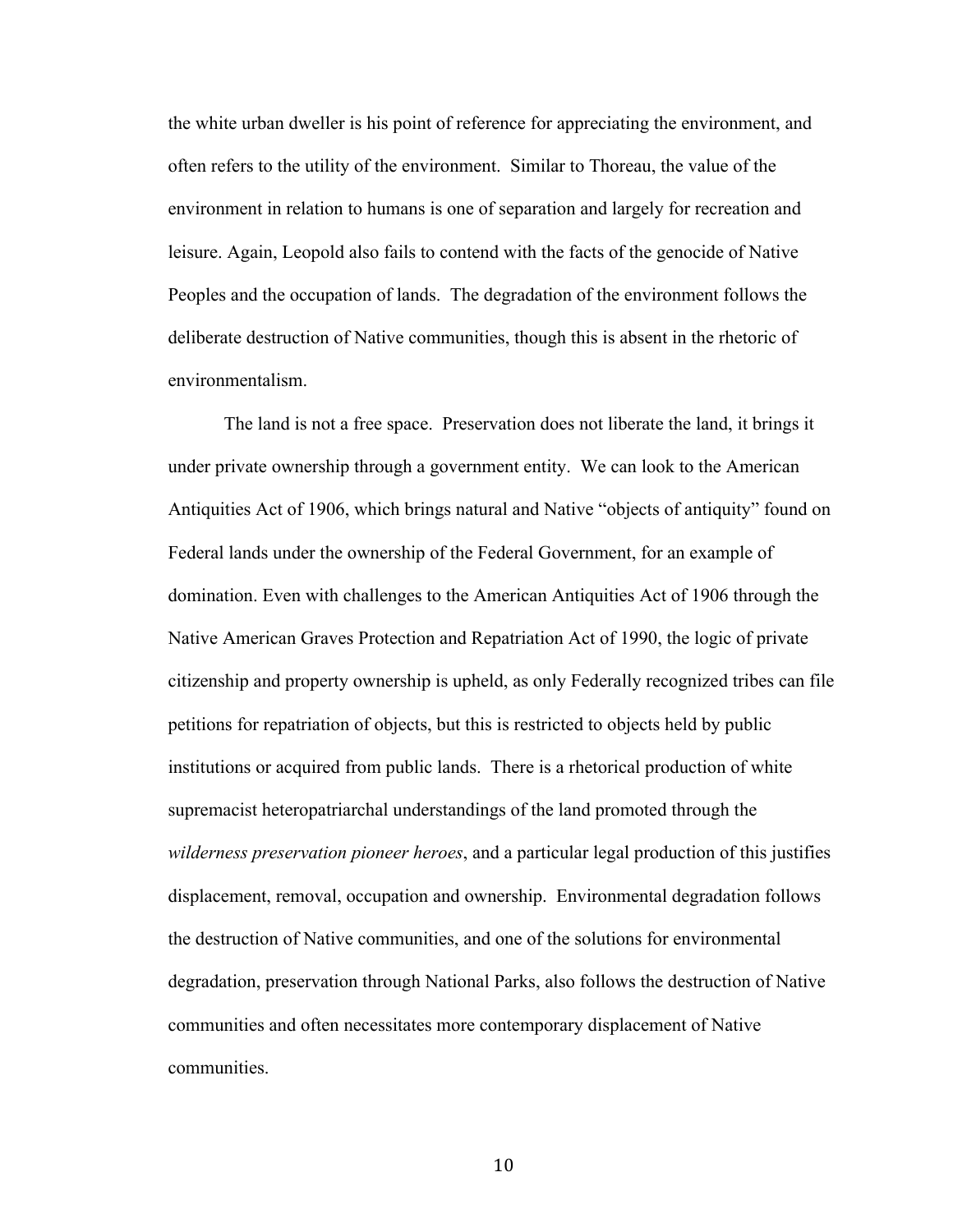the white urban dweller is his point of reference for appreciating the environment, and often refers to the utility of the environment. Similar to Thoreau, the value of the environment in relation to humans is one of separation and largely for recreation and leisure. Again, Leopold also fails to contend with the facts of the genocide of Native Peoples and the occupation of lands. The degradation of the environment follows the deliberate destruction of Native communities, though this is absent in the rhetoric of environmentalism.

The land is not a free space. Preservation does not liberate the land, it brings it under private ownership through a government entity. We can look to the American Antiquities Act of 1906, which brings natural and Native "objects of antiquity" found on Federal lands under the ownership of the Federal Government, for an example of domination. Even with challenges to the American Antiquities Act of 1906 through the Native American Graves Protection and Repatriation Act of 1990, the logic of private citizenship and property ownership is upheld, as only Federally recognized tribes can file petitions for repatriation of objects, but this is restricted to objects held by public institutions or acquired from public lands. There is a rhetorical production of white supremacist heteropatriarchal understandings of the land promoted through the *wilderness preservation pioneer heroes*, and a particular legal production of this justifies displacement, removal, occupation and ownership. Environmental degradation follows the destruction of Native communities, and one of the solutions for environmental degradation, preservation through National Parks, also follows the destruction of Native communities and often necessitates more contemporary displacement of Native communities.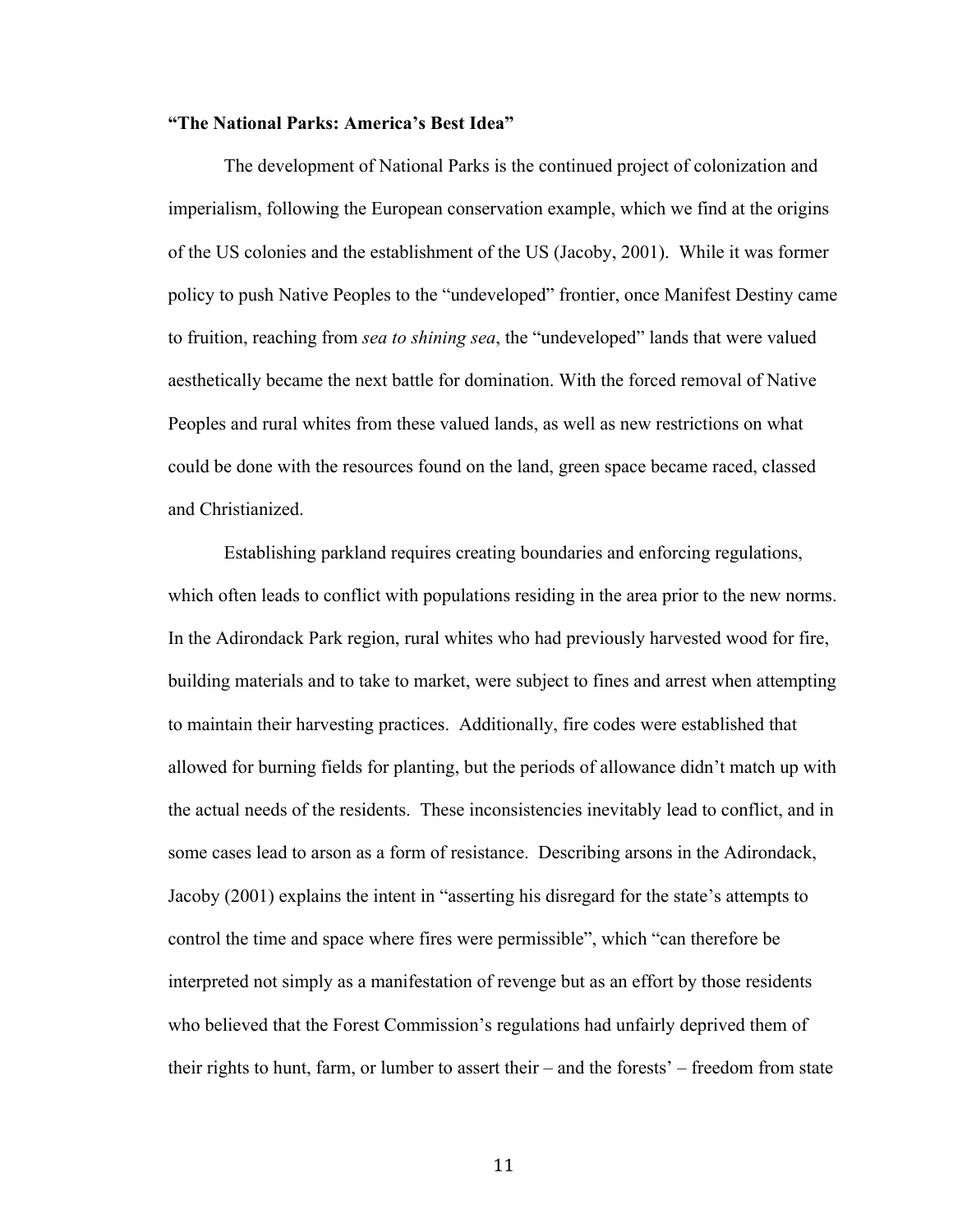**"The National Parks: America's Best Idea"**

The development of National Parks is the continued project of colonization and imperialism, following the European conservation example, which we find at the origins of the US colonies and the establishment of the US (Jacoby, 2001). While it was former policy to push Native Peoples to the "undeveloped" frontier, once Manifest Destiny came to fruition, reaching from *sea to shining sea*, the "undeveloped" lands that were valued aesthetically became the next battle for domination. With the forced removal of Native Peoples and rural whites from these valued lands, as well as new restrictions on what could be done with the resources found on the land, green space became raced, classed and Christianized.

Establishing parkland requires creating boundaries and enforcing regulations, which often leads to conflict with populations residing in the area prior to the new norms. In the Adirondack Park region, rural whites who had previously harvested wood for fire, building materials and to take to market, were subject to fines and arrest when attempting to maintain their harvesting practices. Additionally, fire codes were established that allowed for burning fields for planting, but the periods of allowance didn't match up with the actual needs of the residents. These inconsistencies inevitably lead to conflict, and in some cases lead to arson as a form of resistance. Describing arsons in the Adirondack, Jacoby (2001) explains the intent in "asserting his disregard for the state's attempts to control the time and space where fires were permissible", which "can therefore be interpreted not simply as a manifestation of revenge but as an effort by those residents who believed that the Forest Commission's regulations had unfairly deprived them of their rights to hunt, farm, or lumber to assert their – and the forests' – freedom from state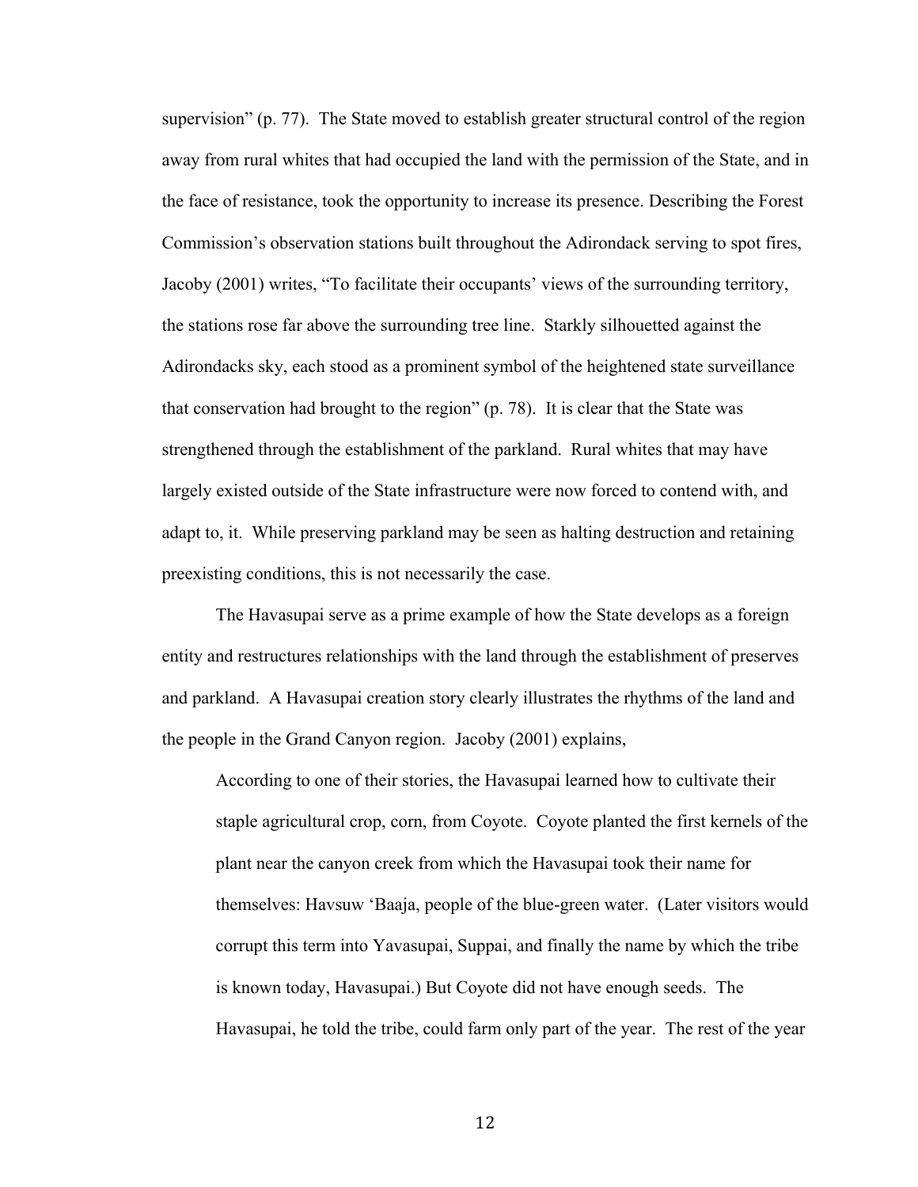supervision" (p. 77). The State moved to establish greater structural control of the region away from rural whites that had occupied the land with the permission of the State, and in the face of resistance, took the opportunity to increase its presence. Describing the Forest Commission's observation stations built throughout the Adirondack serving to spot fires, Jacoby (2001) writes, "To facilitate their occupants' views of the surrounding territory, the stations rose far above the surrounding tree line. Starkly silhouetted against the Adirondacks sky, each stood as a prominent symbol of the heightened state surveillance that conservation had brought to the region" (p. 78). It is clear that the State was strengthened through the establishment of the parkland. Rural whites that may have largely existed outside of the State infrastructure were now forced to contend with, and adapt to, it. While preserving parkland may be seen as halting destruction and retaining preexisting conditions, this is not necessarily the case.

The Havasupai serve as a prime example of how the State develops as a foreign entity and restructures relationships with the land through the establishment of preserves and parkland. A Havasupai creation story clearly illustrates the rhythms of the land and the people in the Grand Canyon region. Jacoby (2001) explains,

> According to one of their stories, the Havasupai learned how to cultivate their staple agricultural crop, corn, from Coyote. Coyote planted the first kernels of the plant near the canyon creek from which the Havasupai took their name for themselves: Havsuw 'Baaja, people of the blue-green water. (Later visitors would corrupt this term into Yavasupai, Suppai, and finally the name by which the tribe is known today, Havasupai.) But Coyote did not have enough seeds. The Havasupai, he told the tribe, could farm only part of the year. The rest of the year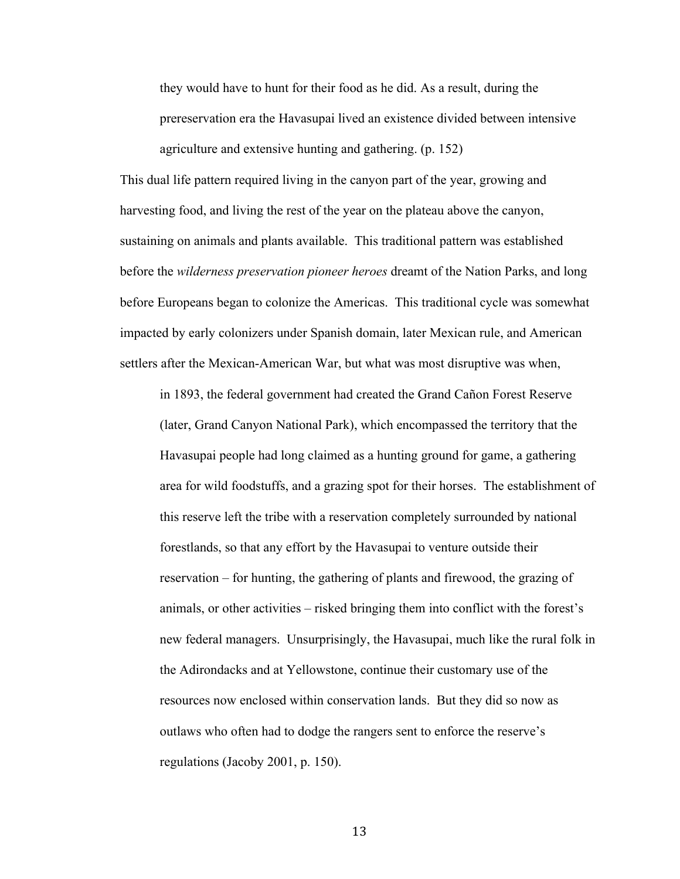> they would have to hunt for their food as he did. As a result, during the prereservation era the Havasupai lived an existence divided between intensive agriculture and extensive hunting and gathering. (p. 152)

This dual life pattern required living in the canyon part of the year, growing and harvesting food, and living the rest of the year on the plateau above the canyon, sustaining on animals and plants available. This traditional pattern was established before the *wilderness preservation pioneer heroes* dreamt of the Nation Parks, and long before Europeans began to colonize the Americas. This traditional cycle was somewhat impacted by early colonizers under Spanish domain, later Mexican rule, and American settlers after the Mexican-American War, but what was most disruptive was when,

> in 1893, the federal government had created the Grand Cañon Forest Reserve (later, Grand Canyon National Park), which encompassed the territory that the Havasupai people had long claimed as a hunting ground for game, a gathering area for wild foodstuffs, and a grazing spot for their horses. The establishment of this reserve left the tribe with a reservation completely surrounded by national forestlands, so that any effort by the Havasupai to venture outside their reservation – for hunting, the gathering of plants and firewood, the grazing of animals, or other activities – risked bringing them into conflict with the forest's new federal managers. Unsurprisingly, the Havasupai, much like the rural folk in the Adirondacks and at Yellowstone, continue their customary use of the resources now enclosed within conservation lands. But they did so now as outlaws who often had to dodge the rangers sent to enforce the reserve's regulations (Jacoby 2001, p. 150).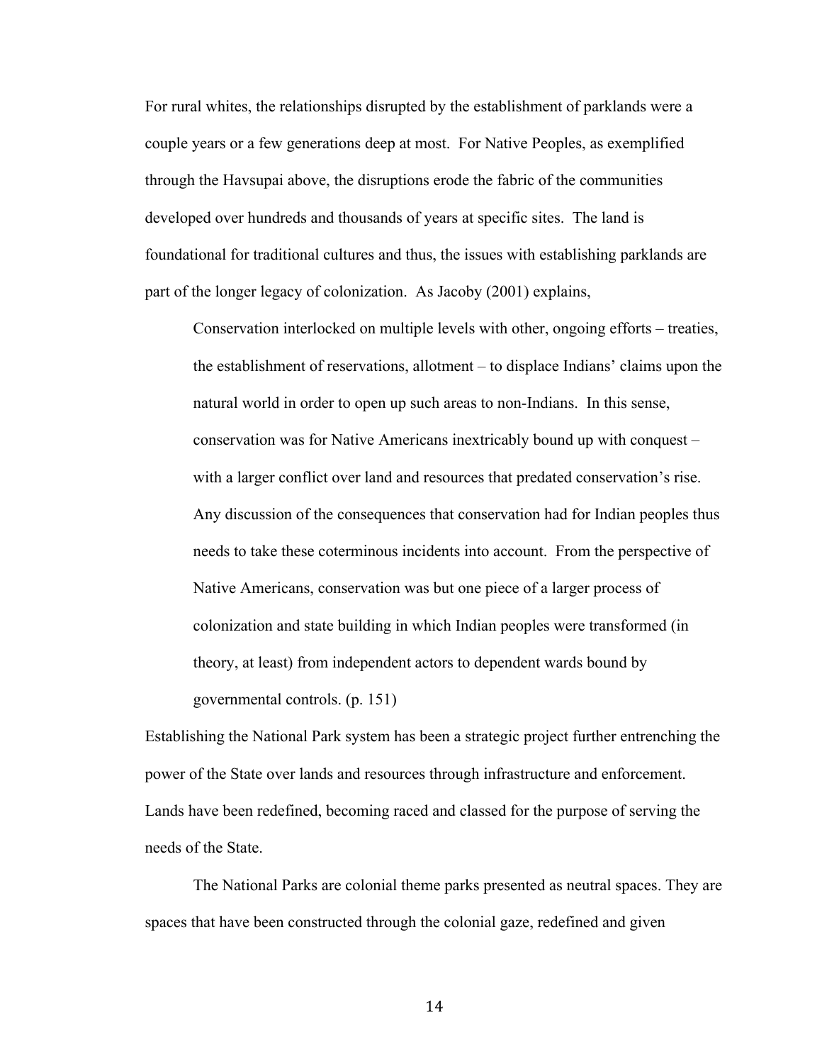For rural whites, the relationships disrupted by the establishment of parklands were a couple years or a few generations deep at most. For Native Peoples, as exemplified through the Havsupai above, the disruptions erode the fabric of the communities developed over hundreds and thousands of years at specific sites. The land is foundational for traditional cultures and thus, the issues with establishing parklands are part of the longer legacy of colonization. As Jacoby (2001) explains,

> Conservation interlocked on multiple levels with other, ongoing efforts – treaties, the establishment of reservations, allotment – to displace Indians' claims upon the natural world in order to open up such areas to non-Indians. In this sense, conservation was for Native Americans inextricably bound up with conquest – with a larger conflict over land and resources that predated conservation's rise. Any discussion of the consequences that conservation had for Indian peoples thus needs to take these coterminous incidents into account. From the perspective of Native Americans, conservation was but one piece of a larger process of colonization and state building in which Indian peoples were transformed (in theory, at least) from independent actors to dependent wards bound by governmental controls. (p. 151)

Establishing the National Park system has been a strategic project further entrenching the power of the State over lands and resources through infrastructure and enforcement. Lands have been redefined, becoming raced and classed for the purpose of serving the needs of the State.

The National Parks are colonial theme parks presented as neutral spaces. They are spaces that have been constructed through the colonial gaze, redefined and given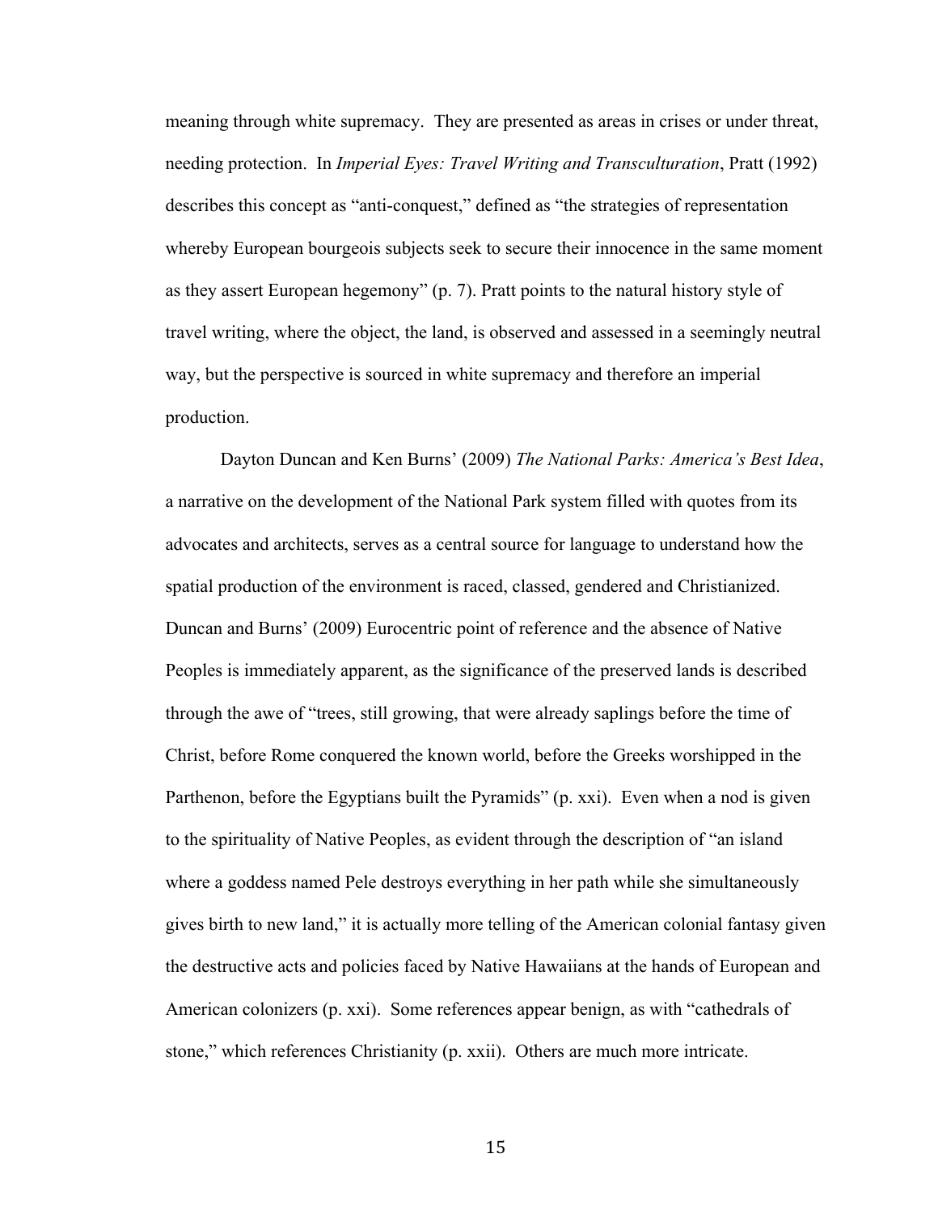meaning through white supremacy. They are presented as areas in crises or under threat, needing protection. In *Imperial Eyes: Travel Writing and Transculturation*, Pratt (1992) describes this concept as "anti-conquest," defined as "the strategies of representation whereby European bourgeois subjects seek to secure their innocence in the same moment as they assert European hegemony" (p. 7). Pratt points to the natural history style of travel writing, where the object, the land, is observed and assessed in a seemingly neutral way, but the perspective is sourced in white supremacy and therefore an imperial production.

Dayton Duncan and Ken Burns' (2009) *The National Parks: America's Best Idea*, a narrative on the development of the National Park system filled with quotes from its advocates and architects, serves as a central source for language to understand how the spatial production of the environment is raced, classed, gendered and Christianized. Duncan and Burns' (2009) Eurocentric point of reference and the absence of Native Peoples is immediately apparent, as the significance of the preserved lands is described through the awe of "trees, still growing, that were already saplings before the time of Christ, before Rome conquered the known world, before the Greeks worshipped in the Parthenon, before the Egyptians built the Pyramids" (p. xxi). Even when a nod is given to the spirituality of Native Peoples, as evident through the description of "an island where a goddess named Pele destroys everything in her path while she simultaneously gives birth to new land," it is actually more telling of the American colonial fantasy given the destructive acts and policies faced by Native Hawaiians at the hands of European and American colonizers (p. xxi). Some references appear benign, as with "cathedrals of stone," which references Christianity (p. xxii). Others are much more intricate.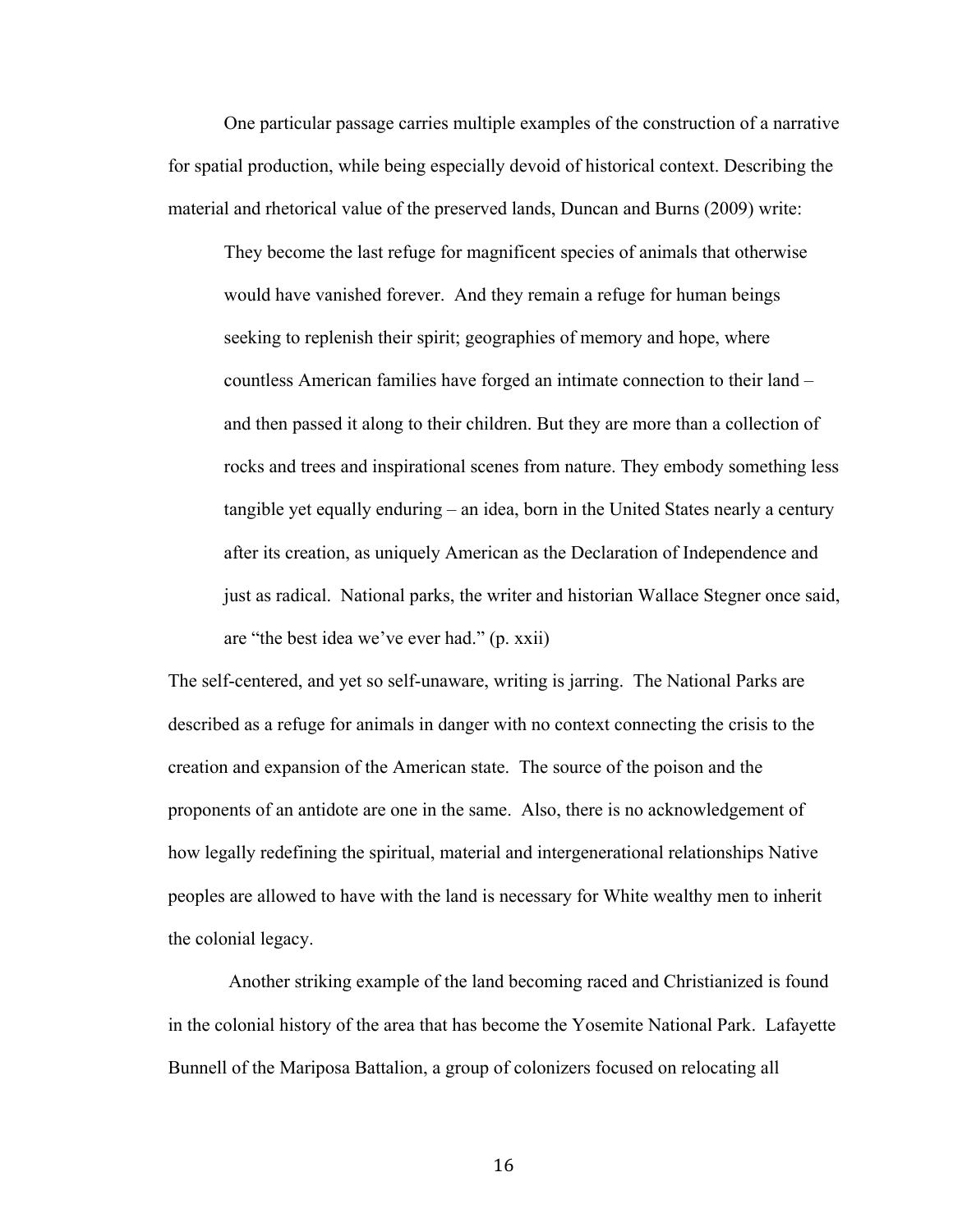One particular passage carries multiple examples of the construction of a narrative for spatial production, while being especially devoid of historical context. Describing the material and rhetorical value of the preserved lands, Duncan and Burns (2009) write:

> They become the last refuge for magnificent species of animals that otherwise would have vanished forever. And they remain a refuge for human beings seeking to replenish their spirit; geographies of memory and hope, where countless American families have forged an intimate connection to their land – and then passed it along to their children. But they are more than a collection of rocks and trees and inspirational scenes from nature. They embody something less tangible yet equally enduring – an idea, born in the United States nearly a century after its creation, as uniquely American as the Declaration of Independence and just as radical. National parks, the writer and historian Wallace Stegner once said, are "the best idea we've ever had." (p. xxii)

The self-centered, and yet so self-unaware, writing is jarring. The National Parks are described as a refuge for animals in danger with no context connecting the crisis to the creation and expansion of the American state. The source of the poison and the proponents of an antidote are one in the same. Also, there is no acknowledgement of how legally redefining the spiritual, material and intergenerational relationships Native peoples are allowed to have with the land is necessary for White wealthy men to inherit the colonial legacy.

Another striking example of the land becoming raced and Christianized is found in the colonial history of the area that has become the Yosemite National Park. Lafayette Bunnell of the Mariposa Battalion, a group of colonizers focused on relocating all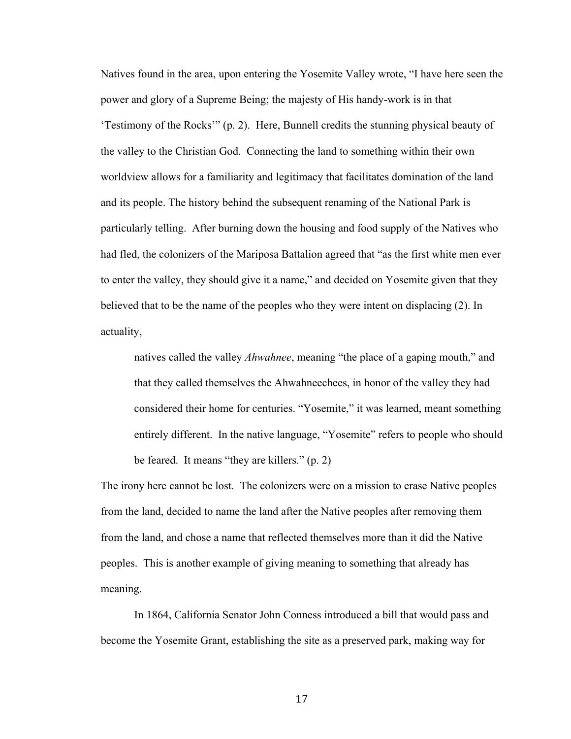Natives found in the area, upon entering the Yosemite Valley wrote, "I have here seen the power and glory of a Supreme Being; the majesty of His handy-work is in that 'Testimony of the Rocks'" (p. 2). Here, Bunnell credits the stunning physical beauty of the valley to the Christian God. Connecting the land to something within their own worldview allows for a familiarity and legitimacy that facilitates domination of the land and its people. The history behind the subsequent renaming of the National Park is particularly telling. After burning down the housing and food supply of the Natives who had fled, the colonizers of the Mariposa Battalion agreed that "as the first white men ever to enter the valley, they should give it a name," and decided on Yosemite given that they believed that to be the name of the peoples who they were intent on displacing (2). In actuality,

> natives called the valley *Ahwahnee*, meaning "the place of a gaping mouth," and that they called themselves the Ahwahneechees, in honor of the valley they had considered their home for centuries. "Yosemite," it was learned, meant something entirely different. In the native language, "Yosemite" refers to people who should be feared. It means "they are killers." (p. 2)

The irony here cannot be lost. The colonizers were on a mission to erase Native peoples from the land, decided to name the land after the Native peoples after removing them from the land, and chose a name that reflected themselves more than it did the Native peoples. This is another example of giving meaning to something that already has meaning.

In 1864, California Senator John Conness introduced a bill that would pass and become the Yosemite Grant, establishing the site as a preserved park, making way for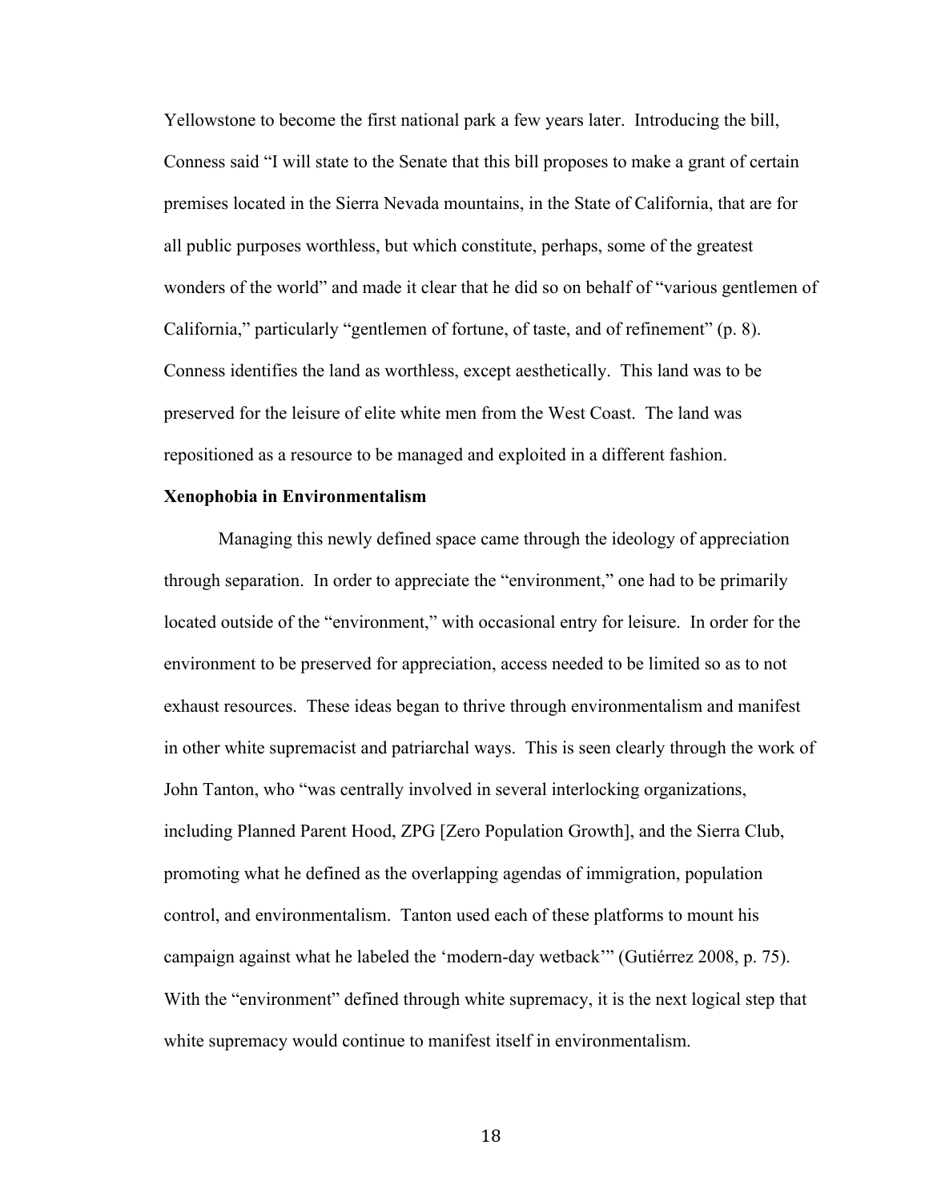Yellowstone to become the first national park a few years later. Introducing the bill, Conness said "I will state to the Senate that this bill proposes to make a grant of certain premises located in the Sierra Nevada mountains, in the State of California, that are for all public purposes worthless, but which constitute, perhaps, some of the greatest wonders of the world" and made it clear that he did so on behalf of "various gentlemen of California," particularly "gentlemen of fortune, of taste, and of refinement" (p. 8). Conness identifies the land as worthless, except aesthetically. This land was to be preserved for the leisure of elite white men from the West Coast. The land was repositioned as a resource to be managed and exploited in a different fashion.

**Xenophobia in Environmentalism**

Managing this newly defined space came through the ideology of appreciation through separation. In order to appreciate the "environment," one had to be primarily located outside of the "environment," with occasional entry for leisure. In order for the environment to be preserved for appreciation, access needed to be limited so as to not exhaust resources. These ideas began to thrive through environmentalism and manifest in other white supremacist and patriarchal ways. This is seen clearly through the work of John Tanton, who "was centrally involved in several interlocking organizations, including Planned Parent Hood, ZPG [Zero Population Growth], and the Sierra Club, promoting what he defined as the overlapping agendas of immigration, population control, and environmentalism. Tanton used each of these platforms to mount his campaign against what he labeled the 'modern-day wetback'" (Gutiérrez 2008, p. 75). With the "environment" defined through white supremacy, it is the next logical step that white supremacy would continue to manifest itself in environmentalism.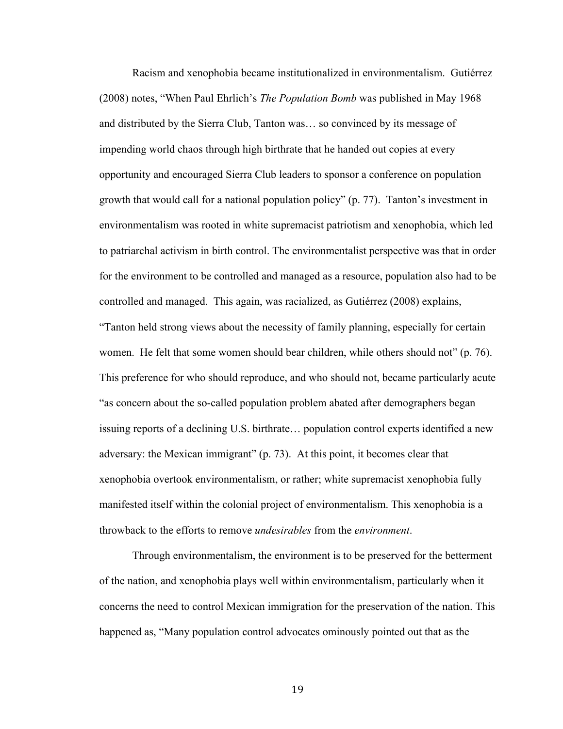Racism and xenophobia became institutionalized in environmentalism. Gutiérrez (2008) notes, "When Paul Ehrlich's *The Population Bomb* was published in May 1968 and distributed by the Sierra Club, Tanton was… so convinced by its message of impending world chaos through high birthrate that he handed out copies at every opportunity and encouraged Sierra Club leaders to sponsor a conference on population growth that would call for a national population policy" (p. 77). Tanton's investment in environmentalism was rooted in white supremacist patriotism and xenophobia, which led to patriarchal activism in birth control. The environmentalist perspective was that in order for the environment to be controlled and managed as a resource, population also had to be controlled and managed. This again, was racialized, as Gutiérrez (2008) explains, "Tanton held strong views about the necessity of family planning, especially for certain women. He felt that some women should bear children, while others should not" (p. 76). This preference for who should reproduce, and who should not, became particularly acute "as concern about the so-called population problem abated after demographers began issuing reports of a declining U.S. birthrate… population control experts identified a new adversary: the Mexican immigrant" (p. 73). At this point, it becomes clear that xenophobia overtook environmentalism, or rather; white supremacist xenophobia fully manifested itself within the colonial project of environmentalism. This xenophobia is a throwback to the efforts to remove *undesirables* from the *environment*.

Through environmentalism, the environment is to be preserved for the betterment of the nation, and xenophobia plays well within environmentalism, particularly when it concerns the need to control Mexican immigration for the preservation of the nation. This happened as, "Many population control advocates ominously pointed out that as the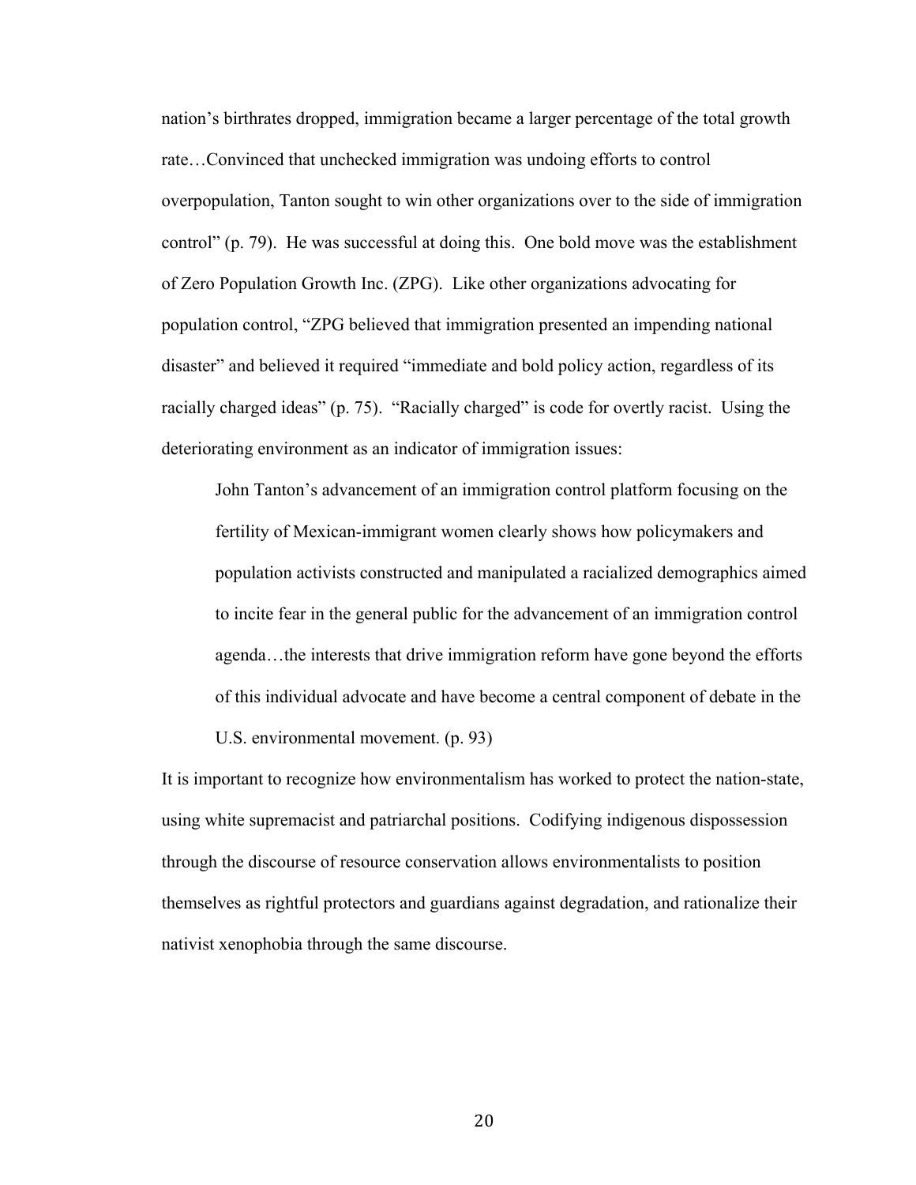nation's birthrates dropped, immigration became a larger percentage of the total growth rate…Convinced that unchecked immigration was undoing efforts to control overpopulation, Tanton sought to win other organizations over to the side of immigration control" (p. 79). He was successful at doing this. One bold move was the establishment of Zero Population Growth Inc. (ZPG). Like other organizations advocating for population control, "ZPG believed that immigration presented an impending national disaster" and believed it required "immediate and bold policy action, regardless of its racially charged ideas" (p. 75). "Racially charged" is code for overtly racist. Using the deteriorating environment as an indicator of immigration issues:

> John Tanton's advancement of an immigration control platform focusing on the fertility of Mexican-immigrant women clearly shows how policymakers and population activists constructed and manipulated a racialized demographics aimed to incite fear in the general public for the advancement of an immigration control agenda…the interests that drive immigration reform have gone beyond the efforts of this individual advocate and have become a central component of debate in the U.S. environmental movement. (p. 93)

It is important to recognize how environmentalism has worked to protect the nation-state, using white supremacist and patriarchal positions. Codifying indigenous dispossession through the discourse of resource conservation allows environmentalists to position themselves as rightful protectors and guardians against degradation, and rationalize their nativist xenophobia through the same discourse.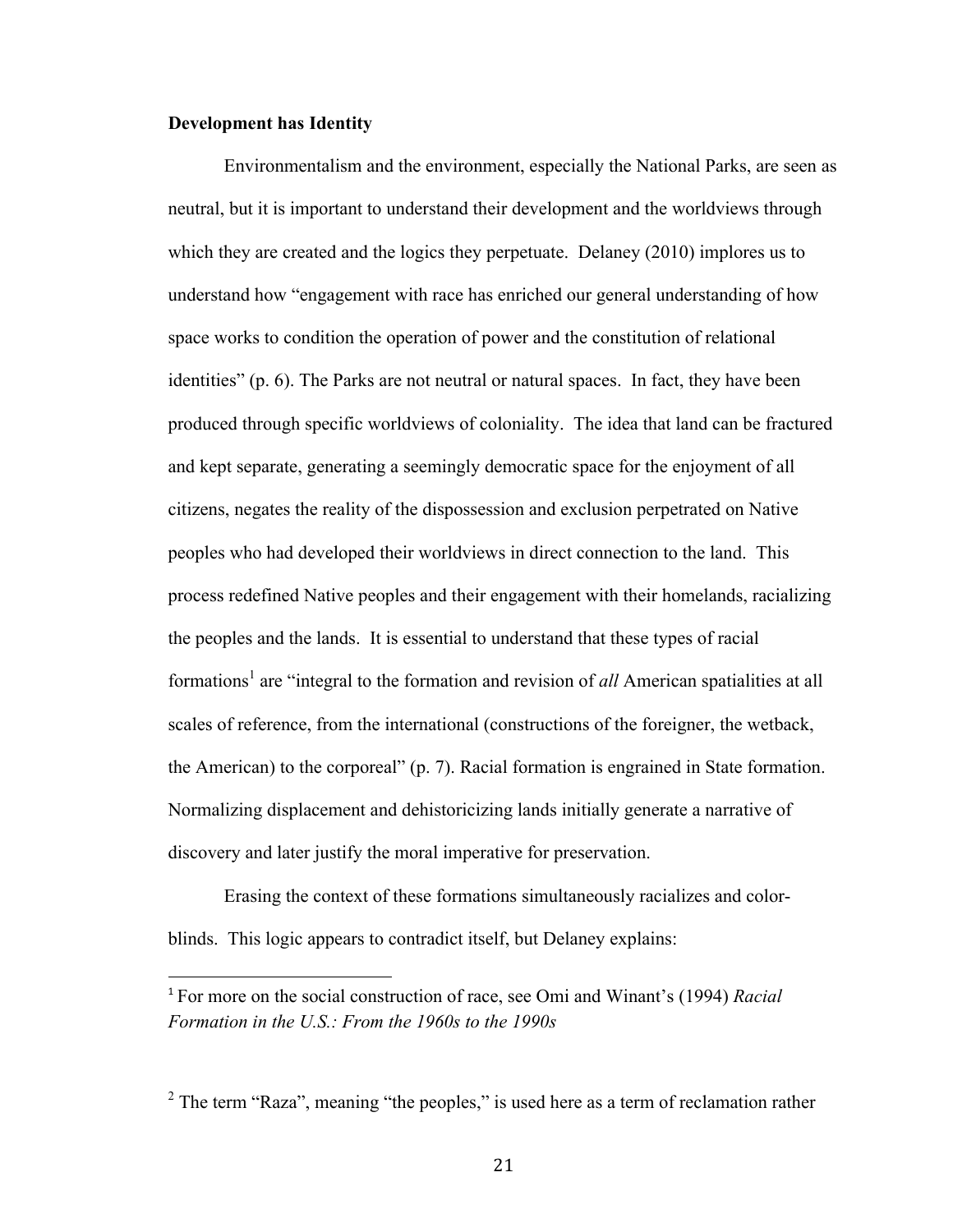**Development has Identity**

Environmentalism and the environment, especially the National Parks, are seen as neutral, but it is important to understand their development and the worldviews through which they are created and the logics they perpetuate. Delaney (2010) implores us to understand how "engagement with race has enriched our general understanding of how space works to condition the operation of power and the constitution of relational identities" (p. 6). The Parks are not neutral or natural spaces. In fact, they have been produced through specific worldviews of coloniality. The idea that land can be fractured and kept separate, generating a seemingly democratic space for the enjoyment of all citizens, negates the reality of the dispossession and exclusion perpetrated on Native peoples who had developed their worldviews in direct connection to the land. This process redefined Native peoples and their engagement with their homelands, racializing the peoples and the lands. It is essential to understand that these types of racial formations[1] are "integral to the formation and revision of *all* American spatialities at all scales of reference, from the international (constructions of the foreigner, the wetback, the American) to the corporeal" (p. 7). Racial formation is engrained in State formation. Normalizing displacement and dehistoricizing lands initially generate a narrative of discovery and later justify the moral imperative for preservation.

Erasing the context of these formations simultaneously racializes and color-blinds. This logic appears to contradict itself, but Delaney explains:

---

[1] For more on the social construction of race, see Omi and Winant's (1994) *Racial Formation in the U.S.: From the 1960s to the 1990s*

[2] The term "Raza", meaning "the peoples," is used here as a term of reclamation rather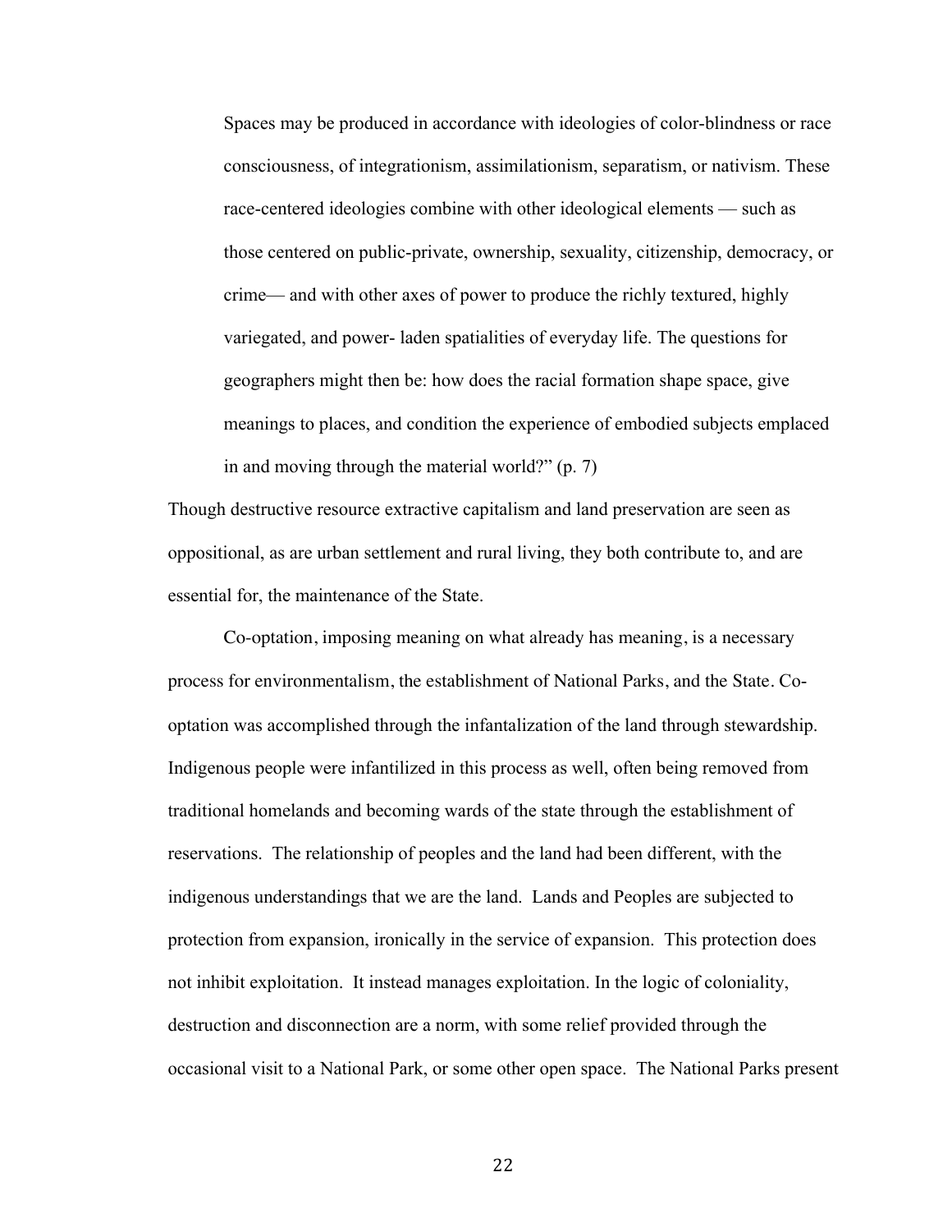> Spaces may be produced in accordance with ideologies of color-blindness or race consciousness, of integrationism, assimilationism, separatism, or nativism. These race-centered ideologies combine with other ideological elements — such as those centered on public-private, ownership, sexuality, citizenship, democracy, or crime— and with other axes of power to produce the richly textured, highly variegated, and power- laden spatialities of everyday life. The questions for geographers might then be: how does the racial formation shape space, give meanings to places, and condition the experience of embodied subjects emplaced in and moving through the material world?" (p. 7)

Though destructive resource extractive capitalism and land preservation are seen as oppositional, as are urban settlement and rural living, they both contribute to, and are essential for, the maintenance of the State.

Co-optation, imposing meaning on what already has meaning, is a necessary process for environmentalism, the establishment of National Parks, and the State. Co-optation was accomplished through the infantalization of the land through stewardship. Indigenous people were infantilized in this process as well, often being removed from traditional homelands and becoming wards of the state through the establishment of reservations. The relationship of peoples and the land had been different, with the indigenous understandings that we are the land. Lands and Peoples are subjected to protection from expansion, ironically in the service of expansion. This protection does not inhibit exploitation. It instead manages exploitation. In the logic of coloniality, destruction and disconnection are a norm, with some relief provided through the occasional visit to a National Park, or some other open space. The National Parks present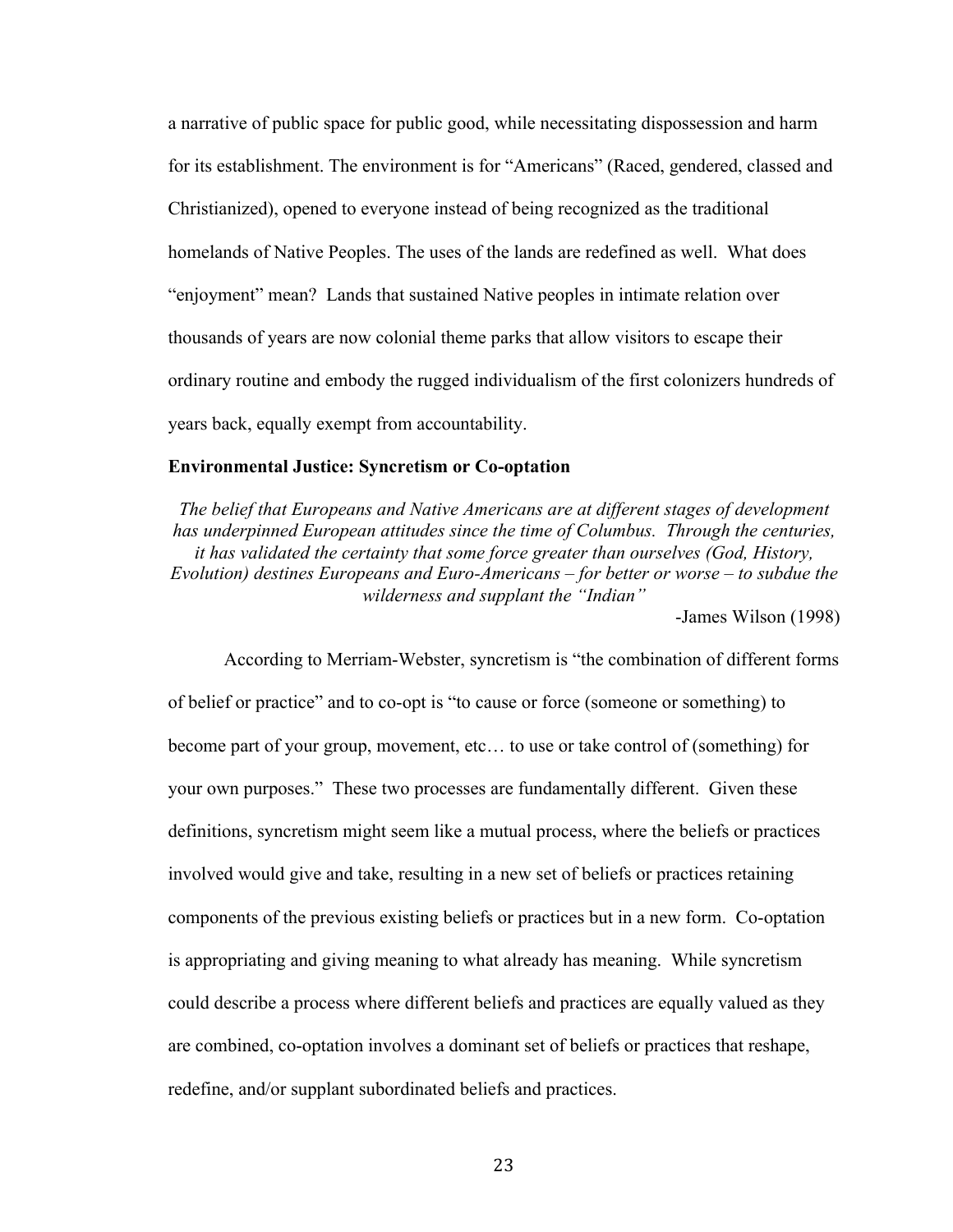a narrative of public space for public good, while necessitating dispossession and harm for its establishment. The environment is for "Americans" (Raced, gendered, classed and Christianized), opened to everyone instead of being recognized as the traditional homelands of Native Peoples. The uses of the lands are redefined as well. What does "enjoyment" mean? Lands that sustained Native peoples in intimate relation over thousands of years are now colonial theme parks that allow visitors to escape their ordinary routine and embody the rugged individualism of the first colonizers hundreds of years back, equally exempt from accountability.

**Environmental Justice: Syncretism or Co-optation**

*The belief that Europeans and Native Americans are at different stages of development has underpinned European attitudes since the time of Columbus. Through the centuries, it has validated the certainty that some force greater than ourselves (God, History, Evolution) destines Europeans and Euro-Americans – for better or worse – to subdue the wilderness and supplant the "Indian"*

-James Wilson (1998)

According to Merriam-Webster, syncretism is "the combination of different forms of belief or practice" and to co-opt is "to cause or force (someone or something) to become part of your group, movement, etc… to use or take control of (something) for your own purposes." These two processes are fundamentally different. Given these definitions, syncretism might seem like a mutual process, where the beliefs or practices involved would give and take, resulting in a new set of beliefs or practices retaining components of the previous existing beliefs or practices but in a new form. Co-optation is appropriating and giving meaning to what already has meaning. While syncretism could describe a process where different beliefs and practices are equally valued as they are combined, co-optation involves a dominant set of beliefs or practices that reshape, redefine, and/or supplant subordinated beliefs and practices.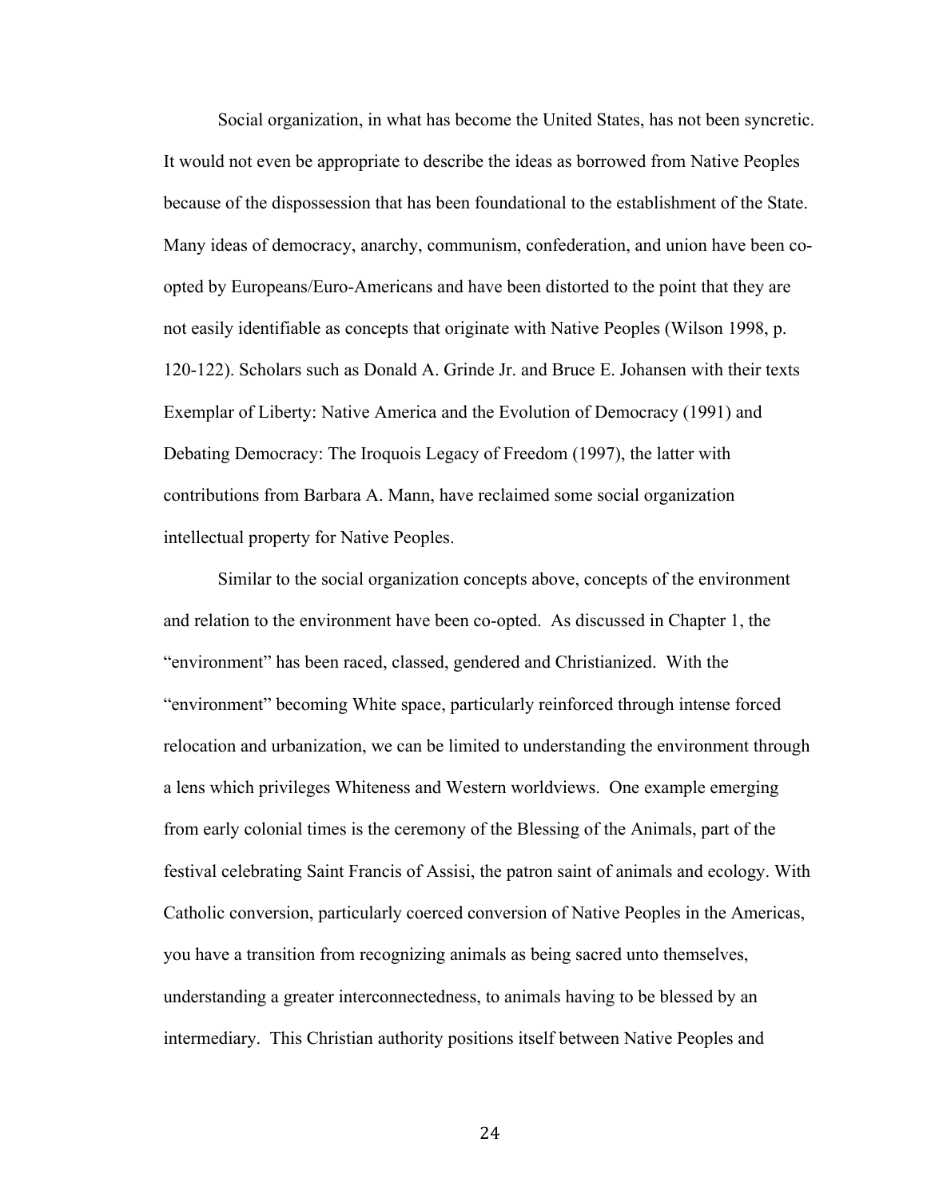Social organization, in what has become the United States, has not been syncretic. It would not even be appropriate to describe the ideas as borrowed from Native Peoples because of the dispossession that has been foundational to the establishment of the State. Many ideas of democracy, anarchy, communism, confederation, and union have been co-opted by Europeans/Euro-Americans and have been distorted to the point that they are not easily identifiable as concepts that originate with Native Peoples (Wilson 1998, p. 120-122). Scholars such as Donald A. Grinde Jr. and Bruce E. Johansen with their texts Exemplar of Liberty: Native America and the Evolution of Democracy (1991) and Debating Democracy: The Iroquois Legacy of Freedom (1997), the latter with contributions from Barbara A. Mann, have reclaimed some social organization intellectual property for Native Peoples.

Similar to the social organization concepts above, concepts of the environment and relation to the environment have been co-opted. As discussed in Chapter 1, the "environment" has been raced, classed, gendered and Christianized. With the "environment" becoming White space, particularly reinforced through intense forced relocation and urbanization, we can be limited to understanding the environment through a lens which privileges Whiteness and Western worldviews. One example emerging from early colonial times is the ceremony of the Blessing of the Animals, part of the festival celebrating Saint Francis of Assisi, the patron saint of animals and ecology. With Catholic conversion, particularly coerced conversion of Native Peoples in the Americas, you have a transition from recognizing animals as being sacred unto themselves, understanding a greater interconnectedness, to animals having to be blessed by an intermediary. This Christian authority positions itself between Native Peoples and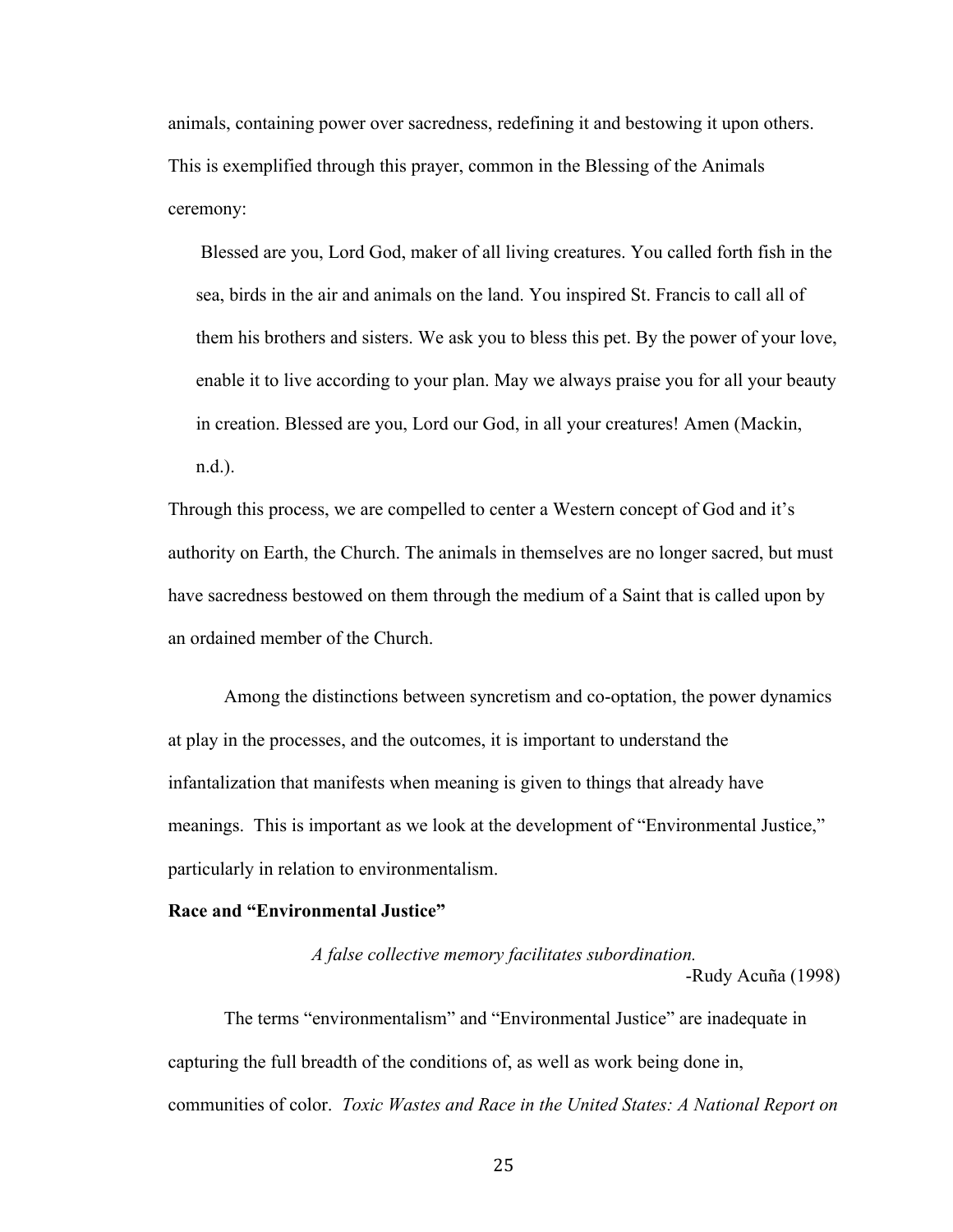animals, containing power over sacredness, redefining it and bestowing it upon others. This is exemplified through this prayer, common in the Blessing of the Animals ceremony:

> Blessed are you, Lord God, maker of all living creatures. You called forth fish in the sea, birds in the air and animals on the land. You inspired St. Francis to call all of them his brothers and sisters. We ask you to bless this pet. By the power of your love, enable it to live according to your plan. May we always praise you for all your beauty in creation. Blessed are you, Lord our God, in all your creatures! Amen (Mackin, n.d.).

Through this process, we are compelled to center a Western concept of God and it's authority on Earth, the Church. The animals in themselves are no longer sacred, but must have sacredness bestowed on them through the medium of a Saint that is called upon by an ordained member of the Church.

Among the distinctions between syncretism and co-optation, the power dynamics at play in the processes, and the outcomes, it is important to understand the infantalization that manifests when meaning is given to things that already have meanings. This is important as we look at the development of "Environmental Justice," particularly in relation to environmentalism.

**Race and "Environmental Justice"**

*A false collective memory facilitates subordination.*
-Rudy Acuña (1998)

The terms "environmentalism" and "Environmental Justice" are inadequate in capturing the full breadth of the conditions of, as well as work being done in, communities of color. *Toxic Wastes and Race in the United States: A National Report on*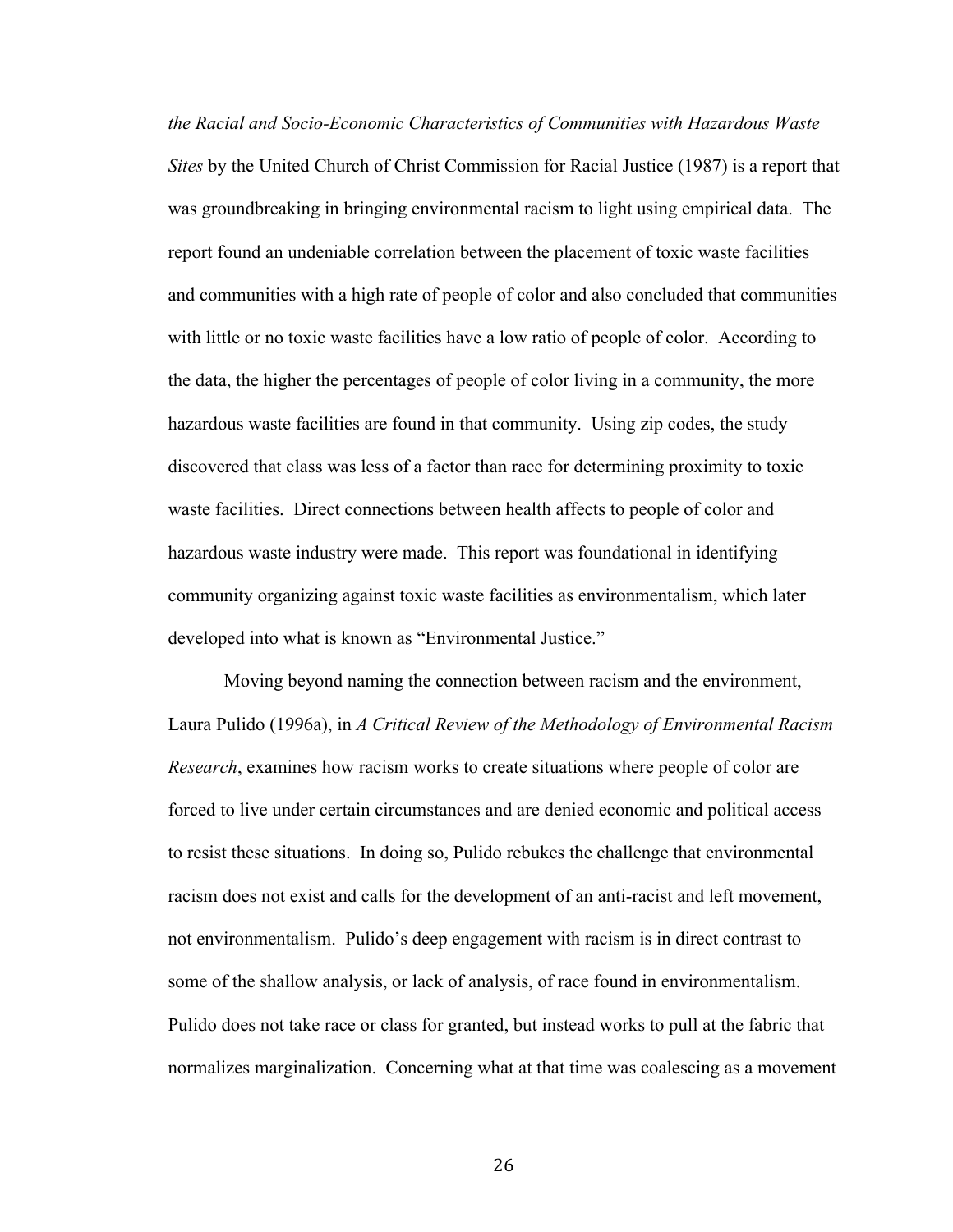*the Racial and Socio-Economic Characteristics of Communities with Hazardous Waste Sites* by the United Church of Christ Commission for Racial Justice (1987) is a report that was groundbreaking in bringing environmental racism to light using empirical data. The report found an undeniable correlation between the placement of toxic waste facilities and communities with a high rate of people of color and also concluded that communities with little or no toxic waste facilities have a low ratio of people of color. According to the data, the higher the percentages of people of color living in a community, the more hazardous waste facilities are found in that community. Using zip codes, the study discovered that class was less of a factor than race for determining proximity to toxic waste facilities. Direct connections between health affects to people of color and hazardous waste industry were made. This report was foundational in identifying community organizing against toxic waste facilities as environmentalism, which later developed into what is known as "Environmental Justice."

Moving beyond naming the connection between racism and the environment, Laura Pulido (1996a), in *A Critical Review of the Methodology of Environmental Racism Research*, examines how racism works to create situations where people of color are forced to live under certain circumstances and are denied economic and political access to resist these situations. In doing so, Pulido rebukes the challenge that environmental racism does not exist and calls for the development of an anti-racist and left movement, not environmentalism. Pulido's deep engagement with racism is in direct contrast to some of the shallow analysis, or lack of analysis, of race found in environmentalism. Pulido does not take race or class for granted, but instead works to pull at the fabric that normalizes marginalization. Concerning what at that time was coalescing as a movement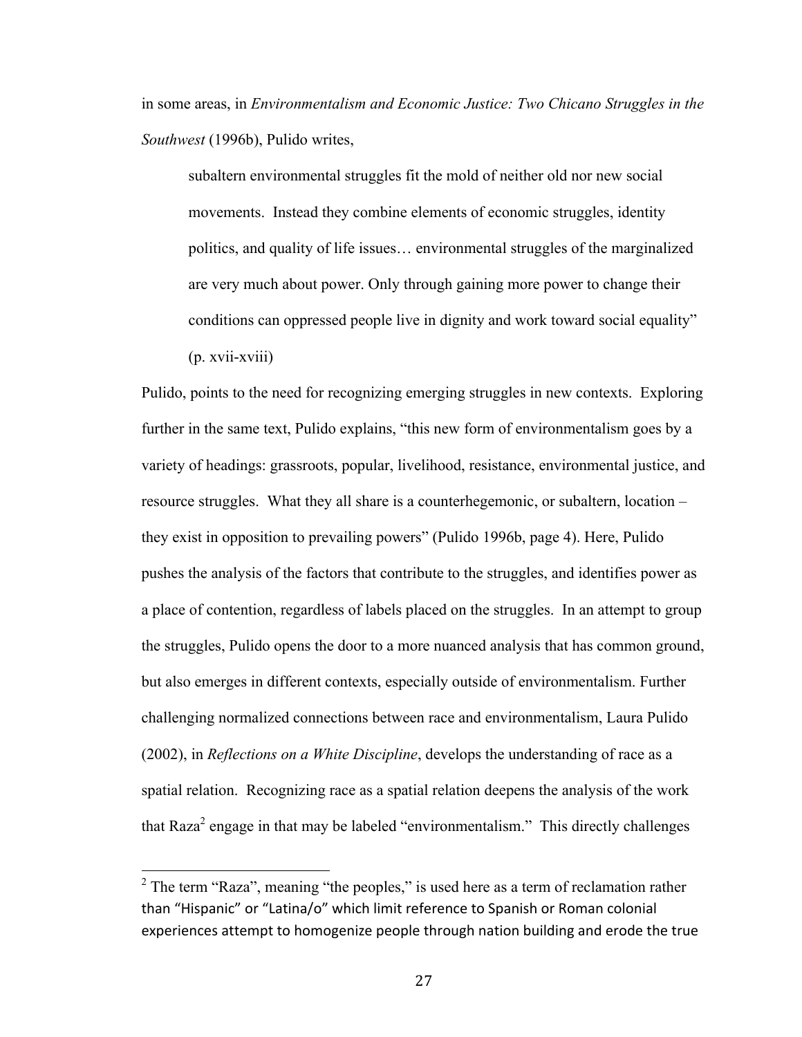in some areas, in *Environmentalism and Economic Justice: Two Chicano Struggles in the Southwest* (1996b), Pulido writes,

> subaltern environmental struggles fit the mold of neither old nor new social movements. Instead they combine elements of economic struggles, identity politics, and quality of life issues… environmental struggles of the marginalized are very much about power. Only through gaining more power to change their conditions can oppressed people live in dignity and work toward social equality" (p. xvii-xviii)

Pulido, points to the need for recognizing emerging struggles in new contexts. Exploring further in the same text, Pulido explains, "this new form of environmentalism goes by a variety of headings: grassroots, popular, livelihood, resistance, environmental justice, and resource struggles. What they all share is a counterhegemonic, or subaltern, location – they exist in opposition to prevailing powers" (Pulido 1996b, page 4). Here, Pulido pushes the analysis of the factors that contribute to the struggles, and identifies power as a place of contention, regardless of labels placed on the struggles. In an attempt to group the struggles, Pulido opens the door to a more nuanced analysis that has common ground, but also emerges in different contexts, especially outside of environmentalism. Further challenging normalized connections between race and environmentalism, Laura Pulido (2002), in *Reflections on a White Discipline*, develops the understanding of race as a spatial relation. Recognizing race as a spatial relation deepens the analysis of the work that Raza[2] engage in that may be labeled "environmentalism." This directly challenges

[2] The term "Raza", meaning "the peoples," is used here as a term of reclamation rather than "Hispanic" or "Latina/o" which limit reference to Spanish or Roman colonial experiences attempt to homogenize people through nation building and erode the true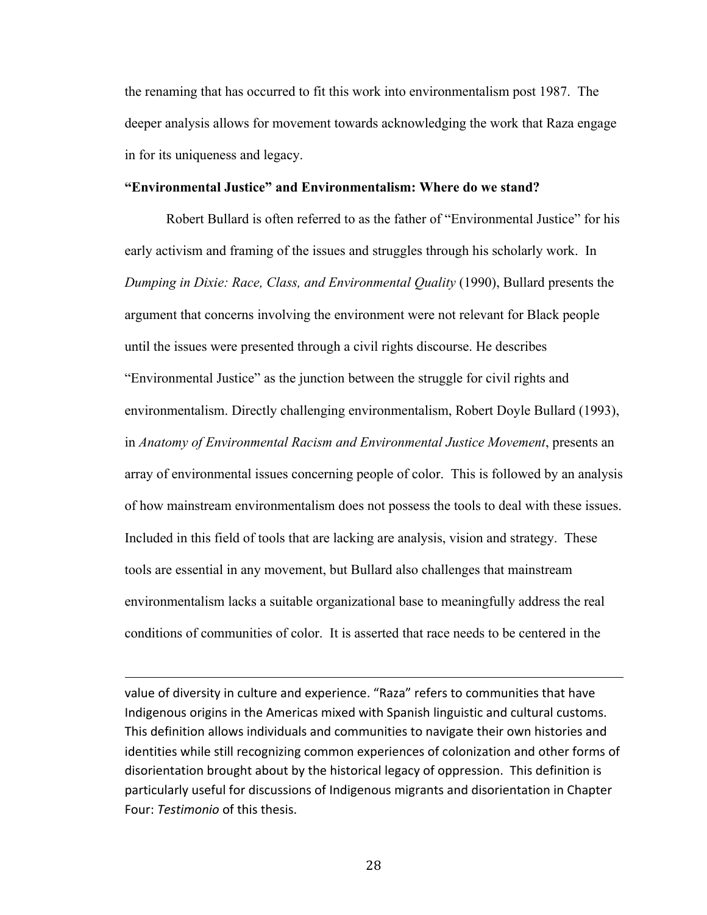the renaming that has occurred to fit this work into environmentalism post 1987. The deeper analysis allows for movement towards acknowledging the work that Raza engage in for its uniqueness and legacy.

**"Environmental Justice" and Environmentalism: Where do we stand?**

Robert Bullard is often referred to as the father of "Environmental Justice" for his early activism and framing of the issues and struggles through his scholarly work. In *Dumping in Dixie: Race, Class, and Environmental Quality* (1990), Bullard presents the argument that concerns involving the environment were not relevant for Black people until the issues were presented through a civil rights discourse. He describes "Environmental Justice" as the junction between the struggle for civil rights and environmentalism. Directly challenging environmentalism, Robert Doyle Bullard (1993), in *Anatomy of Environmental Racism and Environmental Justice Movement*, presents an array of environmental issues concerning people of color. This is followed by an analysis of how mainstream environmentalism does not possess the tools to deal with these issues. Included in this field of tools that are lacking are analysis, vision and strategy. These tools are essential in any movement, but Bullard also challenges that mainstream environmentalism lacks a suitable organizational base to meaningfully address the real conditions of communities of color. It is asserted that race needs to be centered in the

---

value of diversity in culture and experience. "Raza" refers to communities that have Indigenous origins in the Americas mixed with Spanish linguistic and cultural customs. This definition allows individuals and communities to navigate their own histories and identities while still recognizing common experiences of colonization and other forms of disorientation brought about by the historical legacy of oppression. This definition is particularly useful for discussions of Indigenous migrants and disorientation in Chapter Four: *Testimonio* of this thesis.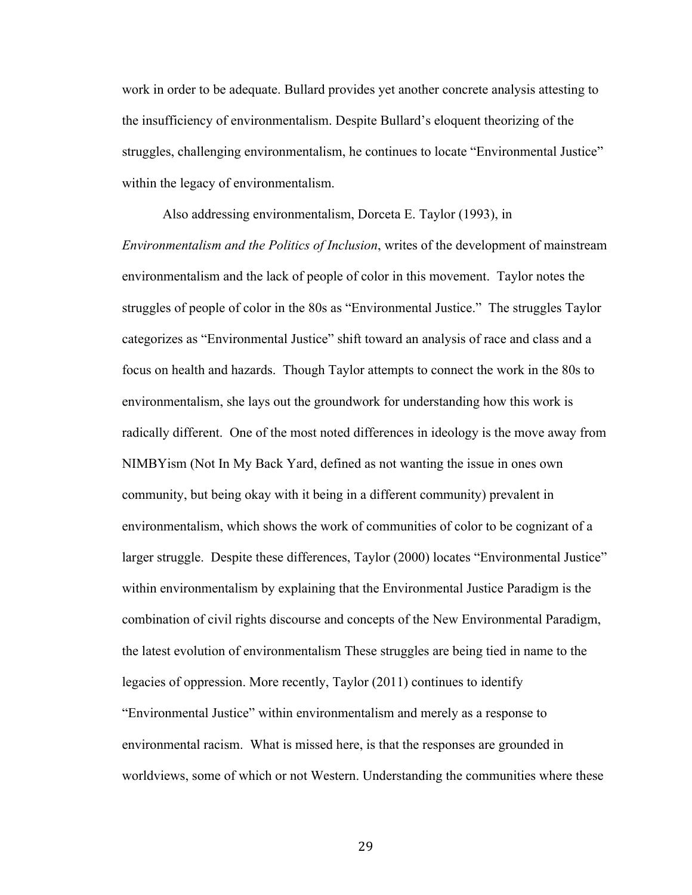work in order to be adequate. Bullard provides yet another concrete analysis attesting to the insufficiency of environmentalism. Despite Bullard's eloquent theorizing of the struggles, challenging environmentalism, he continues to locate "Environmental Justice" within the legacy of environmentalism.

Also addressing environmentalism, Dorceta E. Taylor (1993), in *Environmentalism and the Politics of Inclusion*, writes of the development of mainstream environmentalism and the lack of people of color in this movement. Taylor notes the struggles of people of color in the 80s as "Environmental Justice." The struggles Taylor categorizes as "Environmental Justice" shift toward an analysis of race and class and a focus on health and hazards. Though Taylor attempts to connect the work in the 80s to environmentalism, she lays out the groundwork for understanding how this work is radically different. One of the most noted differences in ideology is the move away from NIMBYism (Not In My Back Yard, defined as not wanting the issue in ones own community, but being okay with it being in a different community) prevalent in environmentalism, which shows the work of communities of color to be cognizant of a larger struggle. Despite these differences, Taylor (2000) locates "Environmental Justice" within environmentalism by explaining that the Environmental Justice Paradigm is the combination of civil rights discourse and concepts of the New Environmental Paradigm, the latest evolution of environmentalism These struggles are being tied in name to the legacies of oppression. More recently, Taylor (2011) continues to identify "Environmental Justice" within environmentalism and merely as a response to environmental racism. What is missed here, is that the responses are grounded in worldviews, some of which or not Western. Understanding the communities where these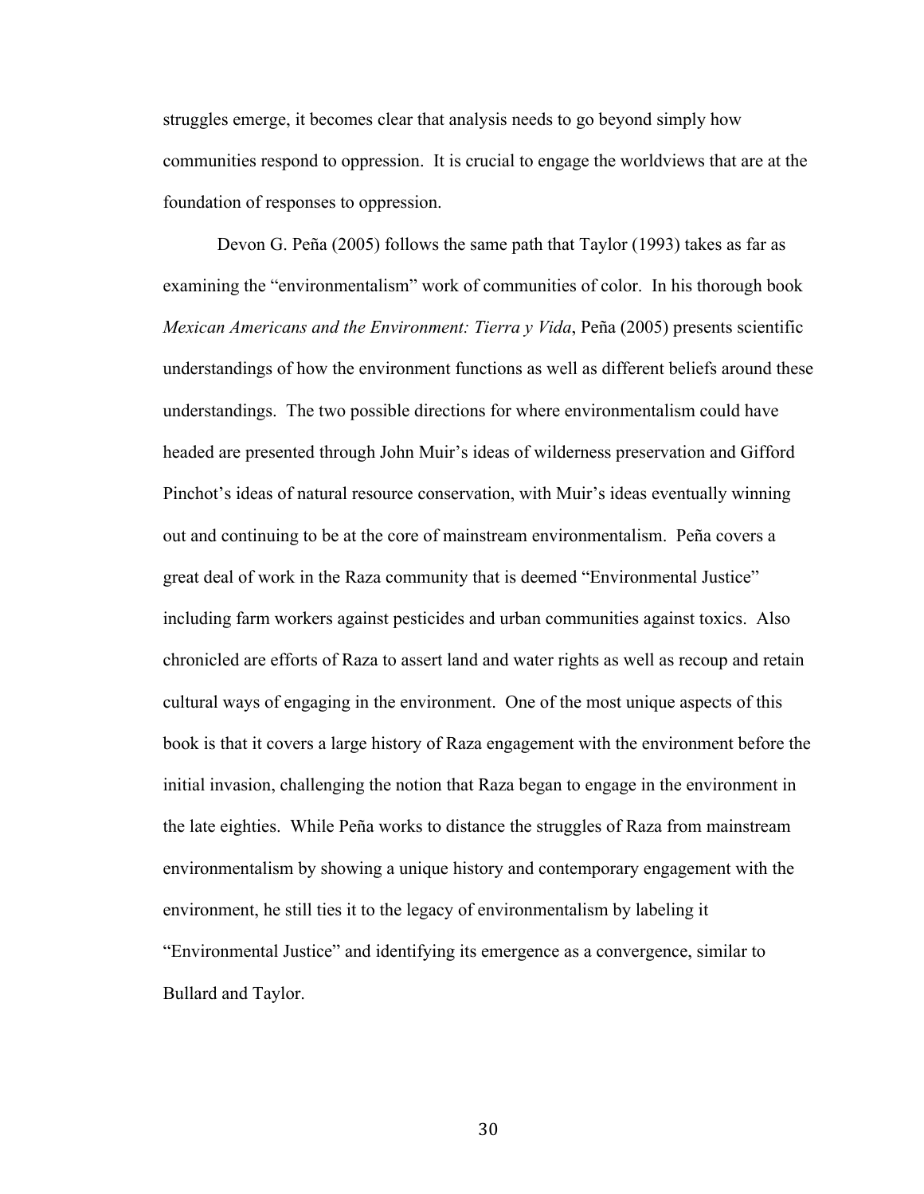struggles emerge, it becomes clear that analysis needs to go beyond simply how communities respond to oppression. It is crucial to engage the worldviews that are at the foundation of responses to oppression.

Devon G. Peña (2005) follows the same path that Taylor (1993) takes as far as examining the "environmentalism" work of communities of color. In his thorough book *Mexican Americans and the Environment: Tierra y Vida*, Peña (2005) presents scientific understandings of how the environment functions as well as different beliefs around these understandings. The two possible directions for where environmentalism could have headed are presented through John Muir's ideas of wilderness preservation and Gifford Pinchot's ideas of natural resource conservation, with Muir's ideas eventually winning out and continuing to be at the core of mainstream environmentalism. Peña covers a great deal of work in the Raza community that is deemed "Environmental Justice" including farm workers against pesticides and urban communities against toxics. Also chronicled are efforts of Raza to assert land and water rights as well as recoup and retain cultural ways of engaging in the environment. One of the most unique aspects of this book is that it covers a large history of Raza engagement with the environment before the initial invasion, challenging the notion that Raza began to engage in the environment in the late eighties. While Peña works to distance the struggles of Raza from mainstream environmentalism by showing a unique history and contemporary engagement with the environment, he still ties it to the legacy of environmentalism by labeling it "Environmental Justice" and identifying its emergence as a convergence, similar to Bullard and Taylor.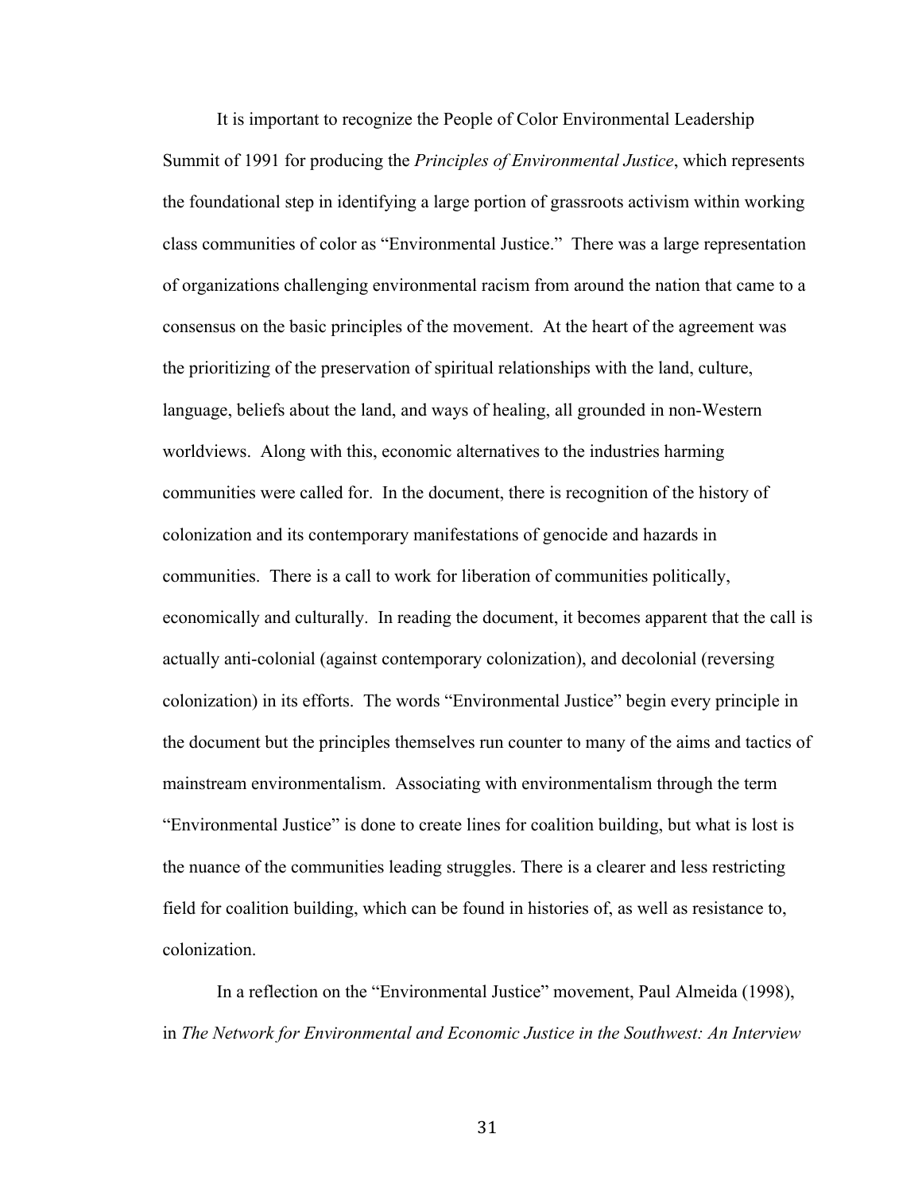It is important to recognize the People of Color Environmental Leadership Summit of 1991 for producing the *Principles of Environmental Justice*, which represents the foundational step in identifying a large portion of grassroots activism within working class communities of color as "Environmental Justice." There was a large representation of organizations challenging environmental racism from around the nation that came to a consensus on the basic principles of the movement. At the heart of the agreement was the prioritizing of the preservation of spiritual relationships with the land, culture, language, beliefs about the land, and ways of healing, all grounded in non-Western worldviews. Along with this, economic alternatives to the industries harming communities were called for. In the document, there is recognition of the history of colonization and its contemporary manifestations of genocide and hazards in communities. There is a call to work for liberation of communities politically, economically and culturally. In reading the document, it becomes apparent that the call is actually anti-colonial (against contemporary colonization), and decolonial (reversing colonization) in its efforts. The words "Environmental Justice" begin every principle in the document but the principles themselves run counter to many of the aims and tactics of mainstream environmentalism. Associating with environmentalism through the term "Environmental Justice" is done to create lines for coalition building, but what is lost is the nuance of the communities leading struggles. There is a clearer and less restricting field for coalition building, which can be found in histories of, as well as resistance to, colonization.

In a reflection on the "Environmental Justice" movement, Paul Almeida (1998), in *The Network for Environmental and Economic Justice in the Southwest: An Interview*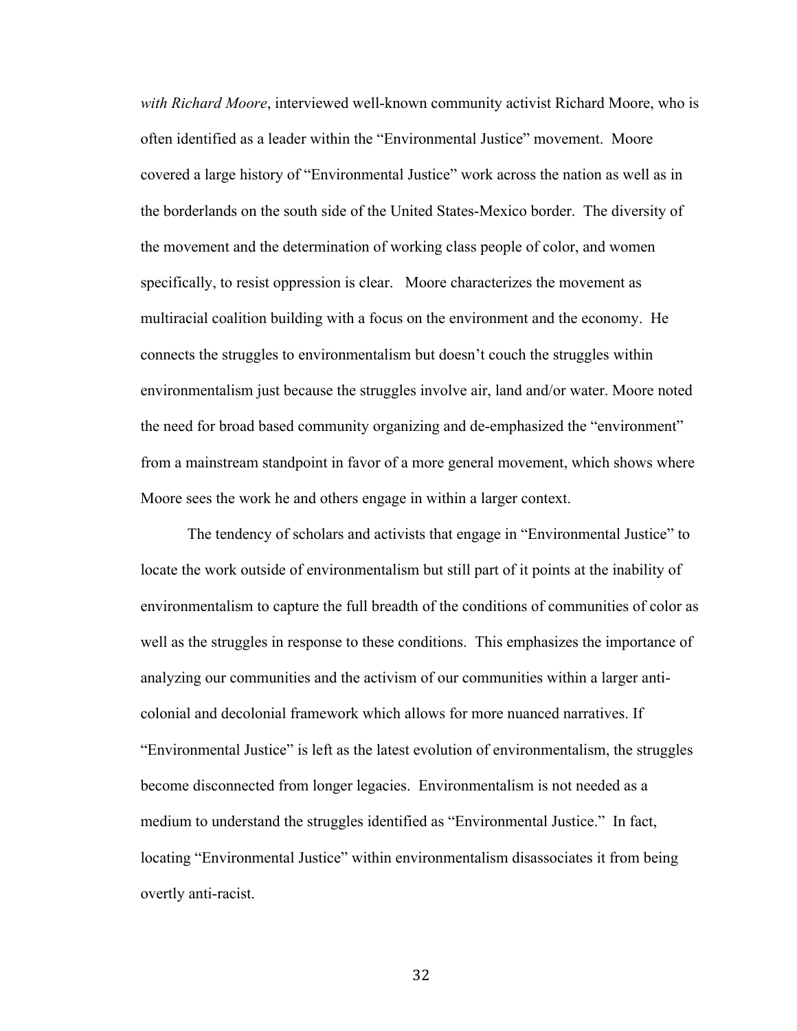*with Richard Moore*, interviewed well-known community activist Richard Moore, who is often identified as a leader within the "Environmental Justice" movement. Moore covered a large history of "Environmental Justice" work across the nation as well as in the borderlands on the south side of the United States-Mexico border. The diversity of the movement and the determination of working class people of color, and women specifically, to resist oppression is clear. Moore characterizes the movement as multiracial coalition building with a focus on the environment and the economy. He connects the struggles to environmentalism but doesn't couch the struggles within environmentalism just because the struggles involve air, land and/or water. Moore noted the need for broad based community organizing and de-emphasized the "environment" from a mainstream standpoint in favor of a more general movement, which shows where Moore sees the work he and others engage in within a larger context.

The tendency of scholars and activists that engage in "Environmental Justice" to locate the work outside of environmentalism but still part of it points at the inability of environmentalism to capture the full breadth of the conditions of communities of color as well as the struggles in response to these conditions. This emphasizes the importance of analyzing our communities and the activism of our communities within a larger anti-colonial and decolonial framework which allows for more nuanced narratives. If "Environmental Justice" is left as the latest evolution of environmentalism, the struggles become disconnected from longer legacies. Environmentalism is not needed as a medium to understand the struggles identified as "Environmental Justice." In fact, locating "Environmental Justice" within environmentalism disassociates it from being overtly anti-racist.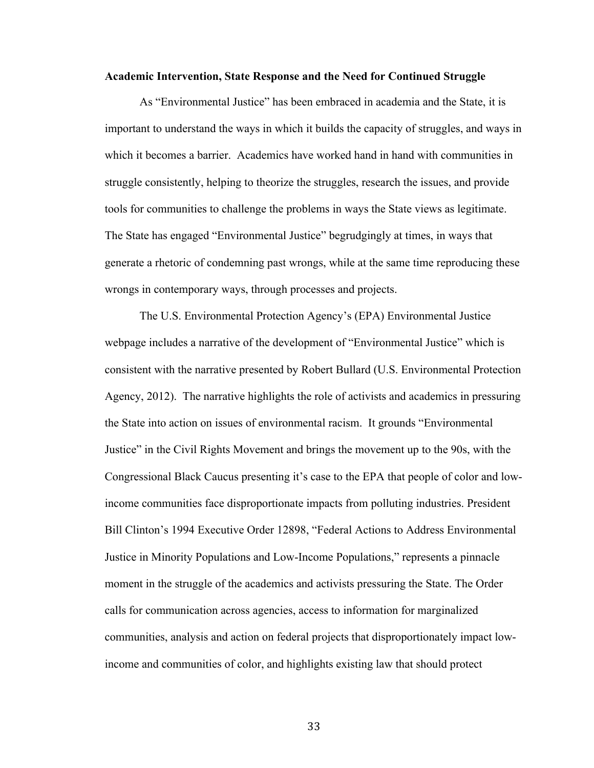**Academic Intervention, State Response and the Need for Continued Struggle**

As "Environmental Justice" has been embraced in academia and the State, it is important to understand the ways in which it builds the capacity of struggles, and ways in which it becomes a barrier. Academics have worked hand in hand with communities in struggle consistently, helping to theorize the struggles, research the issues, and provide tools for communities to challenge the problems in ways the State views as legitimate. The State has engaged "Environmental Justice" begrudgingly at times, in ways that generate a rhetoric of condemning past wrongs, while at the same time reproducing these wrongs in contemporary ways, through processes and projects.

The U.S. Environmental Protection Agency's (EPA) Environmental Justice webpage includes a narrative of the development of "Environmental Justice" which is consistent with the narrative presented by Robert Bullard (U.S. Environmental Protection Agency, 2012). The narrative highlights the role of activists and academics in pressuring the State into action on issues of environmental racism. It grounds "Environmental Justice" in the Civil Rights Movement and brings the movement up to the 90s, with the Congressional Black Caucus presenting it's case to the EPA that people of color and low-income communities face disproportionate impacts from polluting industries. President Bill Clinton's 1994 Executive Order 12898, "Federal Actions to Address Environmental Justice in Minority Populations and Low-Income Populations," represents a pinnacle moment in the struggle of the academics and activists pressuring the State. The Order calls for communication across agencies, access to information for marginalized communities, analysis and action on federal projects that disproportionately impact low-income and communities of color, and highlights existing law that should protect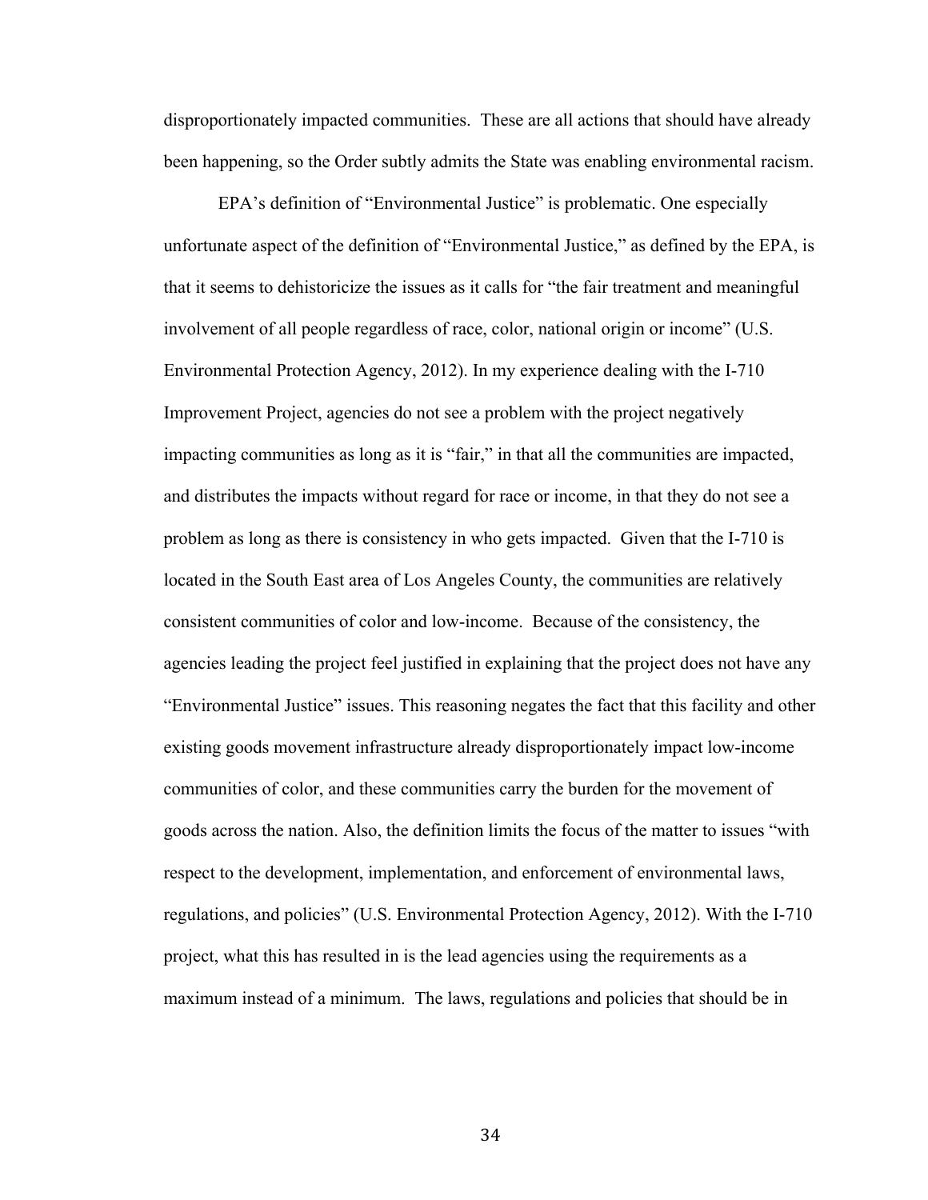disproportionately impacted communities. These are all actions that should have already been happening, so the Order subtly admits the State was enabling environmental racism.

EPA's definition of "Environmental Justice" is problematic. One especially unfortunate aspect of the definition of "Environmental Justice," as defined by the EPA, is that it seems to dehistoricize the issues as it calls for "the fair treatment and meaningful involvement of all people regardless of race, color, national origin or income" (U.S. Environmental Protection Agency, 2012). In my experience dealing with the I-710 Improvement Project, agencies do not see a problem with the project negatively impacting communities as long as it is "fair," in that all the communities are impacted, and distributes the impacts without regard for race or income, in that they do not see a problem as long as there is consistency in who gets impacted. Given that the I-710 is located in the South East area of Los Angeles County, the communities are relatively consistent communities of color and low-income. Because of the consistency, the agencies leading the project feel justified in explaining that the project does not have any "Environmental Justice" issues. This reasoning negates the fact that this facility and other existing goods movement infrastructure already disproportionately impact low-income communities of color, and these communities carry the burden for the movement of goods across the nation. Also, the definition limits the focus of the matter to issues "with respect to the development, implementation, and enforcement of environmental laws, regulations, and policies" (U.S. Environmental Protection Agency, 2012). With the I-710 project, what this has resulted in is the lead agencies using the requirements as a maximum instead of a minimum. The laws, regulations and policies that should be in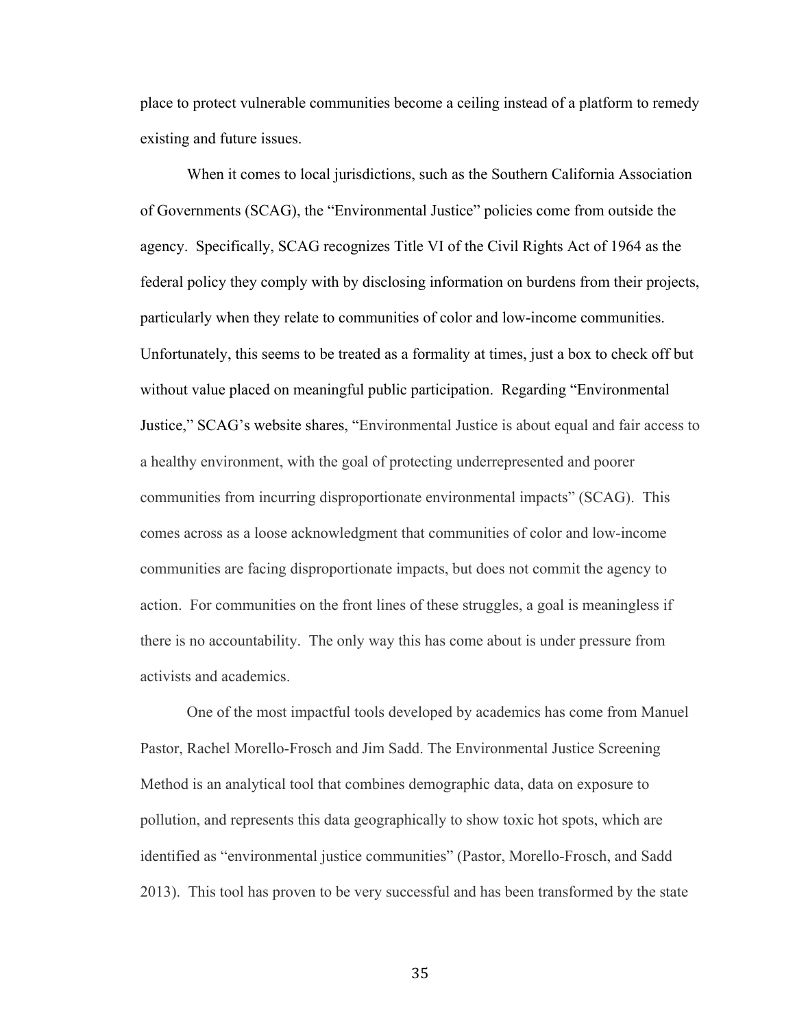place to protect vulnerable communities become a ceiling instead of a platform to remedy existing and future issues.

When it comes to local jurisdictions, such as the Southern California Association of Governments (SCAG), the "Environmental Justice" policies come from outside the agency. Specifically, SCAG recognizes Title VI of the Civil Rights Act of 1964 as the federal policy they comply with by disclosing information on burdens from their projects, particularly when they relate to communities of color and low-income communities. Unfortunately, this seems to be treated as a formality at times, just a box to check off but without value placed on meaningful public participation. Regarding "Environmental Justice," SCAG's website shares, "Environmental Justice is about equal and fair access to a healthy environment, with the goal of protecting underrepresented and poorer communities from incurring disproportionate environmental impacts" (SCAG). This comes across as a loose acknowledgment that communities of color and low-income communities are facing disproportionate impacts, but does not commit the agency to action. For communities on the front lines of these struggles, a goal is meaningless if there is no accountability. The only way this has come about is under pressure from activists and academics.

One of the most impactful tools developed by academics has come from Manuel Pastor, Rachel Morello-Frosch and Jim Sadd. The Environmental Justice Screening Method is an analytical tool that combines demographic data, data on exposure to pollution, and represents this data geographically to show toxic hot spots, which are identified as "environmental justice communities" (Pastor, Morello-Frosch, and Sadd 2013). This tool has proven to be very successful and has been transformed by the state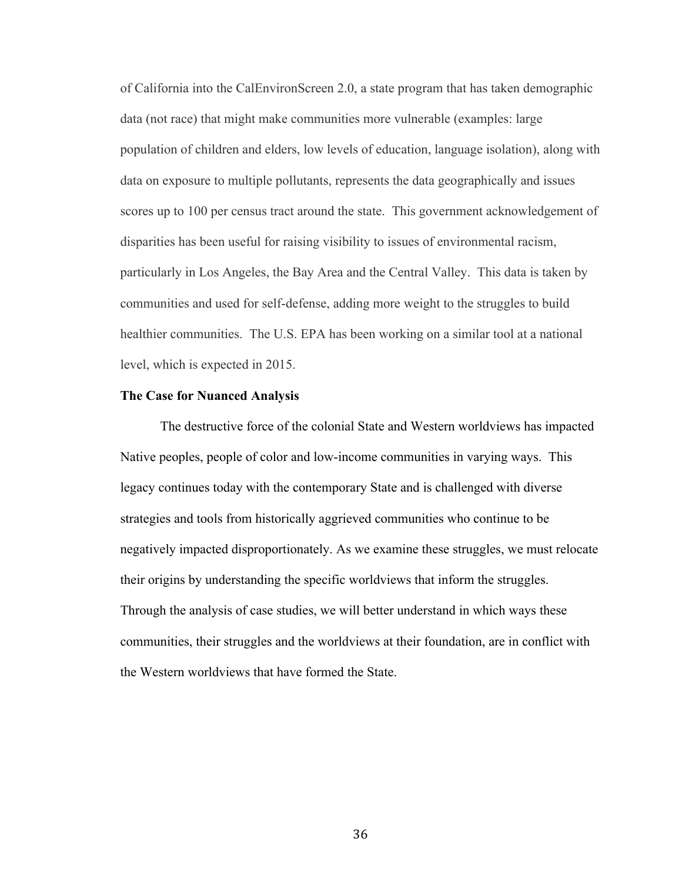of California into the CalEnvironScreen 2.0, a state program that has taken demographic data (not race) that might make communities more vulnerable (examples: large population of children and elders, low levels of education, language isolation), along with data on exposure to multiple pollutants, represents the data geographically and issues scores up to 100 per census tract around the state. This government acknowledgement of disparities has been useful for raising visibility to issues of environmental racism, particularly in Los Angeles, the Bay Area and the Central Valley. This data is taken by communities and used for self-defense, adding more weight to the struggles to build healthier communities. The U.S. EPA has been working on a similar tool at a national level, which is expected in 2015.

**The Case for Nuanced Analysis**

The destructive force of the colonial State and Western worldviews has impacted Native peoples, people of color and low-income communities in varying ways. This legacy continues today with the contemporary State and is challenged with diverse strategies and tools from historically aggrieved communities who continue to be negatively impacted disproportionately. As we examine these struggles, we must relocate their origins by understanding the specific worldviews that inform the struggles. Through the analysis of case studies, we will better understand in which ways these communities, their struggles and the worldviews at their foundation, are in conflict with the Western worldviews that have formed the State.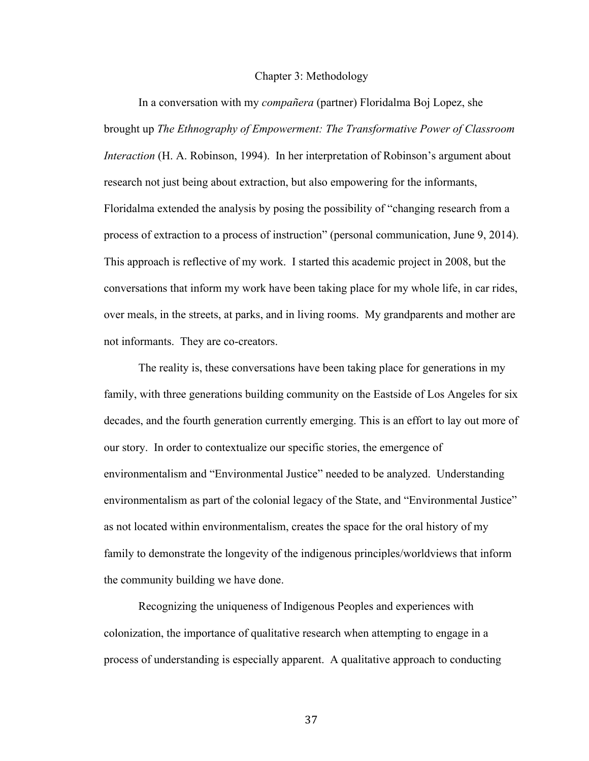# Chapter 3: Methodology

In a conversation with my *compañera* (partner) Floridalma Boj Lopez, she brought up *The Ethnography of Empowerment: The Transformative Power of Classroom Interaction* (H. A. Robinson, 1994). In her interpretation of Robinson's argument about research not just being about extraction, but also empowering for the informants, Floridalma extended the analysis by posing the possibility of "changing research from a process of extraction to a process of instruction" (personal communication, June 9, 2014). This approach is reflective of my work. I started this academic project in 2008, but the conversations that inform my work have been taking place for my whole life, in car rides, over meals, in the streets, at parks, and in living rooms. My grandparents and mother are not informants. They are co-creators.

The reality is, these conversations have been taking place for generations in my family, with three generations building community on the Eastside of Los Angeles for six decades, and the fourth generation currently emerging. This is an effort to lay out more of our story. In order to contextualize our specific stories, the emergence of environmentalism and "Environmental Justice" needed to be analyzed. Understanding environmentalism as part of the colonial legacy of the State, and "Environmental Justice" as not located within environmentalism, creates the space for the oral history of my family to demonstrate the longevity of the indigenous principles/worldviews that inform the community building we have done.

Recognizing the uniqueness of Indigenous Peoples and experiences with colonization, the importance of qualitative research when attempting to engage in a process of understanding is especially apparent. A qualitative approach to conducting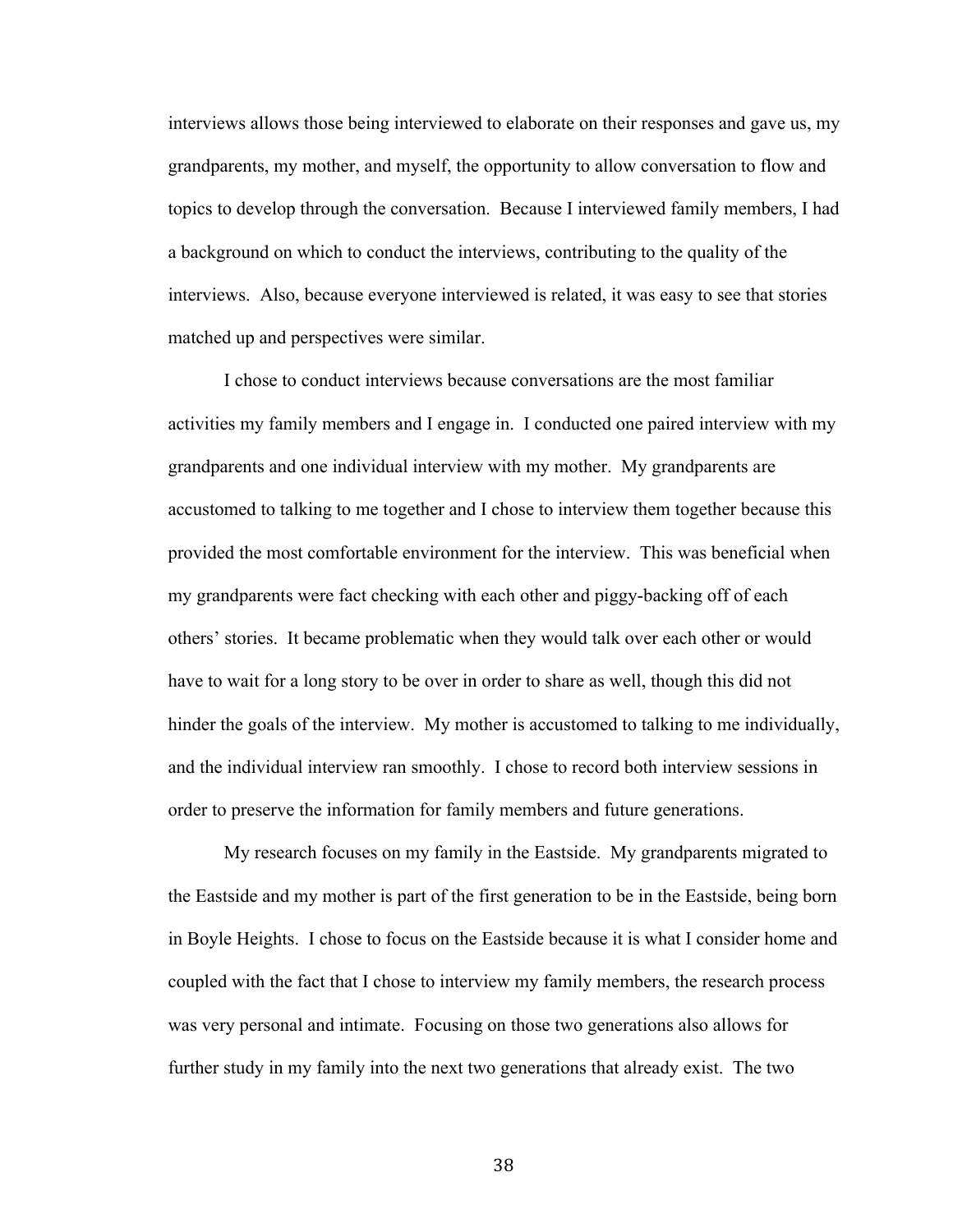interviews allows those being interviewed to elaborate on their responses and gave us, my grandparents, my mother, and myself, the opportunity to allow conversation to flow and topics to develop through the conversation.  Because I interviewed family members, I had a background on which to conduct the interviews, contributing to the quality of the interviews.  Also, because everyone interviewed is related, it was easy to see that stories matched up and perspectives were similar.

I chose to conduct interviews because conversations are the most familiar activities my family members and I engage in.  I conducted one paired interview with my grandparents and one individual interview with my mother.  My grandparents are accustomed to talking to me together and I chose to interview them together because this provided the most comfortable environment for the interview.  This was beneficial when my grandparents were fact checking with each other and piggy-backing off of each others' stories.  It became problematic when they would talk over each other or would have to wait for a long story to be over in order to share as well, though this did not hinder the goals of the interview.  My mother is accustomed to talking to me individually, and the individual interview ran smoothly.  I chose to record both interview sessions in order to preserve the information for family members and future generations.

My research focuses on my family in the Eastside.  My grandparents migrated to the Eastside and my mother is part of the first generation to be in the Eastside, being born in Boyle Heights.  I chose to focus on the Eastside because it is what I consider home and coupled with the fact that I chose to interview my family members, the research process was very personal and intimate.  Focusing on those two generations also allows for further study in my family into the next two generations that already exist.  The two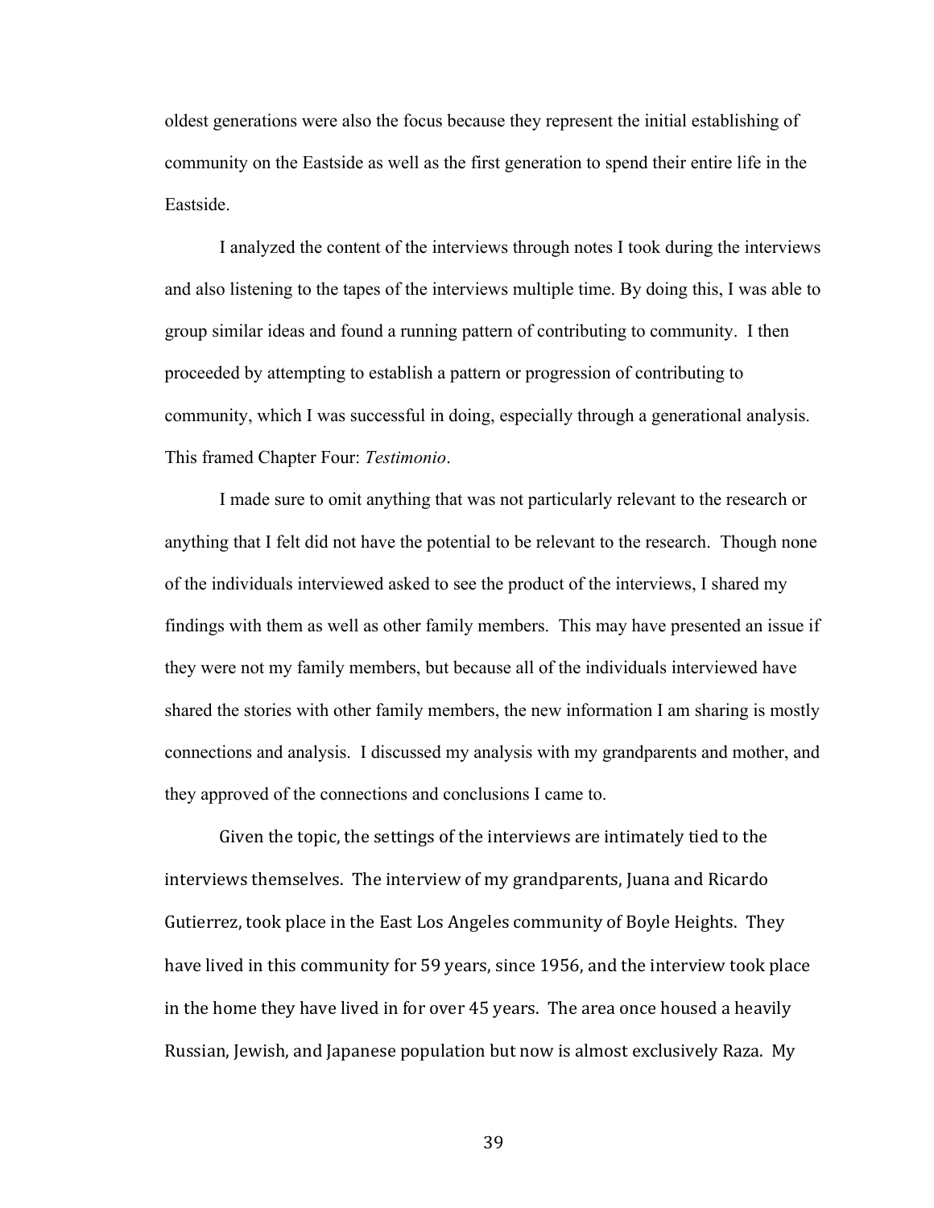oldest generations were also the focus because they represent the initial establishing of community on the Eastside as well as the first generation to spend their entire life in the Eastside.

I analyzed the content of the interviews through notes I took during the interviews and also listening to the tapes of the interviews multiple time. By doing this, I was able to group similar ideas and found a running pattern of contributing to community. I then proceeded by attempting to establish a pattern or progression of contributing to community, which I was successful in doing, especially through a generational analysis. This framed Chapter Four: *Testimonio*.

I made sure to omit anything that was not particularly relevant to the research or anything that I felt did not have the potential to be relevant to the research. Though none of the individuals interviewed asked to see the product of the interviews, I shared my findings with them as well as other family members. This may have presented an issue if they were not my family members, but because all of the individuals interviewed have shared the stories with other family members, the new information I am sharing is mostly connections and analysis. I discussed my analysis with my grandparents and mother, and they approved of the connections and conclusions I came to.

Given the topic, the settings of the interviews are intimately tied to the interviews themselves. The interview of my grandparents, Juana and Ricardo Gutierrez, took place in the East Los Angeles community of Boyle Heights. They have lived in this community for 59 years, since 1956, and the interview took place in the home they have lived in for over 45 years. The area once housed a heavily Russian, Jewish, and Japanese population but now is almost exclusively Raza. My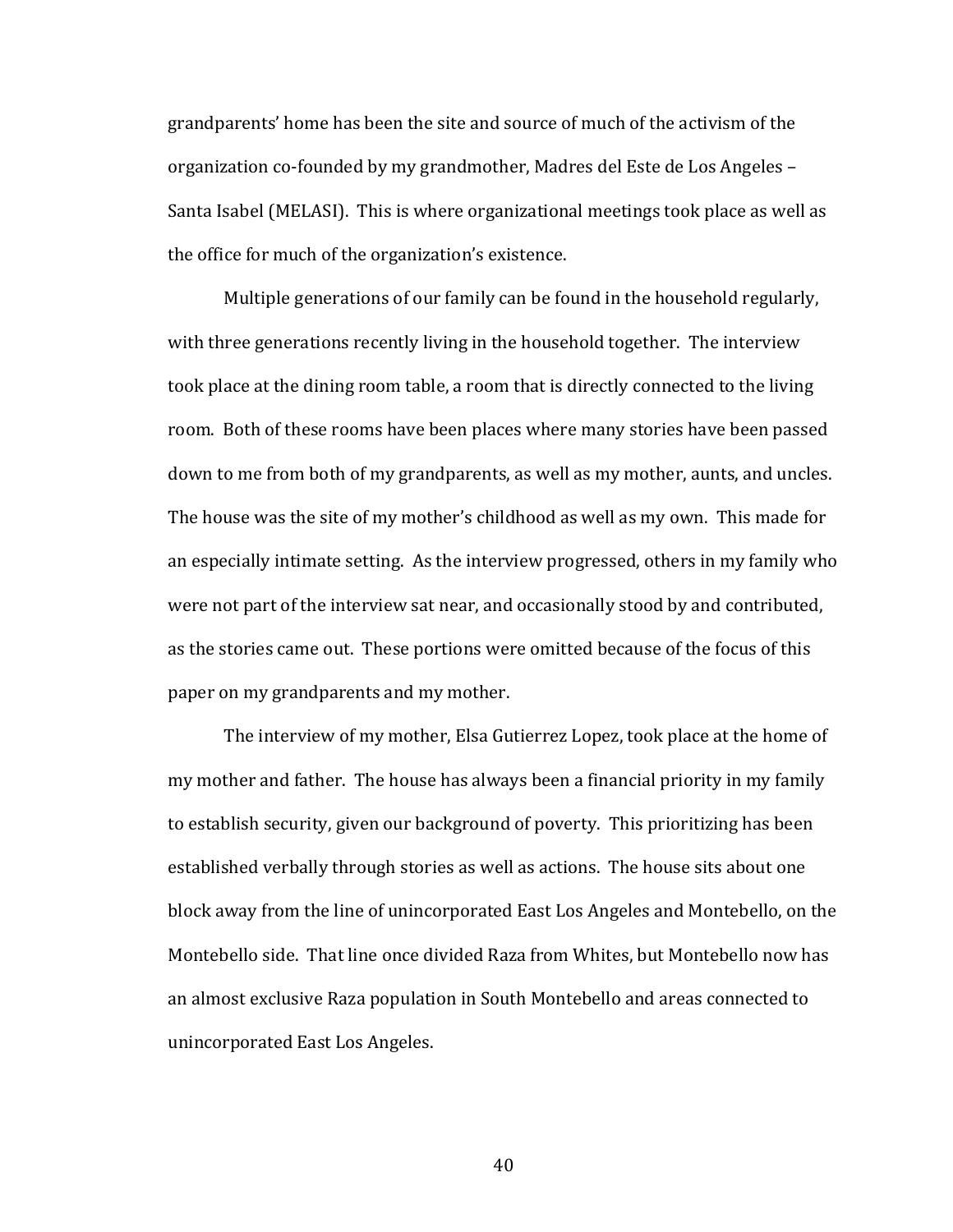grandparents' home has been the site and source of much of the activism of the organization co-founded by my grandmother, Madres del Este de Los Angeles – Santa Isabel (MELASI). This is where organizational meetings took place as well as the office for much of the organization's existence.

Multiple generations of our family can be found in the household regularly, with three generations recently living in the household together. The interview took place at the dining room table, a room that is directly connected to the living room. Both of these rooms have been places where many stories have been passed down to me from both of my grandparents, as well as my mother, aunts, and uncles. The house was the site of my mother's childhood as well as my own. This made for an especially intimate setting. As the interview progressed, others in my family who were not part of the interview sat near, and occasionally stood by and contributed, as the stories came out. These portions were omitted because of the focus of this paper on my grandparents and my mother.

The interview of my mother, Elsa Gutierrez Lopez, took place at the home of my mother and father. The house has always been a financial priority in my family to establish security, given our background of poverty. This prioritizing has been established verbally through stories as well as actions. The house sits about one block away from the line of unincorporated East Los Angeles and Montebello, on the Montebello side. That line once divided Raza from Whites, but Montebello now has an almost exclusive Raza population in South Montebello and areas connected to unincorporated East Los Angeles.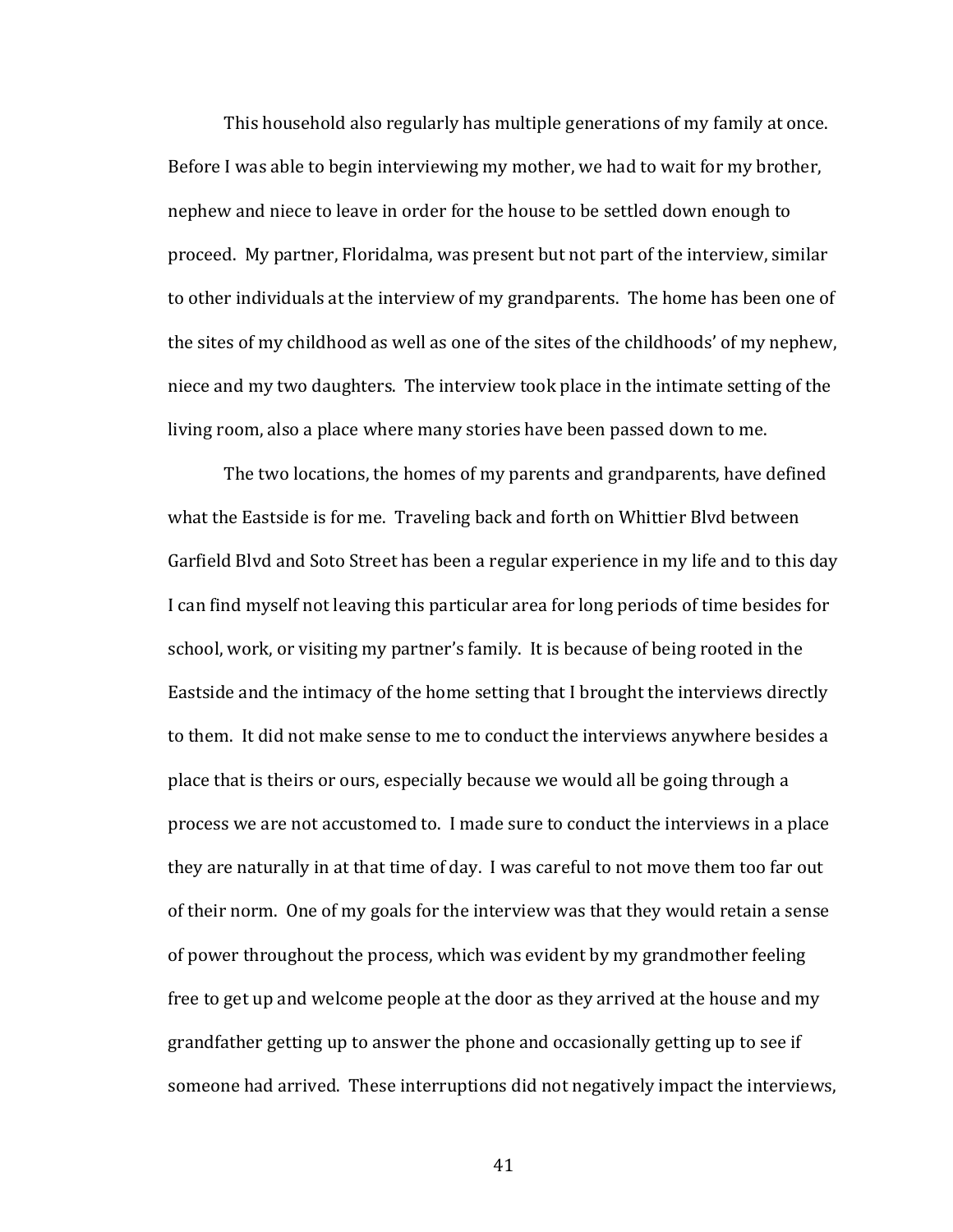This household also regularly has multiple generations of my family at once. Before I was able to begin interviewing my mother, we had to wait for my brother, nephew and niece to leave in order for the house to be settled down enough to proceed. My partner, Floridalma, was present but not part of the interview, similar to other individuals at the interview of my grandparents. The home has been one of the sites of my childhood as well as one of the sites of the childhoods' of my nephew, niece and my two daughters. The interview took place in the intimate setting of the living room, also a place where many stories have been passed down to me.

The two locations, the homes of my parents and grandparents, have defined what the Eastside is for me. Traveling back and forth on Whittier Blvd between Garfield Blvd and Soto Street has been a regular experience in my life and to this day I can find myself not leaving this particular area for long periods of time besides for school, work, or visiting my partner's family. It is because of being rooted in the Eastside and the intimacy of the home setting that I brought the interviews directly to them. It did not make sense to me to conduct the interviews anywhere besides a place that is theirs or ours, especially because we would all be going through a process we are not accustomed to. I made sure to conduct the interviews in a place they are naturally in at that time of day. I was careful to not move them too far out of their norm. One of my goals for the interview was that they would retain a sense of power throughout the process, which was evident by my grandmother feeling free to get up and welcome people at the door as they arrived at the house and my grandfather getting up to answer the phone and occasionally getting up to see if someone had arrived. These interruptions did not negatively impact the interviews,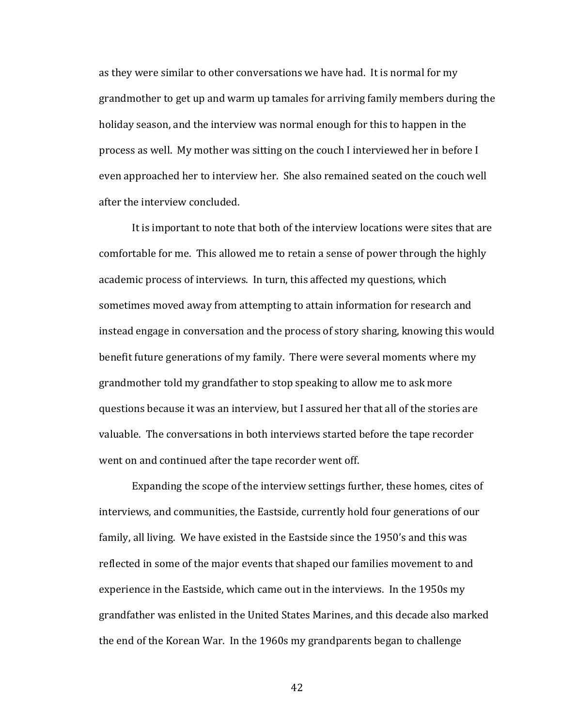as they were similar to other conversations we have had. It is normal for my grandmother to get up and warm up tamales for arriving family members during the holiday season, and the interview was normal enough for this to happen in the process as well. My mother was sitting on the couch I interviewed her in before I even approached her to interview her. She also remained seated on the couch well after the interview concluded.

It is important to note that both of the interview locations were sites that are comfortable for me. This allowed me to retain a sense of power through the highly academic process of interviews. In turn, this affected my questions, which sometimes moved away from attempting to attain information for research and instead engage in conversation and the process of story sharing, knowing this would benefit future generations of my family. There were several moments where my grandmother told my grandfather to stop speaking to allow me to ask more questions because it was an interview, but I assured her that all of the stories are valuable. The conversations in both interviews started before the tape recorder went on and continued after the tape recorder went off.

Expanding the scope of the interview settings further, these homes, cites of interviews, and communities, the Eastside, currently hold four generations of our family, all living. We have existed in the Eastside since the 1950's and this was reflected in some of the major events that shaped our families movement to and experience in the Eastside, which came out in the interviews. In the 1950s my grandfather was enlisted in the United States Marines, and this decade also marked the end of the Korean War. In the 1960s my grandparents began to challenge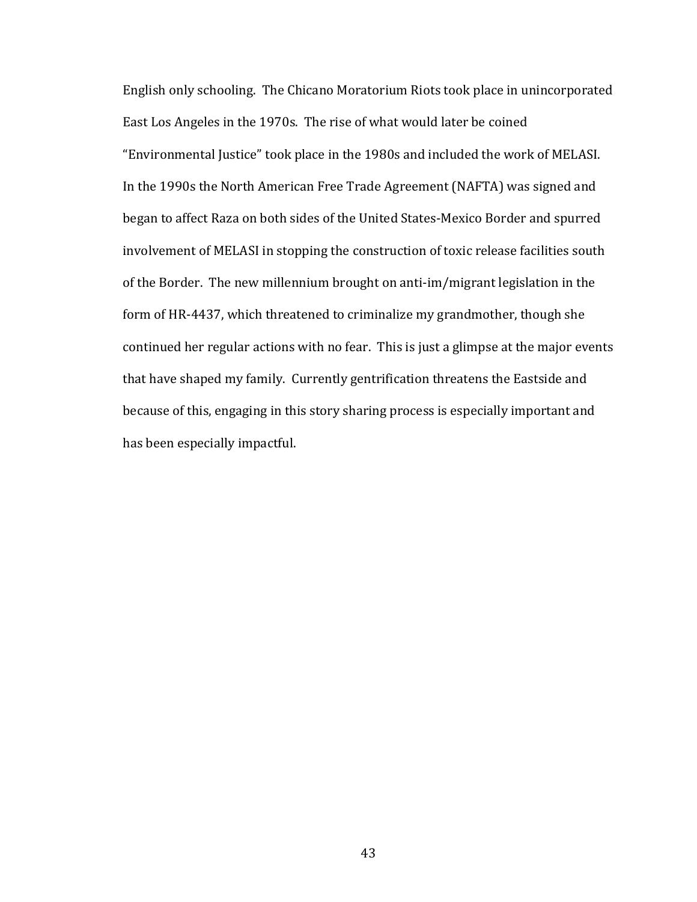English only schooling. The Chicano Moratorium Riots took place in unincorporated East Los Angeles in the 1970s. The rise of what would later be coined "Environmental Justice" took place in the 1980s and included the work of MELASI. In the 1990s the North American Free Trade Agreement (NAFTA) was signed and began to affect Raza on both sides of the United States-Mexico Border and spurred involvement of MELASI in stopping the construction of toxic release facilities south of the Border. The new millennium brought on anti-im/migrant legislation in the form of HR-4437, which threatened to criminalize my grandmother, though she continued her regular actions with no fear. This is just a glimpse at the major events that have shaped my family. Currently gentrification threatens the Eastside and because of this, engaging in this story sharing process is especially important and has been especially impactful.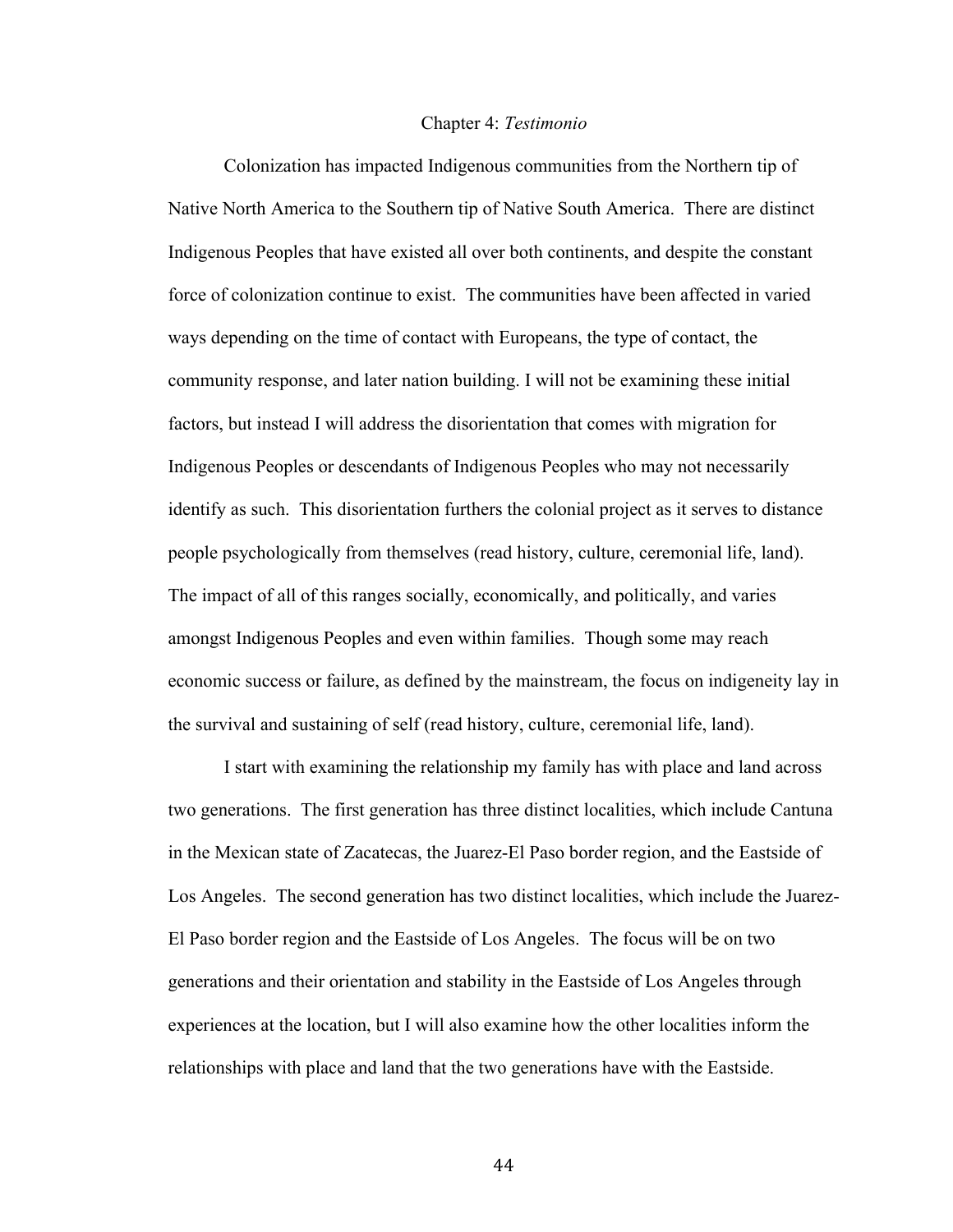# Chapter 4: *Testimonio*

Colonization has impacted Indigenous communities from the Northern tip of Native North America to the Southern tip of Native South America. There are distinct Indigenous Peoples that have existed all over both continents, and despite the constant force of colonization continue to exist. The communities have been affected in varied ways depending on the time of contact with Europeans, the type of contact, the community response, and later nation building. I will not be examining these initial factors, but instead I will address the disorientation that comes with migration for Indigenous Peoples or descendants of Indigenous Peoples who may not necessarily identify as such. This disorientation furthers the colonial project as it serves to distance people psychologically from themselves (read history, culture, ceremonial life, land). The impact of all of this ranges socially, economically, and politically, and varies amongst Indigenous Peoples and even within families. Though some may reach economic success or failure, as defined by the mainstream, the focus on indigeneity lay in the survival and sustaining of self (read history, culture, ceremonial life, land).

I start with examining the relationship my family has with place and land across two generations. The first generation has three distinct localities, which include Cantuna in the Mexican state of Zacatecas, the Juarez-El Paso border region, and the Eastside of Los Angeles. The second generation has two distinct localities, which include the Juarez-El Paso border region and the Eastside of Los Angeles. The focus will be on two generations and their orientation and stability in the Eastside of Los Angeles through experiences at the location, but I will also examine how the other localities inform the relationships with place and land that the two generations have with the Eastside.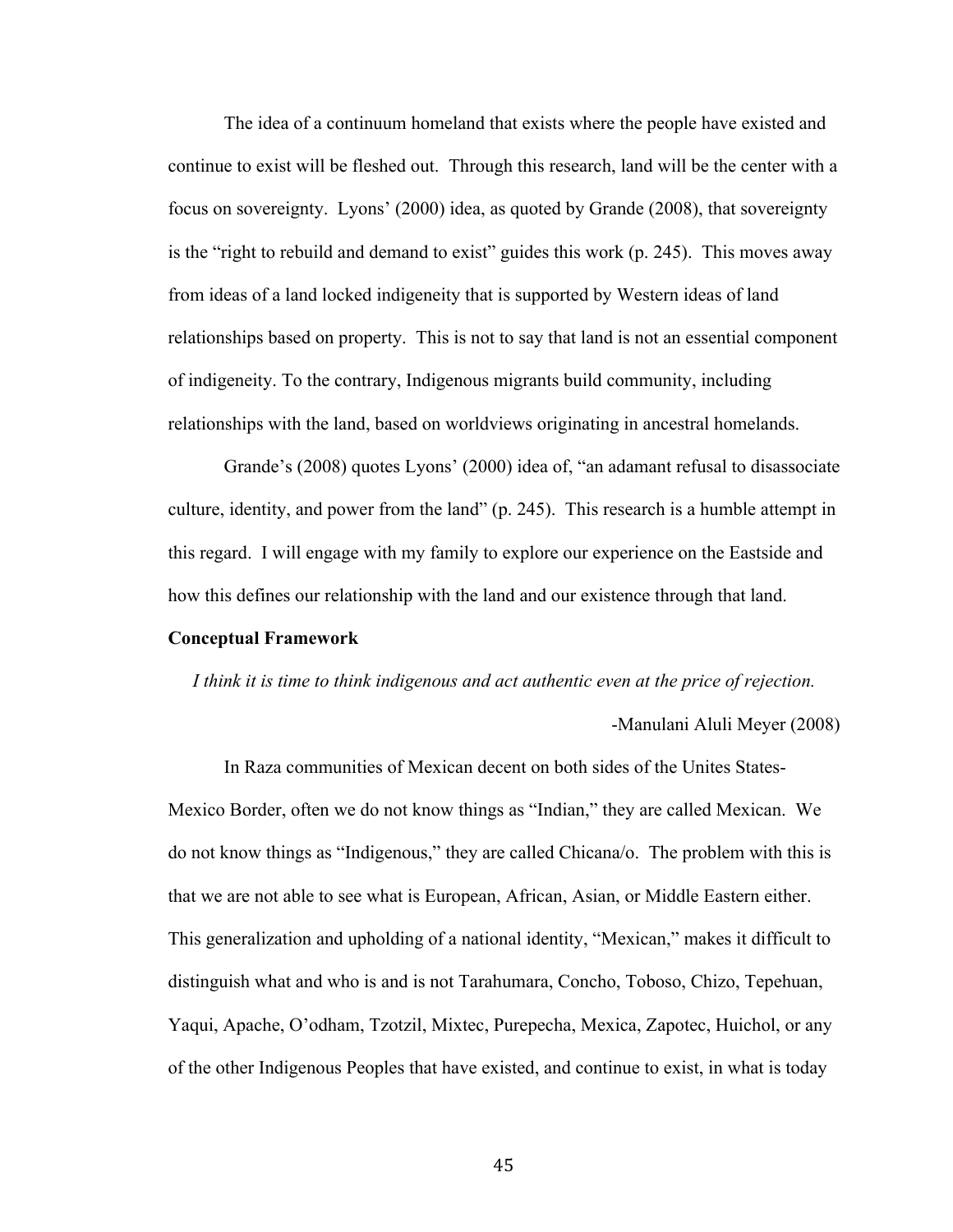The idea of a continuum homeland that exists where the people have existed and continue to exist will be fleshed out. Through this research, land will be the center with a focus on sovereignty. Lyons' (2000) idea, as quoted by Grande (2008), that sovereignty is the "right to rebuild and demand to exist" guides this work (p. 245). This moves away from ideas of a land locked indigeneity that is supported by Western ideas of land relationships based on property. This is not to say that land is not an essential component of indigeneity. To the contrary, Indigenous migrants build community, including relationships with the land, based on worldviews originating in ancestral homelands.

Grande's (2008) quotes Lyons' (2000) idea of, "an adamant refusal to disassociate culture, identity, and power from the land" (p. 245). This research is a humble attempt in this regard. I will engage with my family to explore our experience on the Eastside and how this defines our relationship with the land and our existence through that land.

**Conceptual Framework**

*I think it is time to think indigenous and act authentic even at the price of rejection.*

-Manulani Aluli Meyer (2008)

In Raza communities of Mexican decent on both sides of the Unites States-Mexico Border, often we do not know things as "Indian," they are called Mexican. We do not know things as "Indigenous," they are called Chicana/o. The problem with this is that we are not able to see what is European, African, Asian, or Middle Eastern either. This generalization and upholding of a national identity, "Mexican," makes it difficult to distinguish what and who is and is not Tarahumara, Concho, Toboso, Chizo, Tepehuan, Yaqui, Apache, O'odham, Tzotzil, Mixtec, Purepecha, Mexica, Zapotec, Huichol, or any of the other Indigenous Peoples that have existed, and continue to exist, in what is today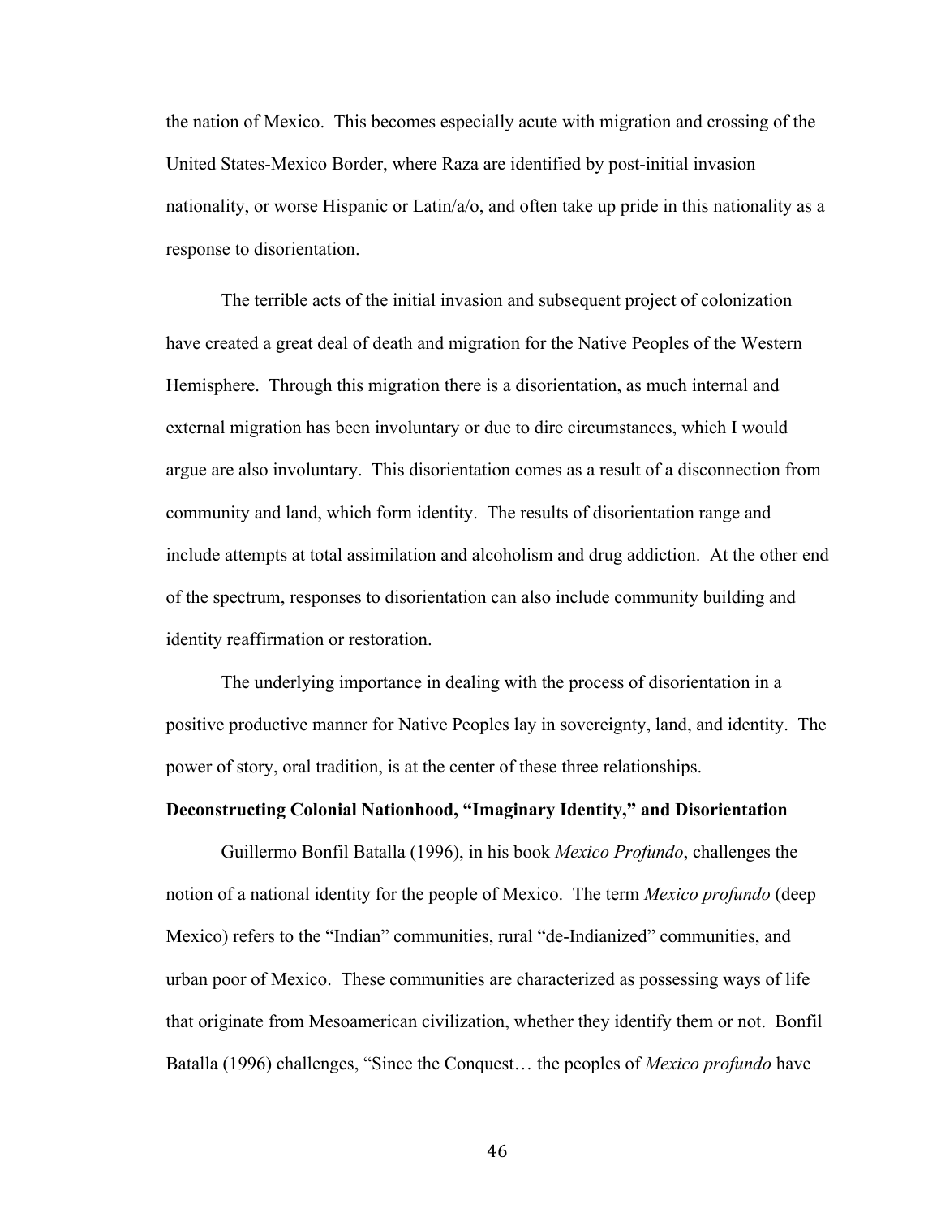the nation of Mexico. This becomes especially acute with migration and crossing of the United States-Mexico Border, where Raza are identified by post-initial invasion nationality, or worse Hispanic or Latin/a/o, and often take up pride in this nationality as a response to disorientation.

The terrible acts of the initial invasion and subsequent project of colonization have created a great deal of death and migration for the Native Peoples of the Western Hemisphere. Through this migration there is a disorientation, as much internal and external migration has been involuntary or due to dire circumstances, which I would argue are also involuntary. This disorientation comes as a result of a disconnection from community and land, which form identity. The results of disorientation range and include attempts at total assimilation and alcoholism and drug addiction. At the other end of the spectrum, responses to disorientation can also include community building and identity reaffirmation or restoration.

The underlying importance in dealing with the process of disorientation in a positive productive manner for Native Peoples lay in sovereignty, land, and identity. The power of story, oral tradition, is at the center of these three relationships.

**Deconstructing Colonial Nationhood, "Imaginary Identity," and Disorientation**

Guillermo Bonfil Batalla (1996), in his book *Mexico Profundo*, challenges the notion of a national identity for the people of Mexico. The term *Mexico profundo* (deep Mexico) refers to the "Indian" communities, rural "de-Indianized" communities, and urban poor of Mexico. These communities are characterized as possessing ways of life that originate from Mesoamerican civilization, whether they identify them or not. Bonfil Batalla (1996) challenges, "Since the Conquest… the peoples of *Mexico profundo* have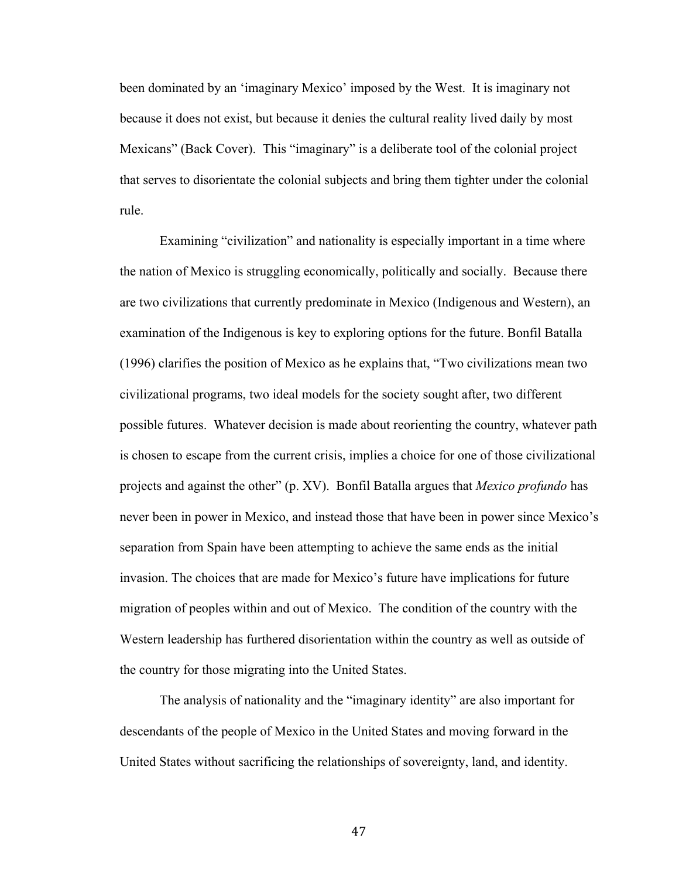been dominated by an 'imaginary Mexico' imposed by the West. It is imaginary not because it does not exist, but because it denies the cultural reality lived daily by most Mexicans" (Back Cover). This "imaginary" is a deliberate tool of the colonial project that serves to disorientate the colonial subjects and bring them tighter under the colonial rule.

Examining "civilization" and nationality is especially important in a time where the nation of Mexico is struggling economically, politically and socially. Because there are two civilizations that currently predominate in Mexico (Indigenous and Western), an examination of the Indigenous is key to exploring options for the future. Bonfil Batalla (1996) clarifies the position of Mexico as he explains that, "Two civilizations mean two civilizational programs, two ideal models for the society sought after, two different possible futures. Whatever decision is made about reorienting the country, whatever path is chosen to escape from the current crisis, implies a choice for one of those civilizational projects and against the other" (p. XV). Bonfil Batalla argues that *Mexico profundo* has never been in power in Mexico, and instead those that have been in power since Mexico's separation from Spain have been attempting to achieve the same ends as the initial invasion. The choices that are made for Mexico's future have implications for future migration of peoples within and out of Mexico. The condition of the country with the Western leadership has furthered disorientation within the country as well as outside of the country for those migrating into the United States.

The analysis of nationality and the "imaginary identity" are also important for descendants of the people of Mexico in the United States and moving forward in the United States without sacrificing the relationships of sovereignty, land, and identity.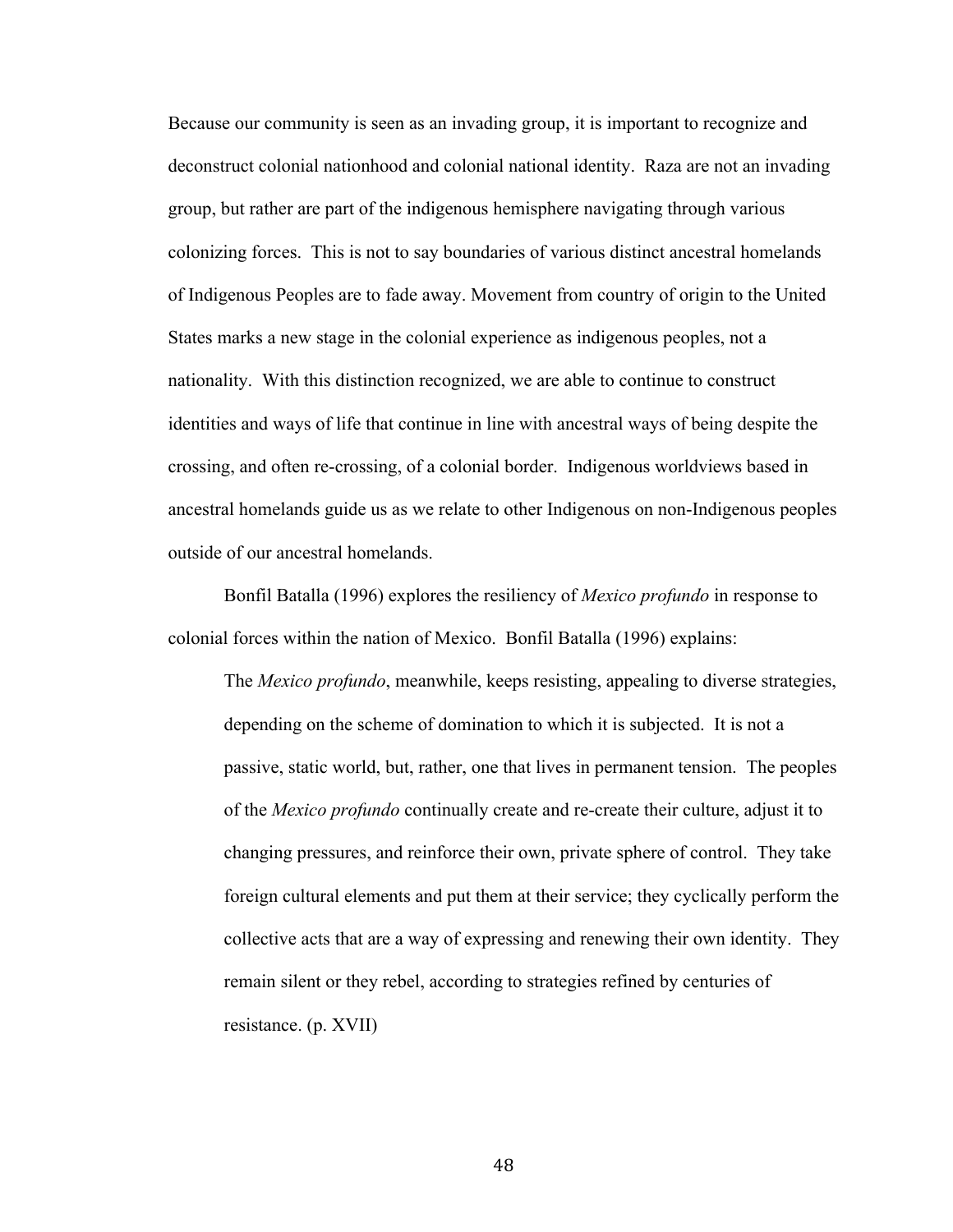Because our community is seen as an invading group, it is important to recognize and deconstruct colonial nationhood and colonial national identity. Raza are not an invading group, but rather are part of the indigenous hemisphere navigating through various colonizing forces. This is not to say boundaries of various distinct ancestral homelands of Indigenous Peoples are to fade away. Movement from country of origin to the United States marks a new stage in the colonial experience as indigenous peoples, not a nationality. With this distinction recognized, we are able to continue to construct identities and ways of life that continue in line with ancestral ways of being despite the crossing, and often re-crossing, of a colonial border. Indigenous worldviews based in ancestral homelands guide us as we relate to other Indigenous on non-Indigenous peoples outside of our ancestral homelands.

Bonfil Batalla (1996) explores the resiliency of *Mexico profundo* in response to colonial forces within the nation of Mexico. Bonfil Batalla (1996) explains:

> The *Mexico profundo*, meanwhile, keeps resisting, appealing to diverse strategies, depending on the scheme of domination to which it is subjected. It is not a passive, static world, but, rather, one that lives in permanent tension. The peoples of the *Mexico profundo* continually create and re-create their culture, adjust it to changing pressures, and reinforce their own, private sphere of control. They take foreign cultural elements and put them at their service; they cyclically perform the collective acts that are a way of expressing and renewing their own identity. They remain silent or they rebel, according to strategies refined by centuries of resistance. (p. XVII)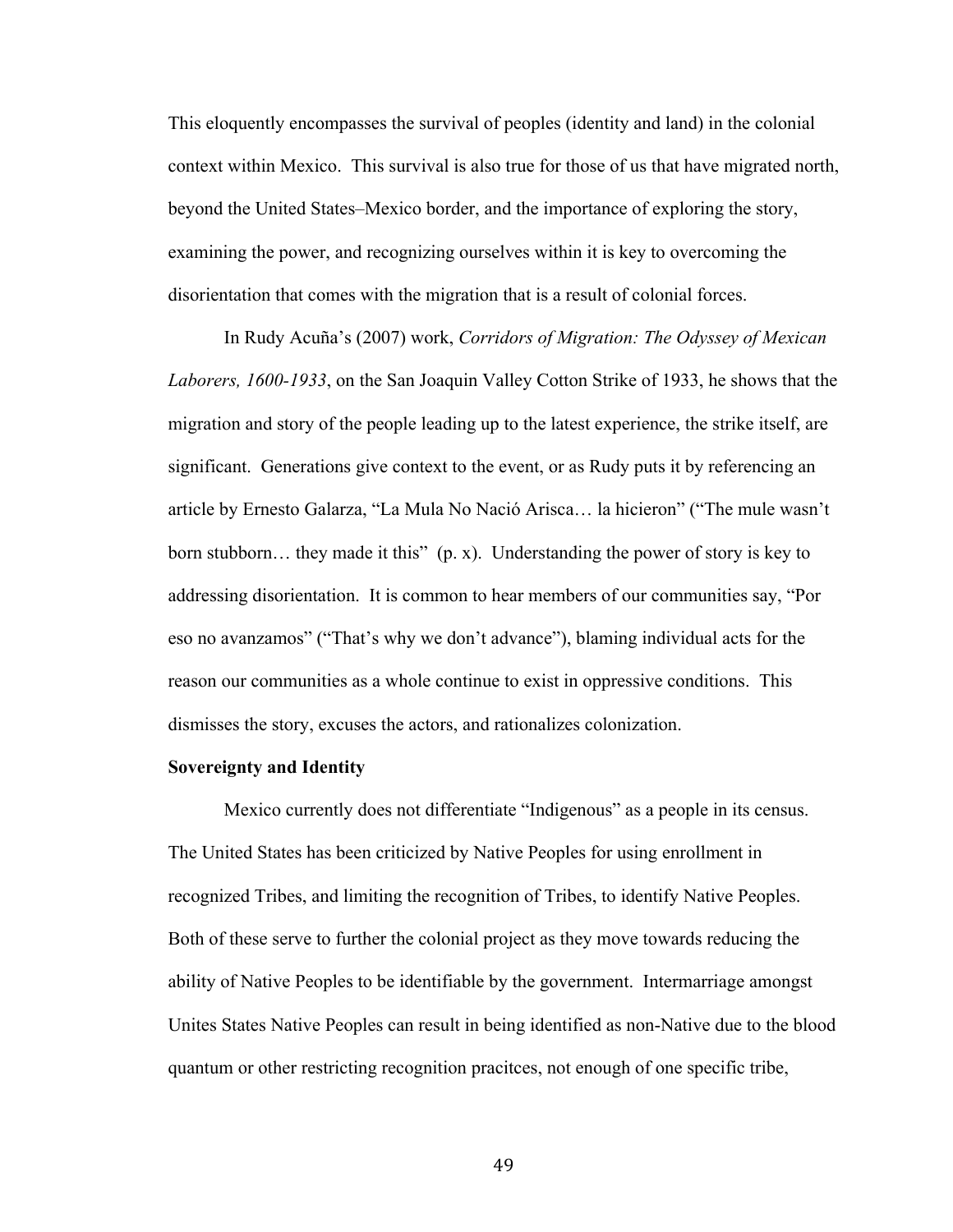This eloquently encompasses the survival of peoples (identity and land) in the colonial context within Mexico. This survival is also true for those of us that have migrated north, beyond the United States–Mexico border, and the importance of exploring the story, examining the power, and recognizing ourselves within it is key to overcoming the disorientation that comes with the migration that is a result of colonial forces.

In Rudy Acuña's (2007) work, *Corridors of Migration: The Odyssey of Mexican Laborers, 1600-1933*, on the San Joaquin Valley Cotton Strike of 1933, he shows that the migration and story of the people leading up to the latest experience, the strike itself, are significant. Generations give context to the event, or as Rudy puts it by referencing an article by Ernesto Galarza, "La Mula No Nació Arisca… la hicieron" ("The mule wasn't born stubborn… they made it this" (p. x). Understanding the power of story is key to addressing disorientation. It is common to hear members of our communities say, "Por eso no avanzamos" ("That's why we don't advance"), blaming individual acts for the reason our communities as a whole continue to exist in oppressive conditions. This dismisses the story, excuses the actors, and rationalizes colonization.

**Sovereignty and Identity**

Mexico currently does not differentiate "Indigenous" as a people in its census. The United States has been criticized by Native Peoples for using enrollment in recognized Tribes, and limiting the recognition of Tribes, to identify Native Peoples. Both of these serve to further the colonial project as they move towards reducing the ability of Native Peoples to be identifiable by the government. Intermarriage amongst Unites States Native Peoples can result in being identified as non-Native due to the blood quantum or other restricting recognition pracitces, not enough of one specific tribe,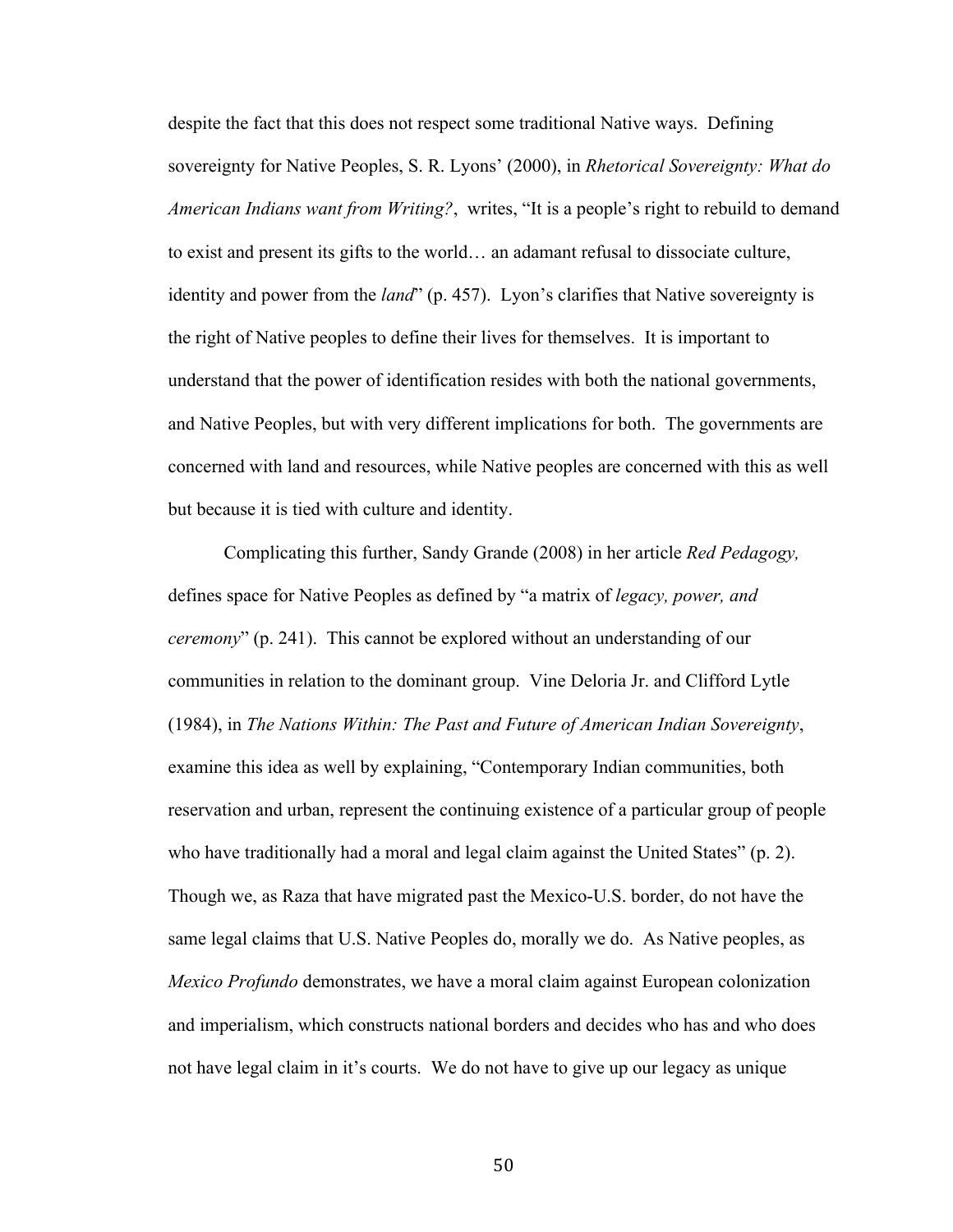despite the fact that this does not respect some traditional Native ways. Defining sovereignty for Native Peoples, S. R. Lyons' (2000), in *Rhetorical Sovereignty: What do American Indians want from Writing?*, writes, "It is a people's right to rebuild to demand to exist and present its gifts to the world… an adamant refusal to dissociate culture, identity and power from the *land*" (p. 457). Lyon's clarifies that Native sovereignty is the right of Native peoples to define their lives for themselves. It is important to understand that the power of identification resides with both the national governments, and Native Peoples, but with very different implications for both. The governments are concerned with land and resources, while Native peoples are concerned with this as well but because it is tied with culture and identity.

Complicating this further, Sandy Grande (2008) in her article *Red Pedagogy,* defines space for Native Peoples as defined by "a matrix of *legacy, power, and ceremony*" (p. 241). This cannot be explored without an understanding of our communities in relation to the dominant group. Vine Deloria Jr. and Clifford Lytle (1984), in *The Nations Within: The Past and Future of American Indian Sovereignty*, examine this idea as well by explaining, "Contemporary Indian communities, both reservation and urban, represent the continuing existence of a particular group of people who have traditionally had a moral and legal claim against the United States" (p. 2). Though we, as Raza that have migrated past the Mexico-U.S. border, do not have the same legal claims that U.S. Native Peoples do, morally we do. As Native peoples, as *Mexico Profundo* demonstrates, we have a moral claim against European colonization and imperialism, which constructs national borders and decides who has and who does not have legal claim in it's courts. We do not have to give up our legacy as unique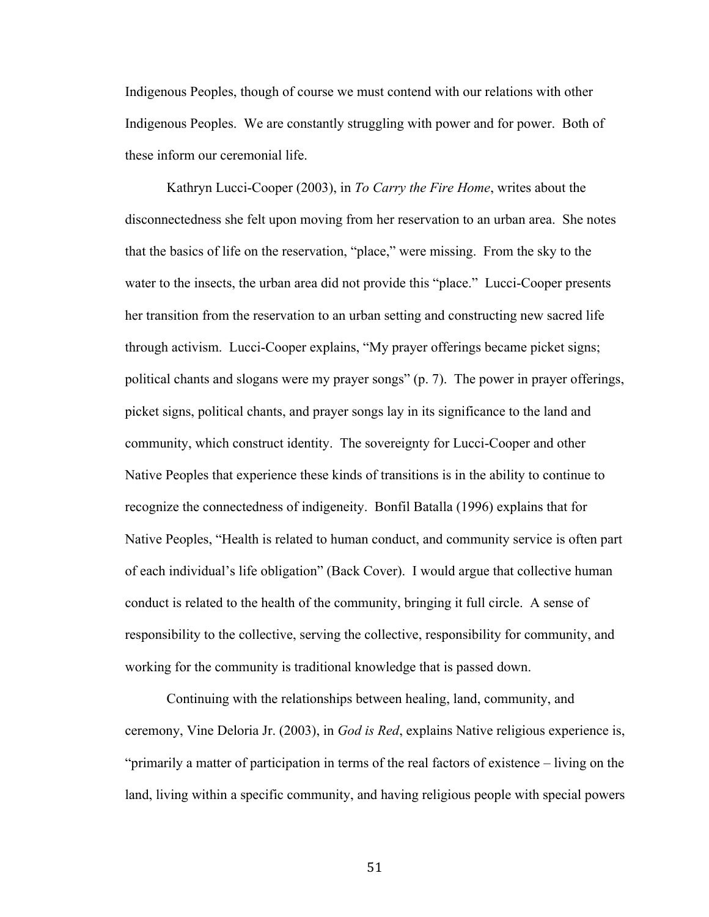Indigenous Peoples, though of course we must contend with our relations with other Indigenous Peoples. We are constantly struggling with power and for power. Both of these inform our ceremonial life.

Kathryn Lucci-Cooper (2003), in *To Carry the Fire Home*, writes about the disconnectedness she felt upon moving from her reservation to an urban area. She notes that the basics of life on the reservation, "place," were missing. From the sky to the water to the insects, the urban area did not provide this "place." Lucci-Cooper presents her transition from the reservation to an urban setting and constructing new sacred life through activism. Lucci-Cooper explains, "My prayer offerings became picket signs; political chants and slogans were my prayer songs" (p. 7). The power in prayer offerings, picket signs, political chants, and prayer songs lay in its significance to the land and community, which construct identity. The sovereignty for Lucci-Cooper and other Native Peoples that experience these kinds of transitions is in the ability to continue to recognize the connectedness of indigeneity. Bonfil Batalla (1996) explains that for Native Peoples, "Health is related to human conduct, and community service is often part of each individual's life obligation" (Back Cover). I would argue that collective human conduct is related to the health of the community, bringing it full circle. A sense of responsibility to the collective, serving the collective, responsibility for community, and working for the community is traditional knowledge that is passed down.

Continuing with the relationships between healing, land, community, and ceremony, Vine Deloria Jr. (2003), in *God is Red*, explains Native religious experience is, "primarily a matter of participation in terms of the real factors of existence – living on the land, living within a specific community, and having religious people with special powers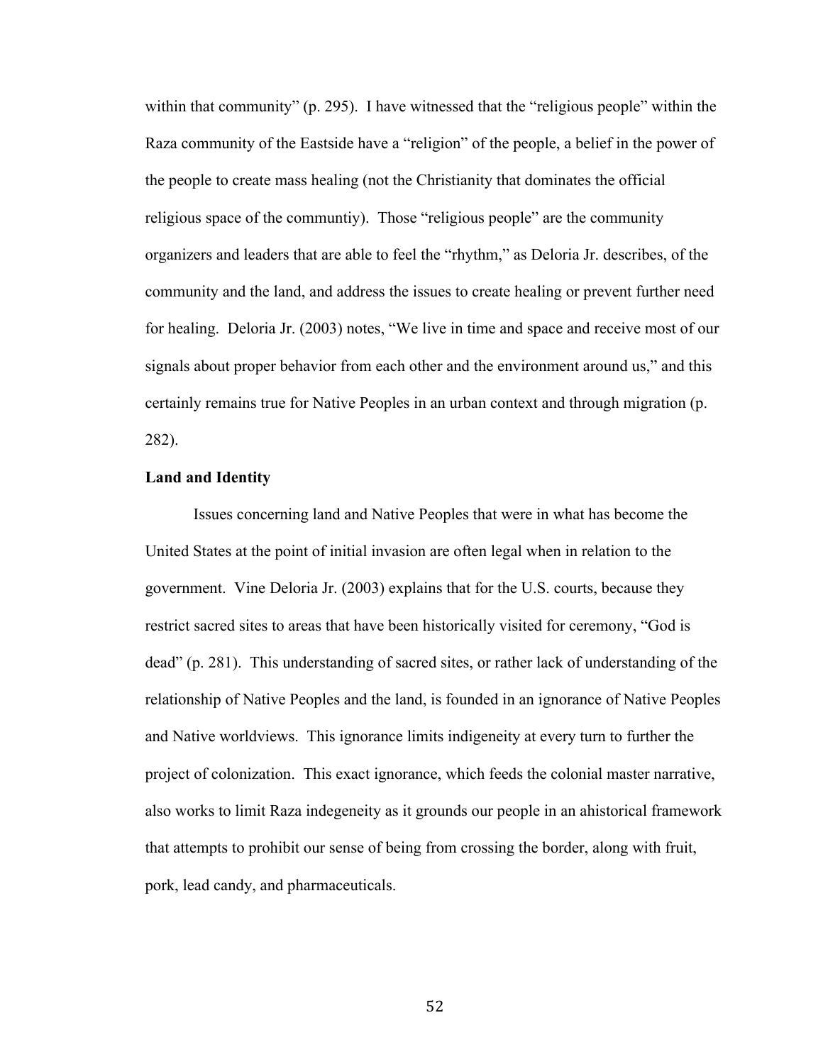within that community" (p. 295). I have witnessed that the "religious people" within the Raza community of the Eastside have a "religion" of the people, a belief in the power of the people to create mass healing (not the Christianity that dominates the official religious space of the communtiy). Those "religious people" are the community organizers and leaders that are able to feel the "rhythm," as Deloria Jr. describes, of the community and the land, and address the issues to create healing or prevent further need for healing. Deloria Jr. (2003) notes, "We live in time and space and receive most of our signals about proper behavior from each other and the environment around us," and this certainly remains true for Native Peoples in an urban context and through migration (p. 282).

**Land and Identity**

Issues concerning land and Native Peoples that were in what has become the United States at the point of initial invasion are often legal when in relation to the government. Vine Deloria Jr. (2003) explains that for the U.S. courts, because they restrict sacred sites to areas that have been historically visited for ceremony, "God is dead" (p. 281). This understanding of sacred sites, or rather lack of understanding of the relationship of Native Peoples and the land, is founded in an ignorance of Native Peoples and Native worldviews. This ignorance limits indigeneity at every turn to further the project of colonization. This exact ignorance, which feeds the colonial master narrative, also works to limit Raza indegeneity as it grounds our people in an ahistorical framework that attempts to prohibit our sense of being from crossing the border, along with fruit, pork, lead candy, and pharmaceuticals.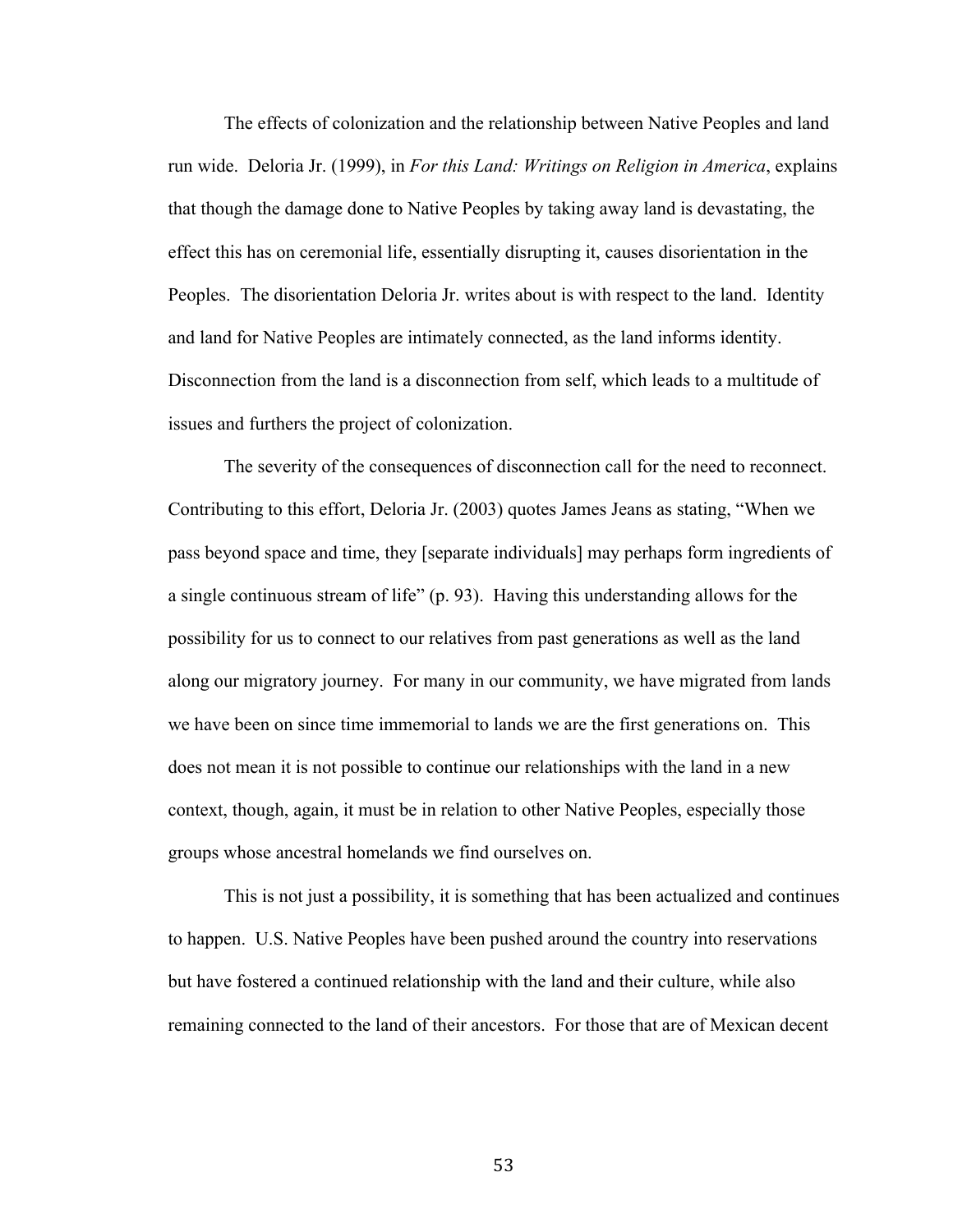The effects of colonization and the relationship between Native Peoples and land run wide. Deloria Jr. (1999), in *For this Land: Writings on Religion in America*, explains that though the damage done to Native Peoples by taking away land is devastating, the effect this has on ceremonial life, essentially disrupting it, causes disorientation in the Peoples. The disorientation Deloria Jr. writes about is with respect to the land. Identity and land for Native Peoples are intimately connected, as the land informs identity. Disconnection from the land is a disconnection from self, which leads to a multitude of issues and furthers the project of colonization.

The severity of the consequences of disconnection call for the need to reconnect. Contributing to this effort, Deloria Jr. (2003) quotes James Jeans as stating, "When we pass beyond space and time, they [separate individuals] may perhaps form ingredients of a single continuous stream of life" (p. 93). Having this understanding allows for the possibility for us to connect to our relatives from past generations as well as the land along our migratory journey. For many in our community, we have migrated from lands we have been on since time immemorial to lands we are the first generations on. This does not mean it is not possible to continue our relationships with the land in a new context, though, again, it must be in relation to other Native Peoples, especially those groups whose ancestral homelands we find ourselves on.

This is not just a possibility, it is something that has been actualized and continues to happen. U.S. Native Peoples have been pushed around the country into reservations but have fostered a continued relationship with the land and their culture, while also remaining connected to the land of their ancestors. For those that are of Mexican decent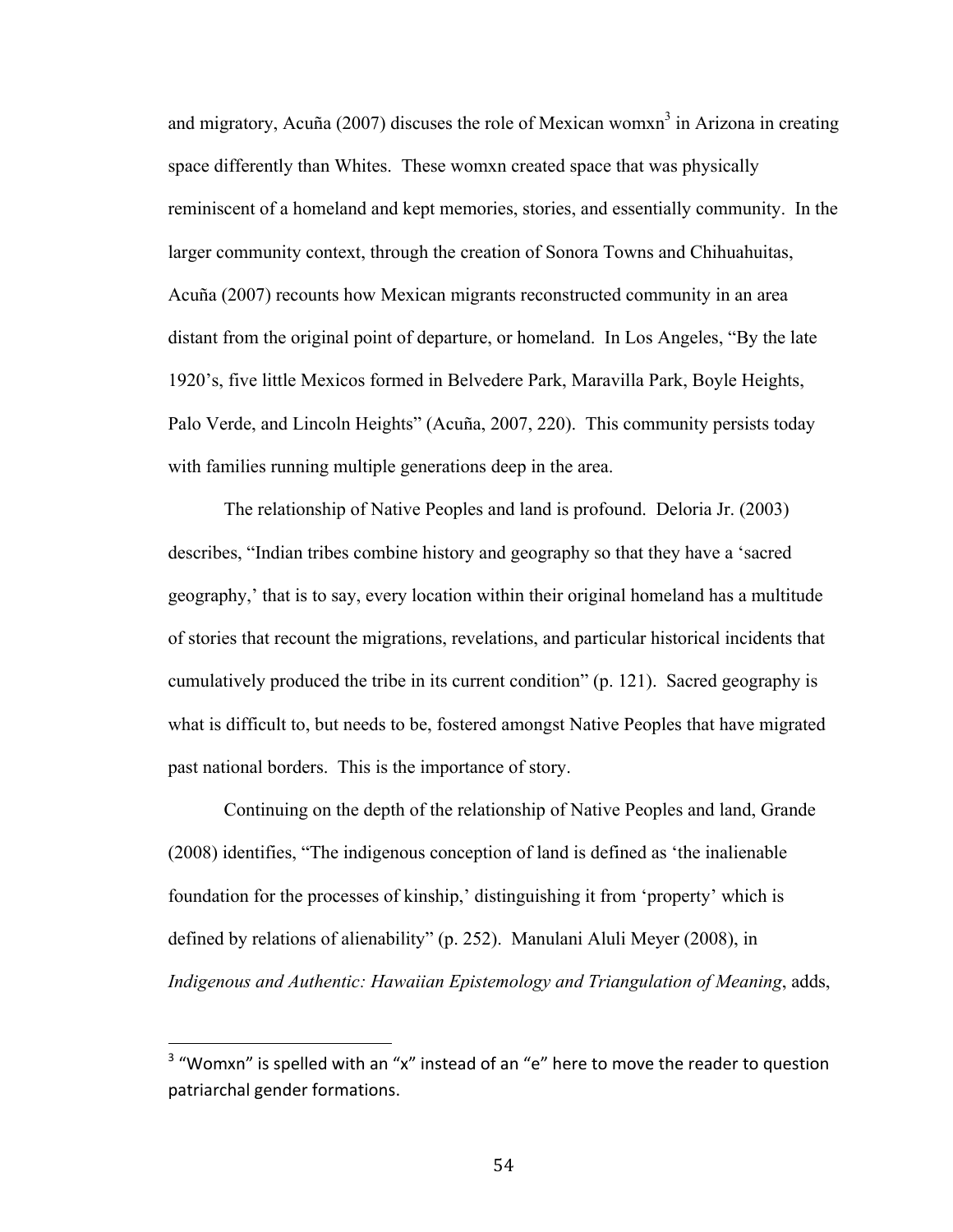and migratory, Acuña (2007) discuses the role of Mexican womxn[3] in Arizona in creating space differently than Whites. These womxn created space that was physically reminiscent of a homeland and kept memories, stories, and essentially community. In the larger community context, through the creation of Sonora Towns and Chihuahuitas, Acuña (2007) recounts how Mexican migrants reconstructed community in an area distant from the original point of departure, or homeland. In Los Angeles, "By the late 1920's, five little Mexicos formed in Belvedere Park, Maravilla Park, Boyle Heights, Palo Verde, and Lincoln Heights" (Acuña, 2007, 220). This community persists today with families running multiple generations deep in the area.

The relationship of Native Peoples and land is profound. Deloria Jr. (2003) describes, "Indian tribes combine history and geography so that they have a 'sacred geography,' that is to say, every location within their original homeland has a multitude of stories that recount the migrations, revelations, and particular historical incidents that cumulatively produced the tribe in its current condition" (p. 121). Sacred geography is what is difficult to, but needs to be, fostered amongst Native Peoples that have migrated past national borders. This is the importance of story.

Continuing on the depth of the relationship of Native Peoples and land, Grande (2008) identifies, "The indigenous conception of land is defined as 'the inalienable foundation for the processes of kinship,' distinguishing it from 'property' which is defined by relations of alienability" (p. 252). Manulani Aluli Meyer (2008), in *Indigenous and Authentic: Hawaiian Epistemology and Triangulation of Meaning*, adds,

---

[3] "Womxn" is spelled with an "x" instead of an "e" here to move the reader to question patriarchal gender formations.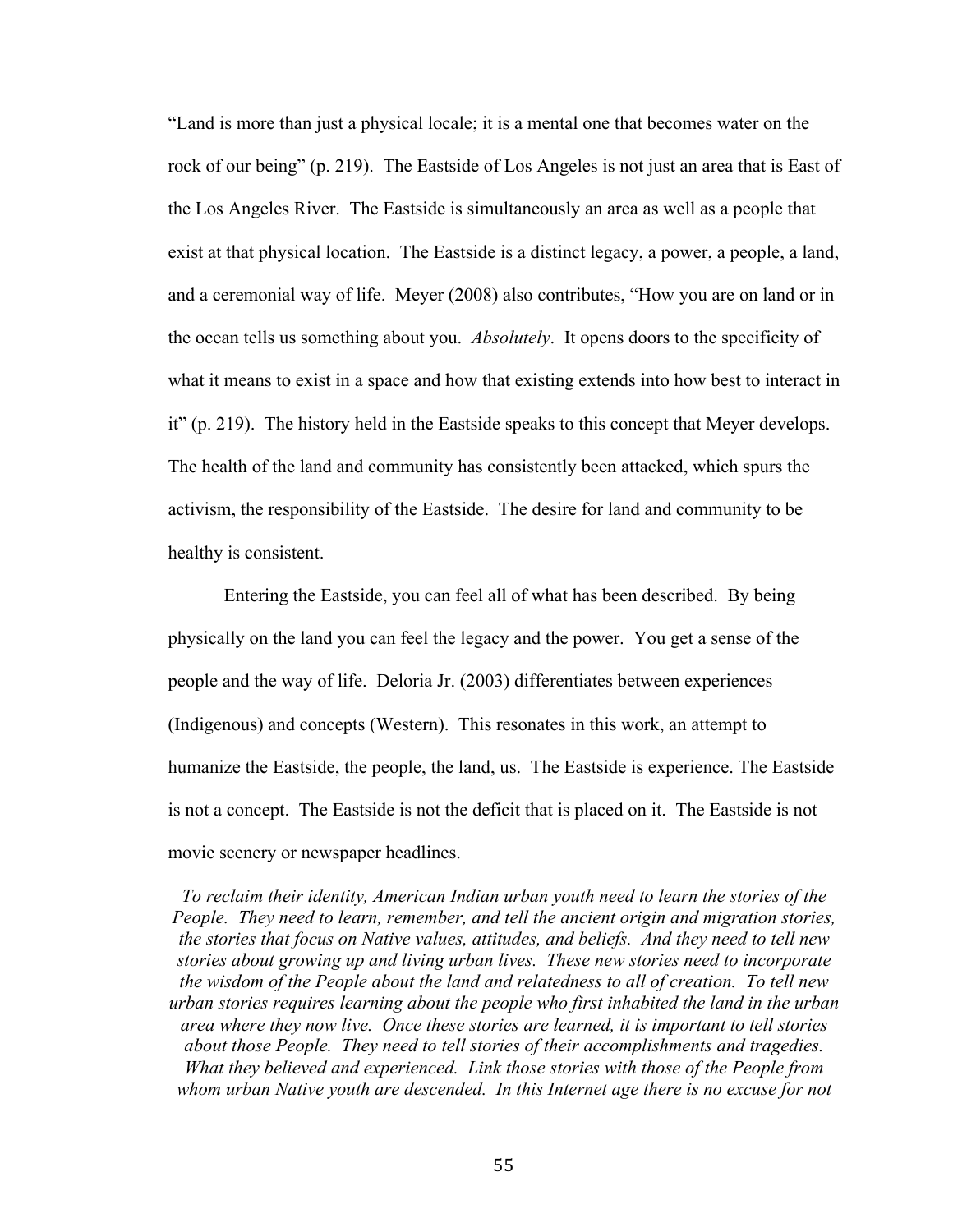"Land is more than just a physical locale; it is a mental one that becomes water on the rock of our being" (p. 219). The Eastside of Los Angeles is not just an area that is East of the Los Angeles River. The Eastside is simultaneously an area as well as a people that exist at that physical location. The Eastside is a distinct legacy, a power, a people, a land, and a ceremonial way of life. Meyer (2008) also contributes, "How you are on land or in the ocean tells us something about you. *Absolutely*. It opens doors to the specificity of what it means to exist in a space and how that existing extends into how best to interact in it" (p. 219). The history held in the Eastside speaks to this concept that Meyer develops. The health of the land and community has consistently been attacked, which spurs the activism, the responsibility of the Eastside. The desire for land and community to be healthy is consistent.

Entering the Eastside, you can feel all of what has been described. By being physically on the land you can feel the legacy and the power. You get a sense of the people and the way of life. Deloria Jr. (2003) differentiates between experiences (Indigenous) and concepts (Western). This resonates in this work, an attempt to humanize the Eastside, the people, the land, us. The Eastside is experience. The Eastside is not a concept. The Eastside is not the deficit that is placed on it. The Eastside is not movie scenery or newspaper headlines.

*To reclaim their identity, American Indian urban youth need to learn the stories of the People. They need to learn, remember, and tell the ancient origin and migration stories, the stories that focus on Native values, attitudes, and beliefs. And they need to tell new stories about growing up and living urban lives. These new stories need to incorporate the wisdom of the People about the land and relatedness to all of creation. To tell new urban stories requires learning about the people who first inhabited the land in the urban area where they now live. Once these stories are learned, it is important to tell stories about those People. They need to tell stories of their accomplishments and tragedies. What they believed and experienced. Link those stories with those of the People from whom urban Native youth are descended. In this Internet age there is no excuse for not*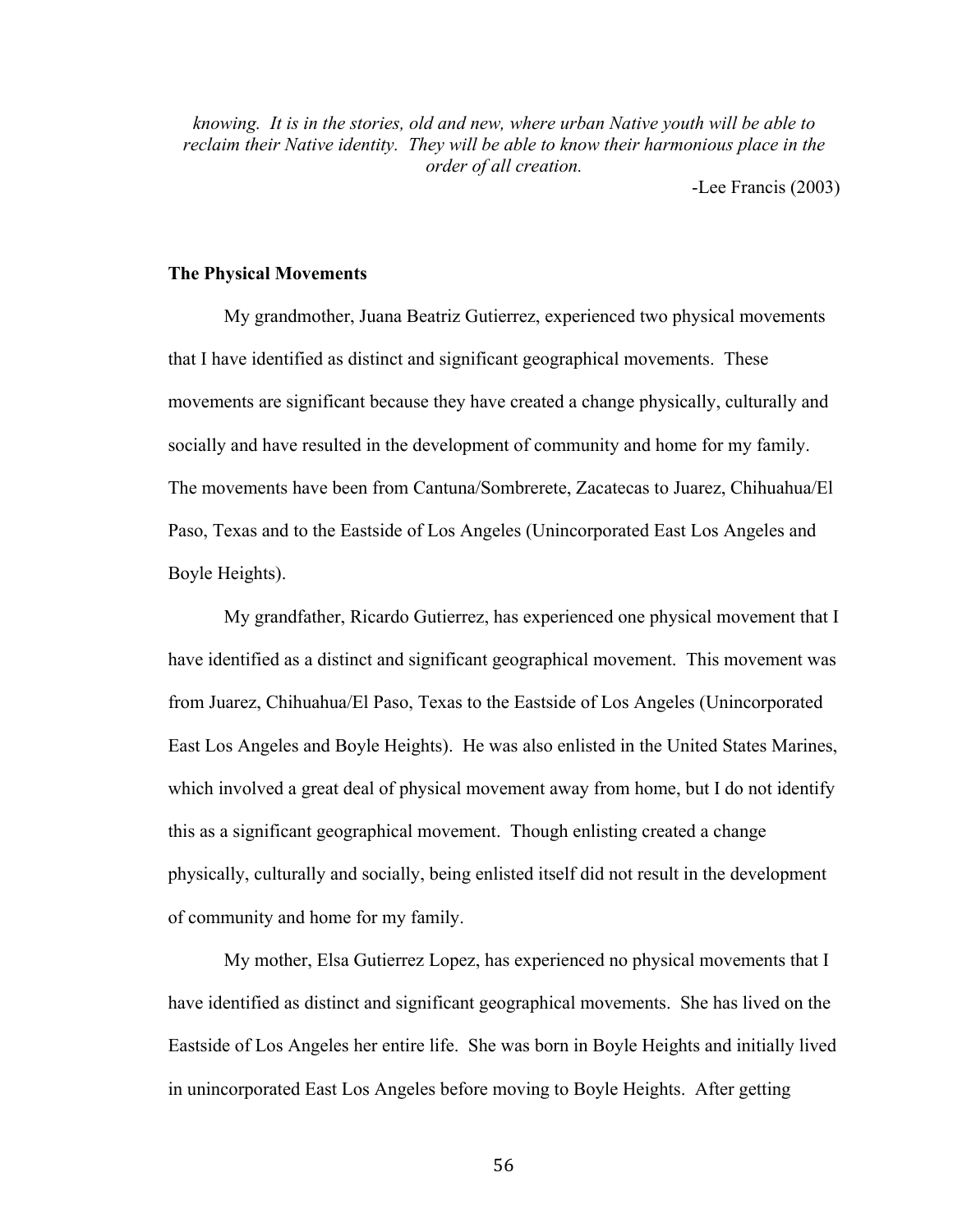*knowing. It is in the stories, old and new, where urban Native youth will be able to reclaim their Native identity. They will be able to know their harmonious place in the order of all creation.*

-Lee Francis (2003)

**The Physical Movements**

My grandmother, Juana Beatriz Gutierrez, experienced two physical movements that I have identified as distinct and significant geographical movements. These movements are significant because they have created a change physically, culturally and socially and have resulted in the development of community and home for my family. The movements have been from Cantuna/Sombrerete, Zacatecas to Juarez, Chihuahua/El Paso, Texas and to the Eastside of Los Angeles (Unincorporated East Los Angeles and Boyle Heights).

My grandfather, Ricardo Gutierrez, has experienced one physical movement that I have identified as a distinct and significant geographical movement. This movement was from Juarez, Chihuahua/El Paso, Texas to the Eastside of Los Angeles (Unincorporated East Los Angeles and Boyle Heights). He was also enlisted in the United States Marines, which involved a great deal of physical movement away from home, but I do not identify this as a significant geographical movement. Though enlisting created a change physically, culturally and socially, being enlisted itself did not result in the development of community and home for my family.

My mother, Elsa Gutierrez Lopez, has experienced no physical movements that I have identified as distinct and significant geographical movements. She has lived on the Eastside of Los Angeles her entire life. She was born in Boyle Heights and initially lived in unincorporated East Los Angeles before moving to Boyle Heights. After getting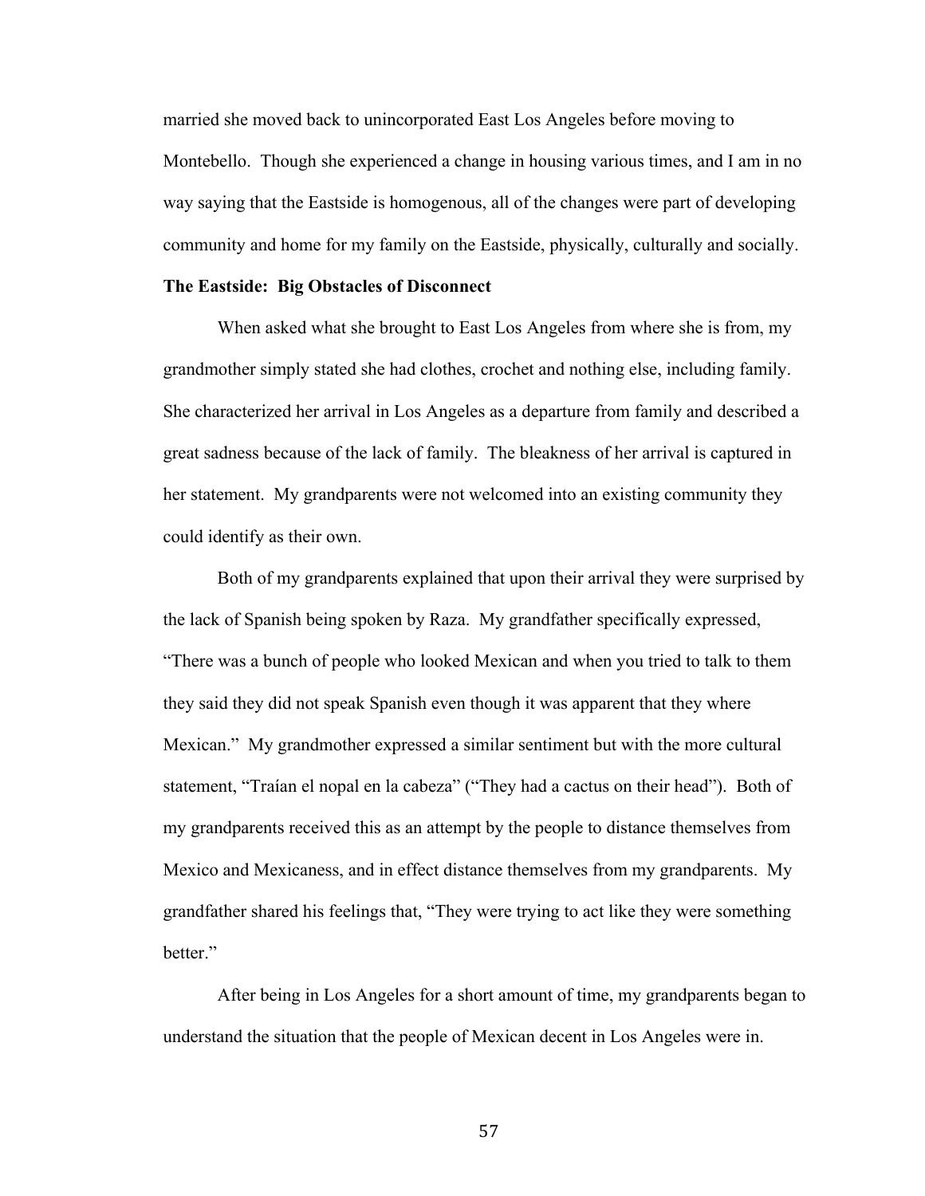married she moved back to unincorporated East Los Angeles before moving to Montebello. Though she experienced a change in housing various times, and I am in no way saying that the Eastside is homogenous, all of the changes were part of developing community and home for my family on the Eastside, physically, culturally and socially.

**The Eastside: Big Obstacles of Disconnect**

When asked what she brought to East Los Angeles from where she is from, my grandmother simply stated she had clothes, crochet and nothing else, including family. She characterized her arrival in Los Angeles as a departure from family and described a great sadness because of the lack of family. The bleakness of her arrival is captured in her statement. My grandparents were not welcomed into an existing community they could identify as their own.

Both of my grandparents explained that upon their arrival they were surprised by the lack of Spanish being spoken by Raza. My grandfather specifically expressed, "There was a bunch of people who looked Mexican and when you tried to talk to them they said they did not speak Spanish even though it was apparent that they where Mexican." My grandmother expressed a similar sentiment but with the more cultural statement, "Traían el nopal en la cabeza" ("They had a cactus on their head"). Both of my grandparents received this as an attempt by the people to distance themselves from Mexico and Mexicaness, and in effect distance themselves from my grandparents. My grandfather shared his feelings that, "They were trying to act like they were something better."

After being in Los Angeles for a short amount of time, my grandparents began to understand the situation that the people of Mexican decent in Los Angeles were in.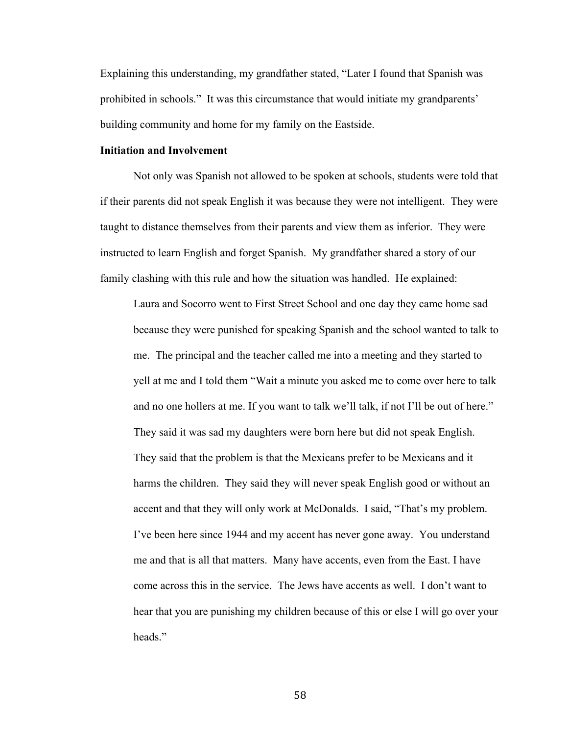Explaining this understanding, my grandfather stated, "Later I found that Spanish was prohibited in schools." It was this circumstance that would initiate my grandparents' building community and home for my family on the Eastside.

**Initiation and Involvement**

Not only was Spanish not allowed to be spoken at schools, students were told that if their parents did not speak English it was because they were not intelligent. They were taught to distance themselves from their parents and view them as inferior. They were instructed to learn English and forget Spanish. My grandfather shared a story of our family clashing with this rule and how the situation was handled. He explained:

> Laura and Socorro went to First Street School and one day they came home sad because they were punished for speaking Spanish and the school wanted to talk to me. The principal and the teacher called me into a meeting and they started to yell at me and I told them "Wait a minute you asked me to come over here to talk and no one hollers at me. If you want to talk we'll talk, if not I'll be out of here." They said it was sad my daughters were born here but did not speak English. They said that the problem is that the Mexicans prefer to be Mexicans and it harms the children. They said they will never speak English good or without an accent and that they will only work at McDonalds. I said, "That's my problem. I've been here since 1944 and my accent has never gone away. You understand me and that is all that matters. Many have accents, even from the East. I have come across this in the service. The Jews have accents as well. I don't want to hear that you are punishing my children because of this or else I will go over your heads."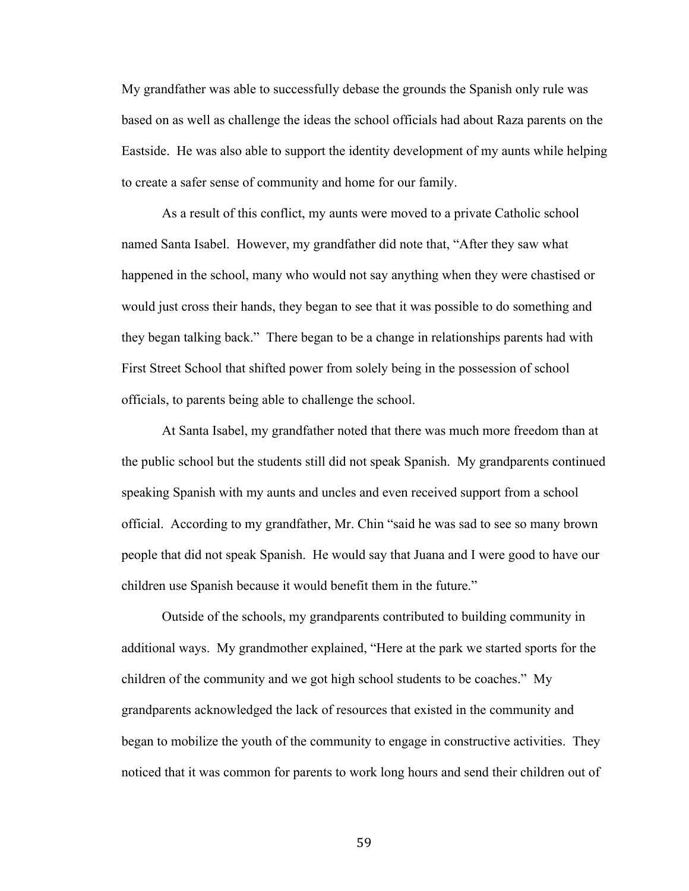My grandfather was able to successfully debase the grounds the Spanish only rule was based on as well as challenge the ideas the school officials had about Raza parents on the Eastside. He was also able to support the identity development of my aunts while helping to create a safer sense of community and home for our family.

As a result of this conflict, my aunts were moved to a private Catholic school named Santa Isabel. However, my grandfather did note that, "After they saw what happened in the school, many who would not say anything when they were chastised or would just cross their hands, they began to see that it was possible to do something and they began talking back." There began to be a change in relationships parents had with First Street School that shifted power from solely being in the possession of school officials, to parents being able to challenge the school.

At Santa Isabel, my grandfather noted that there was much more freedom than at the public school but the students still did not speak Spanish. My grandparents continued speaking Spanish with my aunts and uncles and even received support from a school official. According to my grandfather, Mr. Chin "said he was sad to see so many brown people that did not speak Spanish. He would say that Juana and I were good to have our children use Spanish because it would benefit them in the future."

Outside of the schools, my grandparents contributed to building community in additional ways. My grandmother explained, "Here at the park we started sports for the children of the community and we got high school students to be coaches." My grandparents acknowledged the lack of resources that existed in the community and began to mobilize the youth of the community to engage in constructive activities. They noticed that it was common for parents to work long hours and send their children out of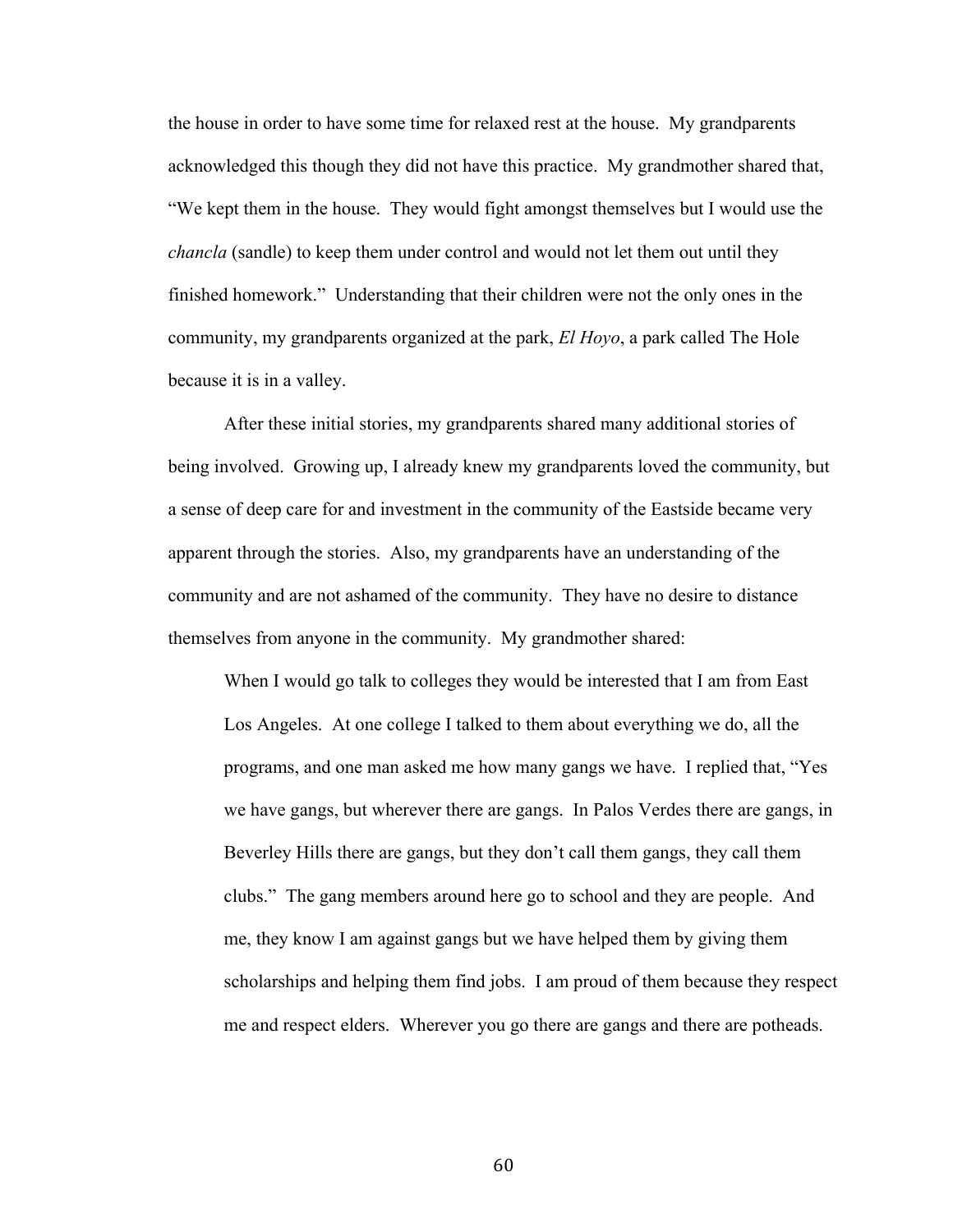the house in order to have some time for relaxed rest at the house. My grandparents acknowledged this though they did not have this practice. My grandmother shared that, "We kept them in the house. They would fight amongst themselves but I would use the *chancla* (sandle) to keep them under control and would not let them out until they finished homework." Understanding that their children were not the only ones in the community, my grandparents organized at the park, *El Hoyo*, a park called The Hole because it is in a valley.

After these initial stories, my grandparents shared many additional stories of being involved. Growing up, I already knew my grandparents loved the community, but a sense of deep care for and investment in the community of the Eastside became very apparent through the stories. Also, my grandparents have an understanding of the community and are not ashamed of the community. They have no desire to distance themselves from anyone in the community. My grandmother shared:

> When I would go talk to colleges they would be interested that I am from East Los Angeles. At one college I talked to them about everything we do, all the programs, and one man asked me how many gangs we have. I replied that, "Yes we have gangs, but wherever there are gangs. In Palos Verdes there are gangs, in Beverley Hills there are gangs, but they don't call them gangs, they call them clubs." The gang members around here go to school and they are people. And me, they know I am against gangs but we have helped them by giving them scholarships and helping them find jobs. I am proud of them because they respect me and respect elders. Wherever you go there are gangs and there are potheads.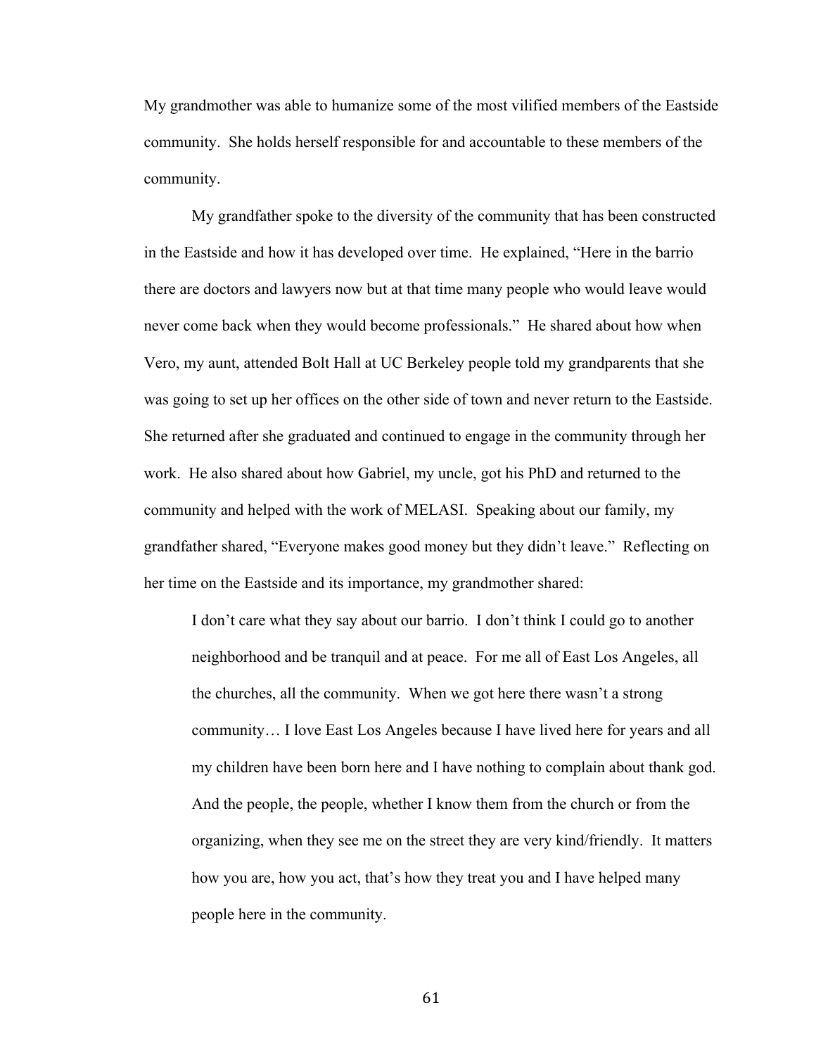My grandmother was able to humanize some of the most vilified members of the Eastside community. She holds herself responsible for and accountable to these members of the community.

My grandfather spoke to the diversity of the community that has been constructed in the Eastside and how it has developed over time. He explained, "Here in the barrio there are doctors and lawyers now but at that time many people who would leave would never come back when they would become professionals." He shared about how when Vero, my aunt, attended Bolt Hall at UC Berkeley people told my grandparents that she was going to set up her offices on the other side of town and never return to the Eastside. She returned after she graduated and continued to engage in the community through her work. He also shared about how Gabriel, my uncle, got his PhD and returned to the community and helped with the work of MELASI. Speaking about our family, my grandfather shared, "Everyone makes good money but they didn't leave." Reflecting on her time on the Eastside and its importance, my grandmother shared:

> I don't care what they say about our barrio. I don't think I could go to another neighborhood and be tranquil and at peace. For me all of East Los Angeles, all the churches, all the community. When we got here there wasn't a strong community… I love East Los Angeles because I have lived here for years and all my children have been born here and I have nothing to complain about thank god. And the people, the people, whether I know them from the church or from the organizing, when they see me on the street they are very kind/friendly. It matters how you are, how you act, that's how they treat you and I have helped many people here in the community.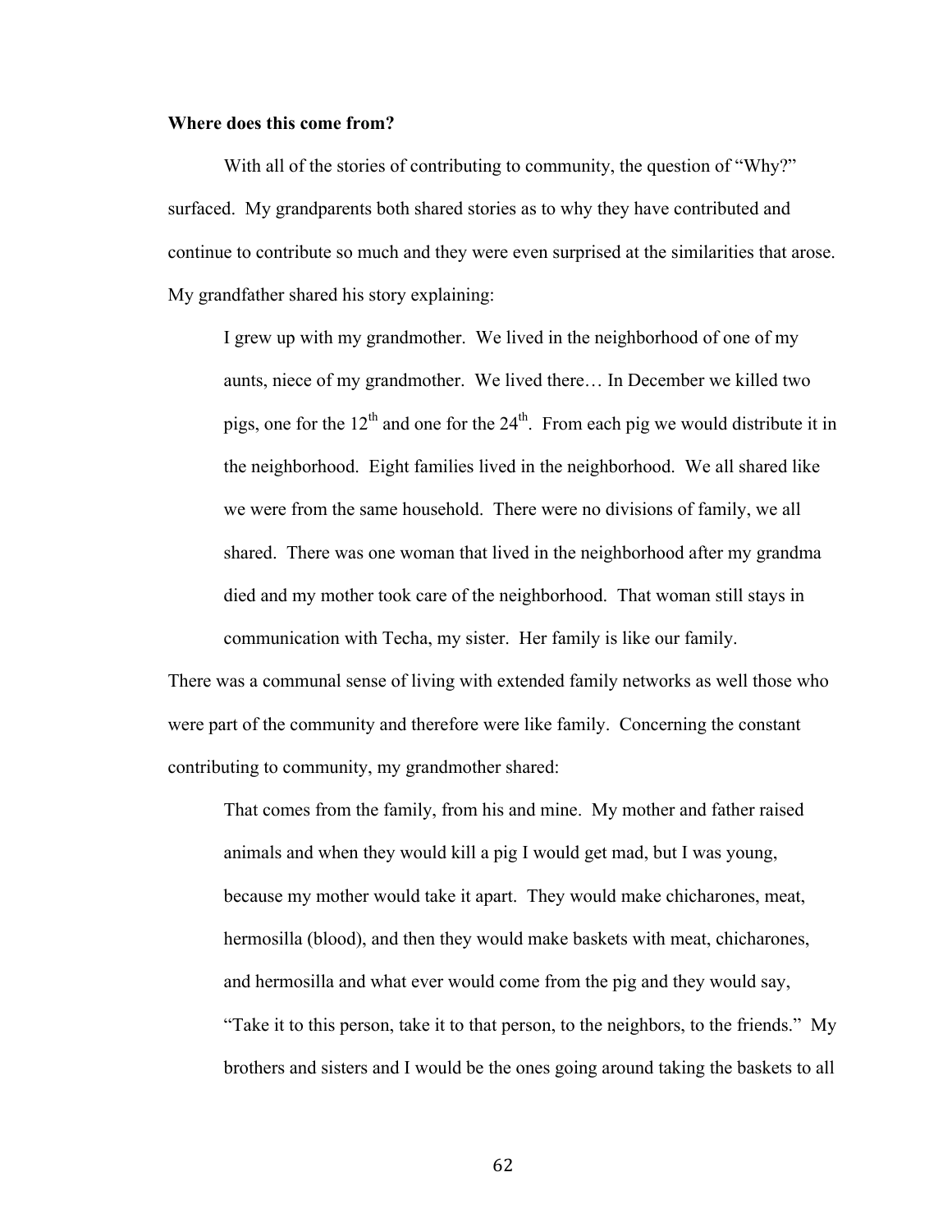**Where does this come from?**

With all of the stories of contributing to community, the question of "Why?" surfaced. My grandparents both shared stories as to why they have contributed and continue to contribute so much and they were even surprised at the similarities that arose. My grandfather shared his story explaining:

> I grew up with my grandmother. We lived in the neighborhood of one of my aunts, niece of my grandmother. We lived there… In December we killed two pigs, one for the 12th and one for the 24th. From each pig we would distribute it in the neighborhood. Eight families lived in the neighborhood. We all shared like we were from the same household. There were no divisions of family, we all shared. There was one woman that lived in the neighborhood after my grandma died and my mother took care of the neighborhood. That woman still stays in communication with Techa, my sister. Her family is like our family.

There was a communal sense of living with extended family networks as well those who were part of the community and therefore were like family. Concerning the constant contributing to community, my grandmother shared:

> That comes from the family, from his and mine. My mother and father raised animals and when they would kill a pig I would get mad, but I was young, because my mother would take it apart. They would make chicharones, meat, hermosilla (blood), and then they would make baskets with meat, chicharones, and hermosilla and what ever would come from the pig and they would say, "Take it to this person, take it to that person, to the neighbors, to the friends." My brothers and sisters and I would be the ones going around taking the baskets to all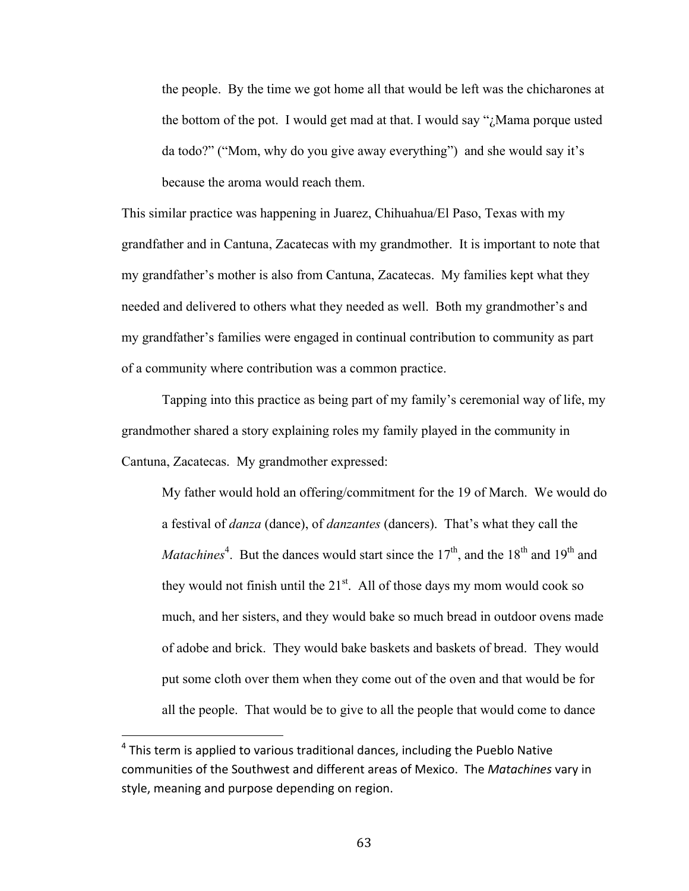> the people. By the time we got home all that would be left was the chicharones at the bottom of the pot. I would get mad at that. I would say "¿Mama porque usted da todo?" ("Mom, why do you give away everything") and she would say it's because the aroma would reach them.

This similar practice was happening in Juarez, Chihuahua/El Paso, Texas with my grandfather and in Cantuna, Zacatecas with my grandmother. It is important to note that my grandfather's mother is also from Cantuna, Zacatecas. My families kept what they needed and delivered to others what they needed as well. Both my grandmother's and my grandfather's families were engaged in continual contribution to community as part of a community where contribution was a common practice.

Tapping into this practice as being part of my family's ceremonial way of life, my grandmother shared a story explaining roles my family played in the community in Cantuna, Zacatecas. My grandmother expressed:

> My father would hold an offering/commitment for the 19 of March. We would do a festival of *danza* (dance), of *danzantes* (dancers). That's what they call the *Matachines*[4]. But the dances would start since the 17th, and the 18th and 19th and they would not finish until the 21st. All of those days my mom would cook so much, and her sisters, and they would bake so much bread in outdoor ovens made of adobe and brick. They would bake baskets and baskets of bread. They would put some cloth over them when they come out of the oven and that would be for all the people. That would be to give to all the people that would come to dance

[4] This term is applied to various traditional dances, including the Pueblo Native communities of the Southwest and different areas of Mexico. The *Matachines* vary in style, meaning and purpose depending on region.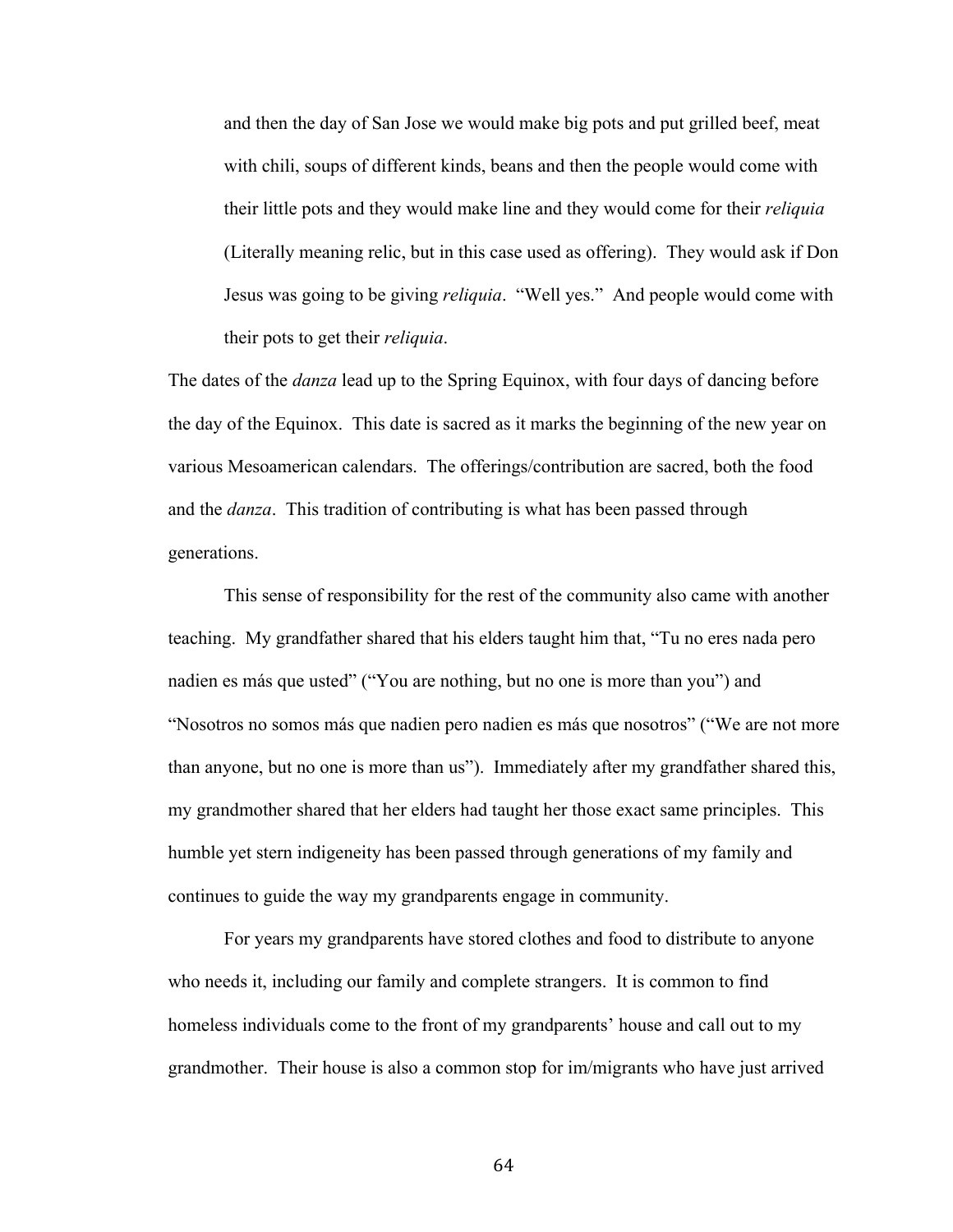> and then the day of San Jose we would make big pots and put grilled beef, meat with chili, soups of different kinds, beans and then the people would come with their little pots and they would make line and they would come for their *reliquia* (Literally meaning relic, but in this case used as offering). They would ask if Don Jesus was going to be giving *reliquia*. "Well yes." And people would come with their pots to get their *reliquia*.

The dates of the *danza* lead up to the Spring Equinox, with four days of dancing before the day of the Equinox. This date is sacred as it marks the beginning of the new year on various Mesoamerican calendars. The offerings/contribution are sacred, both the food and the *danza*. This tradition of contributing is what has been passed through generations.

This sense of responsibility for the rest of the community also came with another teaching. My grandfather shared that his elders taught him that, "Tu no eres nada pero nadien es más que usted" ("You are nothing, but no one is more than you") and "Nosotros no somos más que nadien pero nadien es más que nosotros" ("We are not more than anyone, but no one is more than us"). Immediately after my grandfather shared this, my grandmother shared that her elders had taught her those exact same principles. This humble yet stern indigeneity has been passed through generations of my family and continues to guide the way my grandparents engage in community.

For years my grandparents have stored clothes and food to distribute to anyone who needs it, including our family and complete strangers. It is common to find homeless individuals come to the front of my grandparents' house and call out to my grandmother. Their house is also a common stop for im/migrants who have just arrived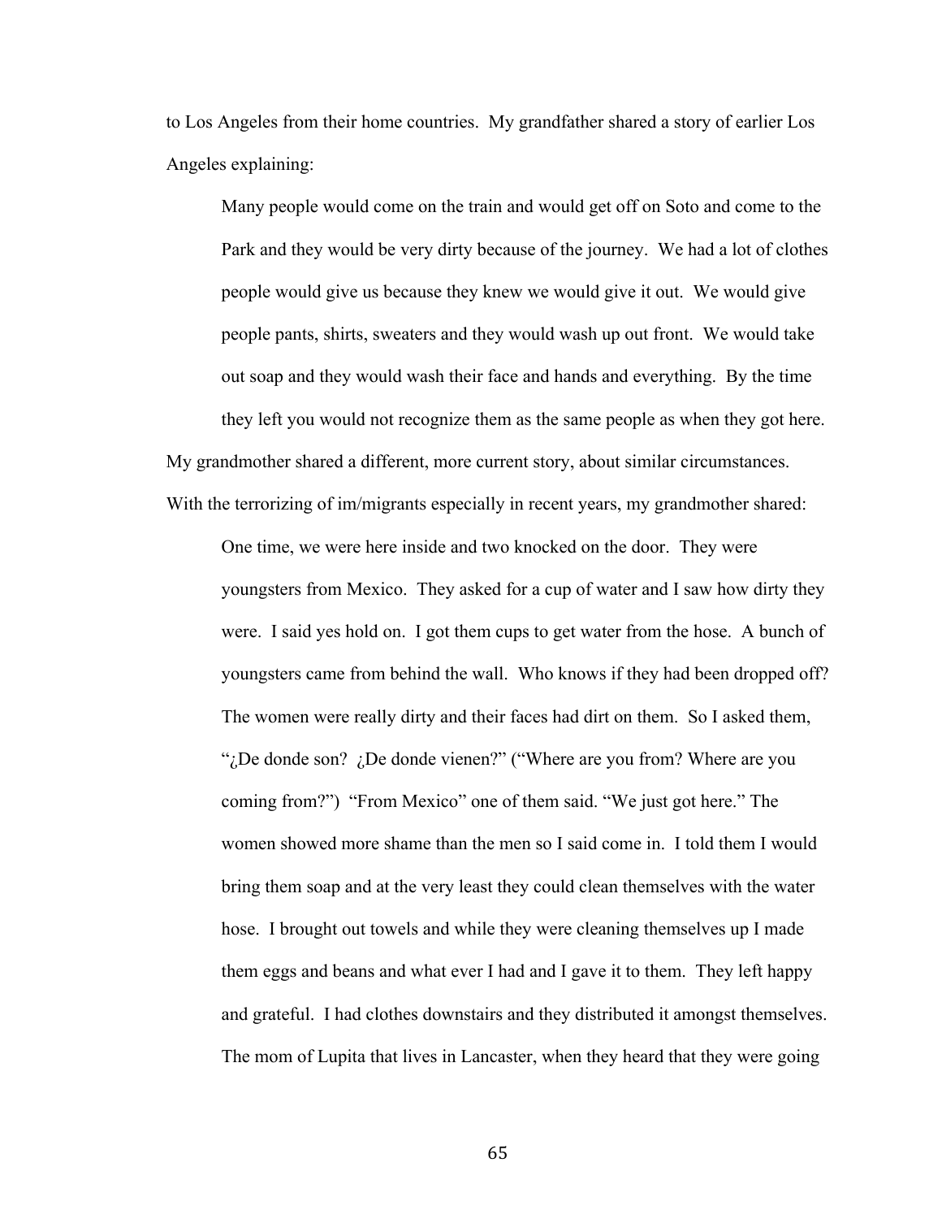to Los Angeles from their home countries. My grandfather shared a story of earlier Los Angeles explaining:

> Many people would come on the train and would get off on Soto and come to the Park and they would be very dirty because of the journey. We had a lot of clothes people would give us because they knew we would give it out. We would give people pants, shirts, sweaters and they would wash up out front. We would take out soap and they would wash their face and hands and everything. By the time they left you would not recognize them as the same people as when they got here.

My grandmother shared a different, more current story, about similar circumstances. With the terrorizing of im/migrants especially in recent years, my grandmother shared:

> One time, we were here inside and two knocked on the door. They were youngsters from Mexico. They asked for a cup of water and I saw how dirty they were. I said yes hold on. I got them cups to get water from the hose. A bunch of youngsters came from behind the wall. Who knows if they had been dropped off? The women were really dirty and their faces had dirt on them. So I asked them, "¿De donde son? ¿De donde vienen?" ("Where are you from? Where are you coming from?") "From Mexico" one of them said. "We just got here." The women showed more shame than the men so I said come in. I told them I would bring them soap and at the very least they could clean themselves with the water hose. I brought out towels and while they were cleaning themselves up I made them eggs and beans and what ever I had and I gave it to them. They left happy and grateful. I had clothes downstairs and they distributed it amongst themselves. The mom of Lupita that lives in Lancaster, when they heard that they were going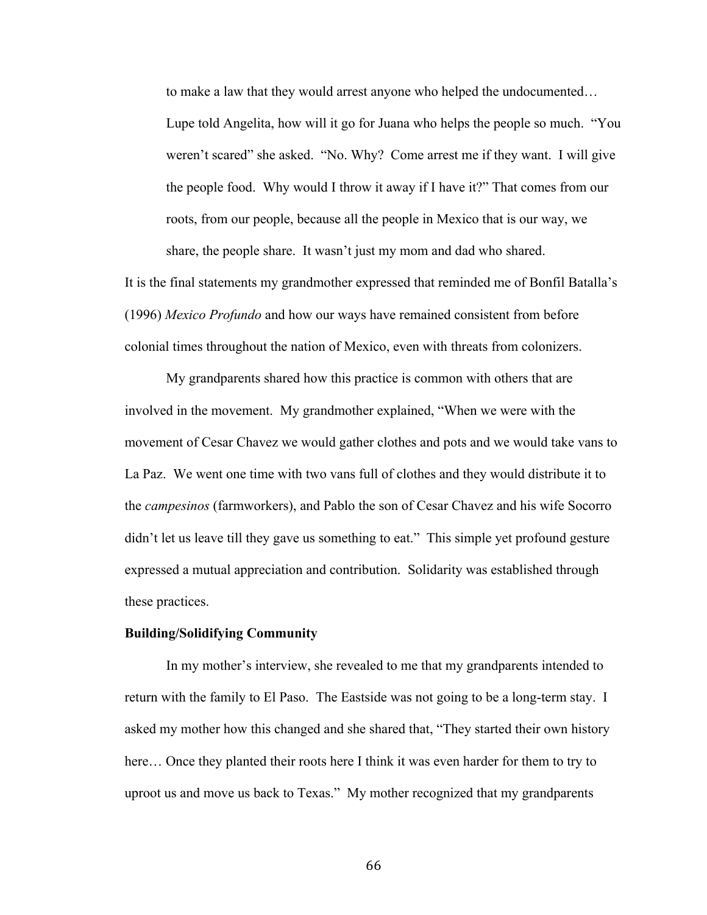> to make a law that they would arrest anyone who helped the undocumented… Lupe told Angelita, how will it go for Juana who helps the people so much. "You weren't scared" she asked. "No. Why? Come arrest me if they want. I will give the people food. Why would I throw it away if I have it?" That comes from our roots, from our people, because all the people in Mexico that is our way, we share, the people share. It wasn't just my mom and dad who shared.

It is the final statements my grandmother expressed that reminded me of Bonfil Batalla's (1996) *Mexico Profundo* and how our ways have remained consistent from before colonial times throughout the nation of Mexico, even with threats from colonizers.

My grandparents shared how this practice is common with others that are involved in the movement. My grandmother explained, "When we were with the movement of Cesar Chavez we would gather clothes and pots and we would take vans to La Paz. We went one time with two vans full of clothes and they would distribute it to the *campesinos* (farmworkers), and Pablo the son of Cesar Chavez and his wife Socorro didn't let us leave till they gave us something to eat." This simple yet profound gesture expressed a mutual appreciation and contribution. Solidarity was established through these practices.

**Building/Solidifying Community**

In my mother's interview, she revealed to me that my grandparents intended to return with the family to El Paso. The Eastside was not going to be a long-term stay. I asked my mother how this changed and she shared that, "They started their own history here… Once they planted their roots here I think it was even harder for them to try to uproot us and move us back to Texas." My mother recognized that my grandparents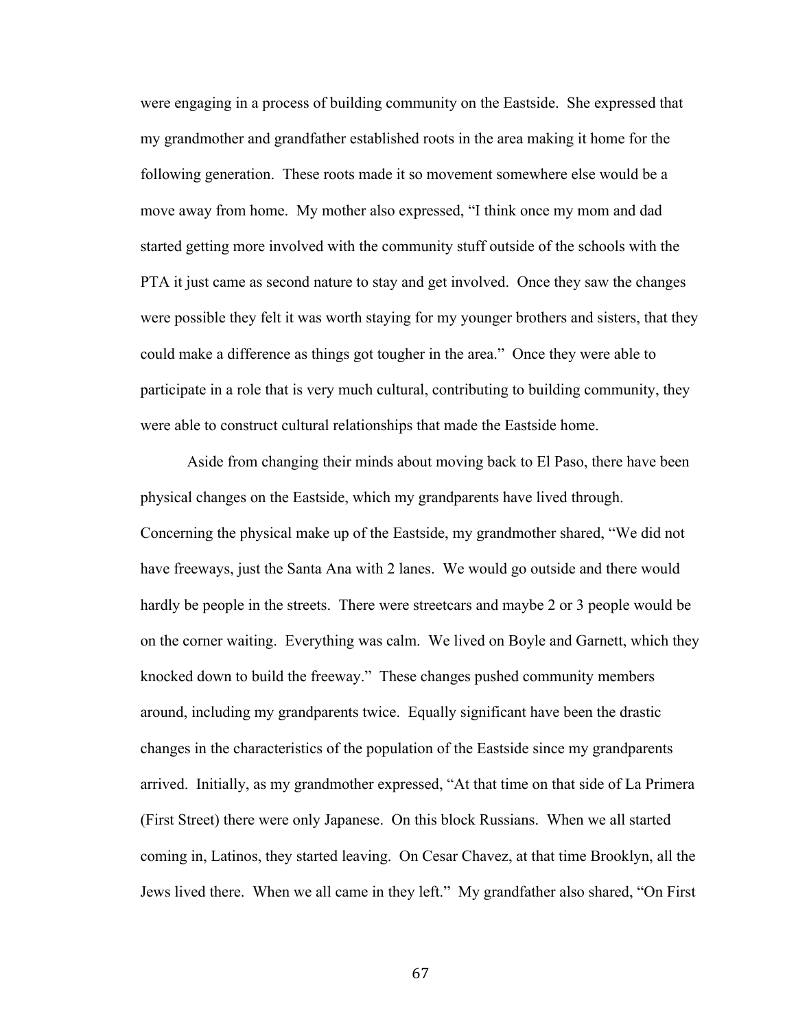were engaging in a process of building community on the Eastside. She expressed that my grandmother and grandfather established roots in the area making it home for the following generation. These roots made it so movement somewhere else would be a move away from home. My mother also expressed, "I think once my mom and dad started getting more involved with the community stuff outside of the schools with the PTA it just came as second nature to stay and get involved. Once they saw the changes were possible they felt it was worth staying for my younger brothers and sisters, that they could make a difference as things got tougher in the area." Once they were able to participate in a role that is very much cultural, contributing to building community, they were able to construct cultural relationships that made the Eastside home.

Aside from changing their minds about moving back to El Paso, there have been physical changes on the Eastside, which my grandparents have lived through. Concerning the physical make up of the Eastside, my grandmother shared, "We did not have freeways, just the Santa Ana with 2 lanes. We would go outside and there would hardly be people in the streets. There were streetcars and maybe 2 or 3 people would be on the corner waiting. Everything was calm. We lived on Boyle and Garnett, which they knocked down to build the freeway." These changes pushed community members around, including my grandparents twice. Equally significant have been the drastic changes in the characteristics of the population of the Eastside since my grandparents arrived. Initially, as my grandmother expressed, "At that time on that side of La Primera (First Street) there were only Japanese. On this block Russians. When we all started coming in, Latinos, they started leaving. On Cesar Chavez, at that time Brooklyn, all the Jews lived there. When we all came in they left." My grandfather also shared, "On First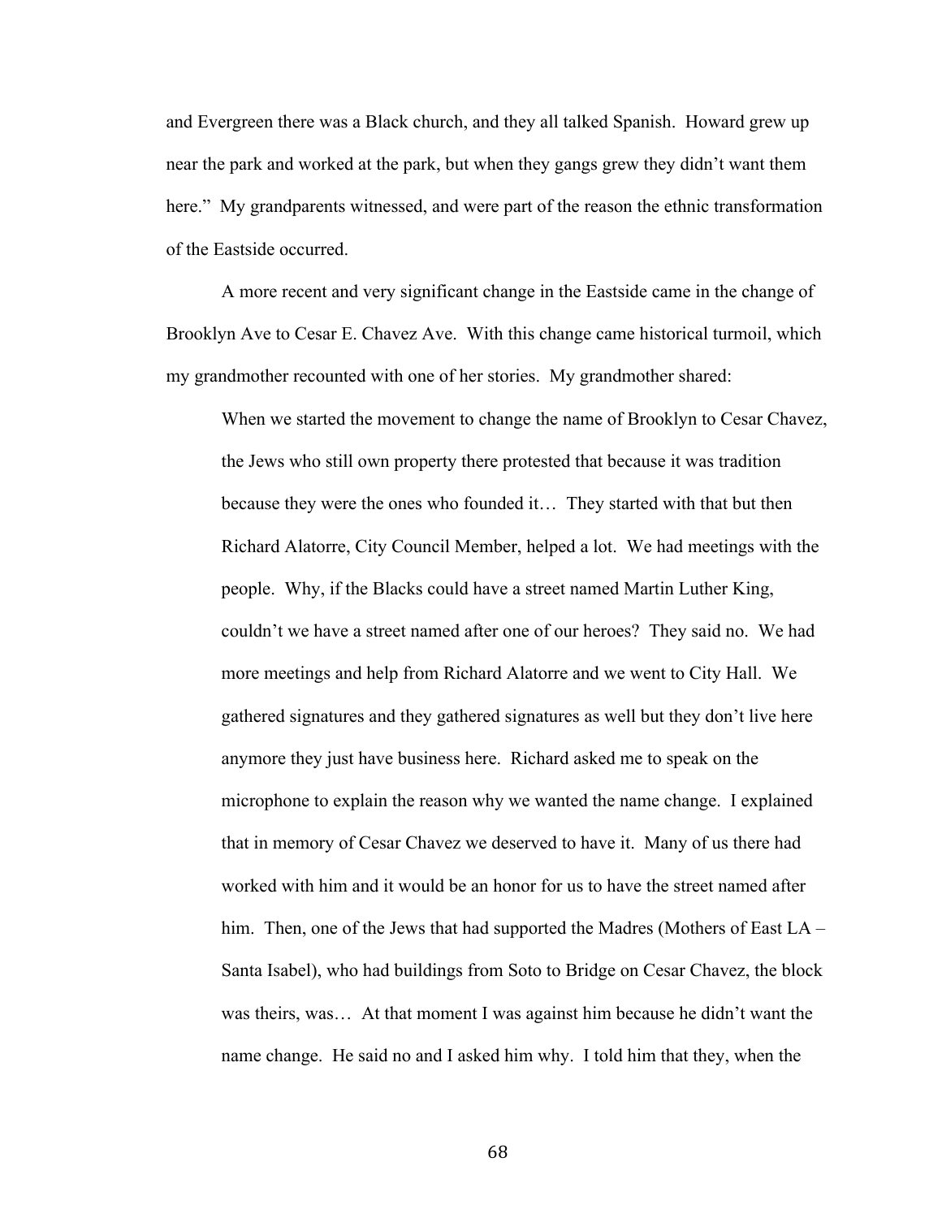and Evergreen there was a Black church, and they all talked Spanish. Howard grew up near the park and worked at the park, but when they gangs grew they didn't want them here." My grandparents witnessed, and were part of the reason the ethnic transformation of the Eastside occurred.

A more recent and very significant change in the Eastside came in the change of Brooklyn Ave to Cesar E. Chavez Ave. With this change came historical turmoil, which my grandmother recounted with one of her stories. My grandmother shared:

> When we started the movement to change the name of Brooklyn to Cesar Chavez, the Jews who still own property there protested that because it was tradition because they were the ones who founded it… They started with that but then Richard Alatorre, City Council Member, helped a lot. We had meetings with the people. Why, if the Blacks could have a street named Martin Luther King, couldn't we have a street named after one of our heroes? They said no. We had more meetings and help from Richard Alatorre and we went to City Hall. We gathered signatures and they gathered signatures as well but they don't live here anymore they just have business here. Richard asked me to speak on the microphone to explain the reason why we wanted the name change. I explained that in memory of Cesar Chavez we deserved to have it. Many of us there had worked with him and it would be an honor for us to have the street named after him. Then, one of the Jews that had supported the Madres (Mothers of East LA – Santa Isabel), who had buildings from Soto to Bridge on Cesar Chavez, the block was theirs, was… At that moment I was against him because he didn't want the name change. He said no and I asked him why. I told him that they, when the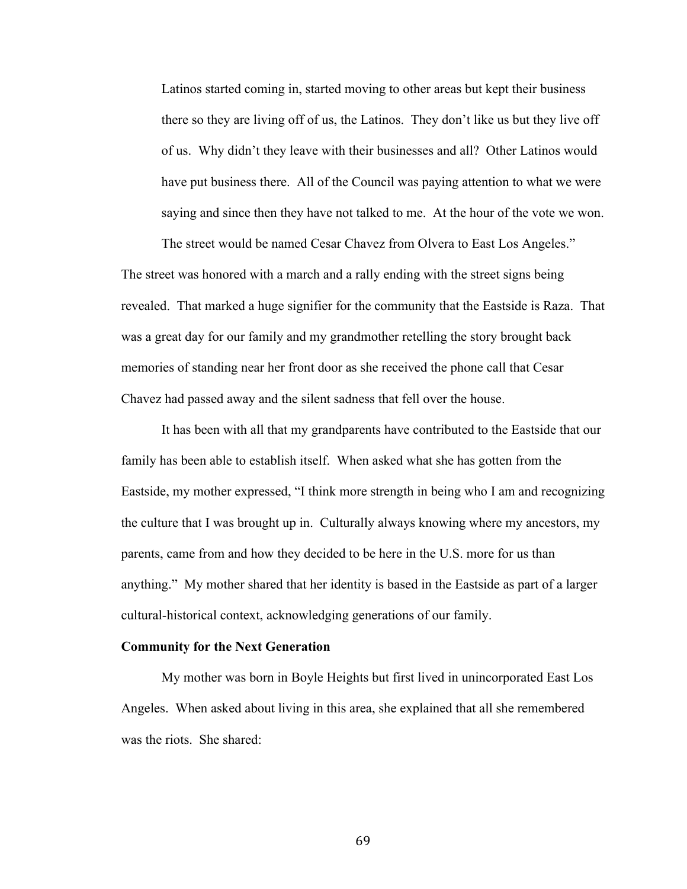> Latinos started coming in, started moving to other areas but kept their business there so they are living off of us, the Latinos. They don't like us but they live off of us. Why didn't they leave with their businesses and all? Other Latinos would have put business there. All of the Council was paying attention to what we were saying and since then they have not talked to me. At the hour of the vote we won. The street would be named Cesar Chavez from Olvera to East Los Angeles."

The street was honored with a march and a rally ending with the street signs being revealed. That marked a huge signifier for the community that the Eastside is Raza. That was a great day for our family and my grandmother retelling the story brought back memories of standing near her front door as she received the phone call that Cesar Chavez had passed away and the silent sadness that fell over the house.

It has been with all that my grandparents have contributed to the Eastside that our family has been able to establish itself. When asked what she has gotten from the Eastside, my mother expressed, "I think more strength in being who I am and recognizing the culture that I was brought up in. Culturally always knowing where my ancestors, my parents, came from and how they decided to be here in the U.S. more for us than anything." My mother shared that her identity is based in the Eastside as part of a larger cultural-historical context, acknowledging generations of our family.

**Community for the Next Generation**

My mother was born in Boyle Heights but first lived in unincorporated East Los Angeles. When asked about living in this area, she explained that all she remembered was the riots. She shared: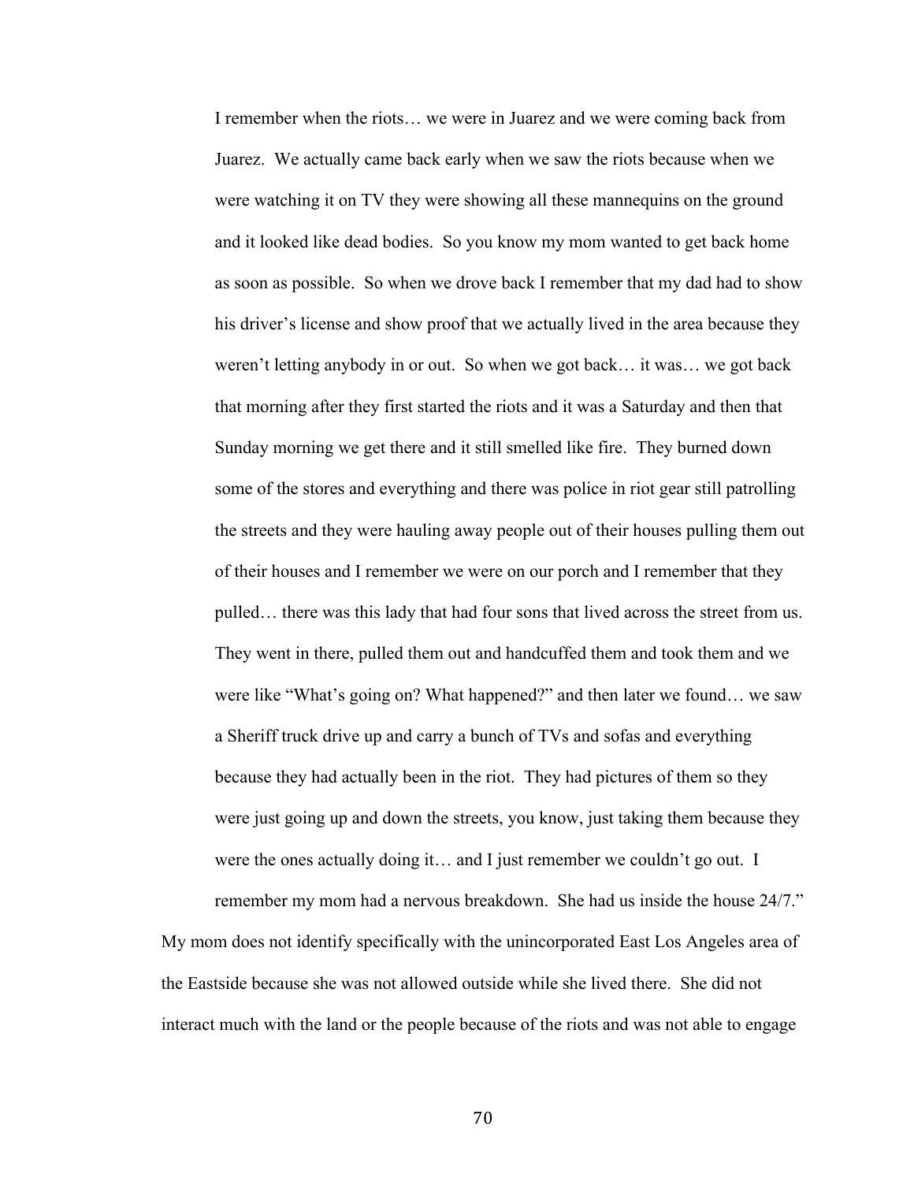> I remember when the riots… we were in Juarez and we were coming back from Juarez. We actually came back early when we saw the riots because when we were watching it on TV they were showing all these mannequins on the ground and it looked like dead bodies. So you know my mom wanted to get back home as soon as possible. So when we drove back I remember that my dad had to show his driver's license and show proof that we actually lived in the area because they weren't letting anybody in or out. So when we got back… it was… we got back that morning after they first started the riots and it was a Saturday and then that Sunday morning we get there and it still smelled like fire. They burned down some of the stores and everything and there was police in riot gear still patrolling the streets and they were hauling away people out of their houses pulling them out of their houses and I remember we were on our porch and I remember that they pulled… there was this lady that had four sons that lived across the street from us. They went in there, pulled them out and handcuffed them and took them and we were like "What's going on? What happened?" and then later we found… we saw a Sheriff truck drive up and carry a bunch of TVs and sofas and everything because they had actually been in the riot. They had pictures of them so they were just going up and down the streets, you know, just taking them because they were the ones actually doing it… and I just remember we couldn't go out. I remember my mom had a nervous breakdown. She had us inside the house 24/7."

My mom does not identify specifically with the unincorporated East Los Angeles area of the Eastside because she was not allowed outside while she lived there. She did not interact much with the land or the people because of the riots and was not able to engage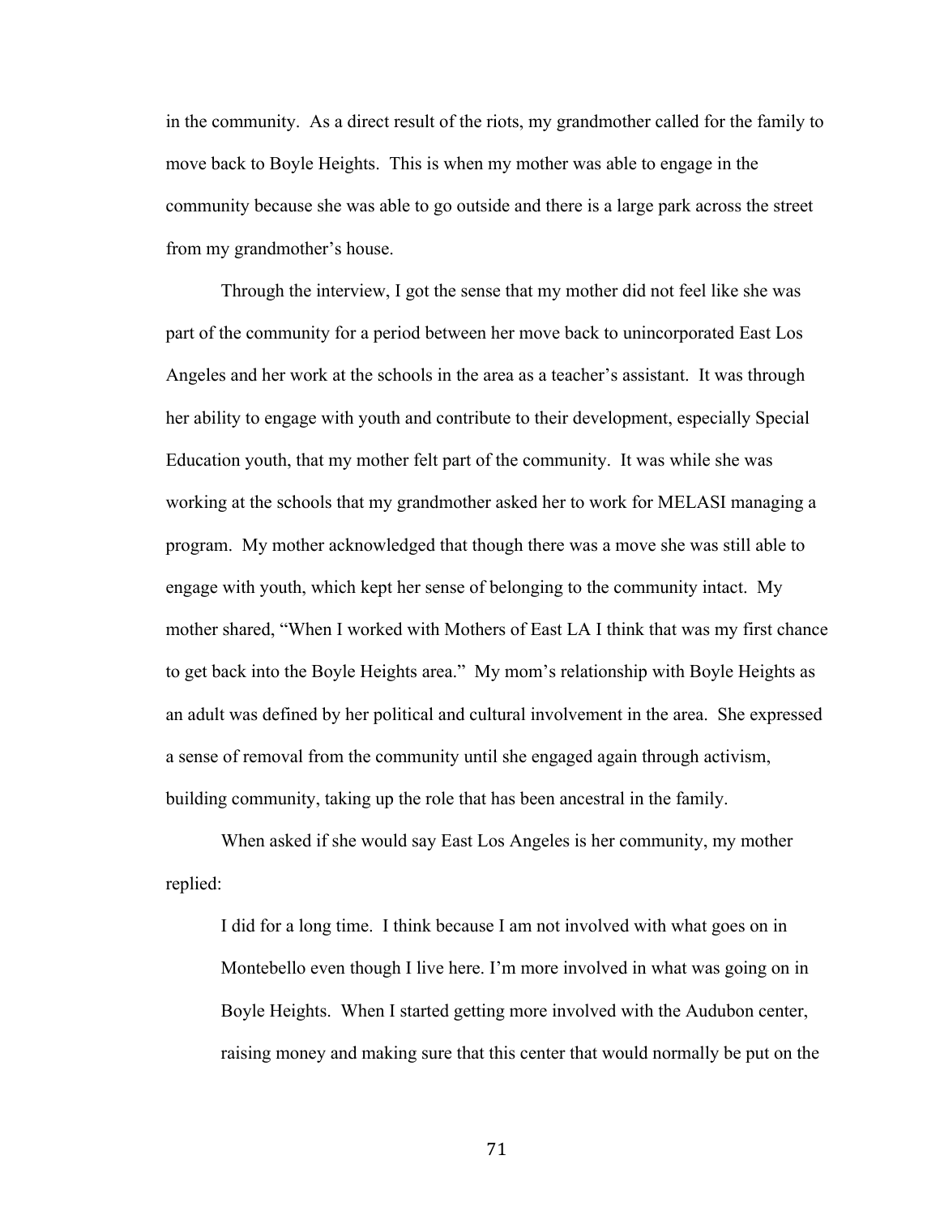in the community. As a direct result of the riots, my grandmother called for the family to move back to Boyle Heights. This is when my mother was able to engage in the community because she was able to go outside and there is a large park across the street from my grandmother's house.

Through the interview, I got the sense that my mother did not feel like she was part of the community for a period between her move back to unincorporated East Los Angeles and her work at the schools in the area as a teacher's assistant. It was through her ability to engage with youth and contribute to their development, especially Special Education youth, that my mother felt part of the community. It was while she was working at the schools that my grandmother asked her to work for MELASI managing a program. My mother acknowledged that though there was a move she was still able to engage with youth, which kept her sense of belonging to the community intact. My mother shared, "When I worked with Mothers of East LA I think that was my first chance to get back into the Boyle Heights area." My mom's relationship with Boyle Heights as an adult was defined by her political and cultural involvement in the area. She expressed a sense of removal from the community until she engaged again through activism, building community, taking up the role that has been ancestral in the family.

When asked if she would say East Los Angeles is her community, my mother replied:

> I did for a long time. I think because I am not involved with what goes on in Montebello even though I live here. I'm more involved in what was going on in Boyle Heights. When I started getting more involved with the Audubon center, raising money and making sure that this center that would normally be put on the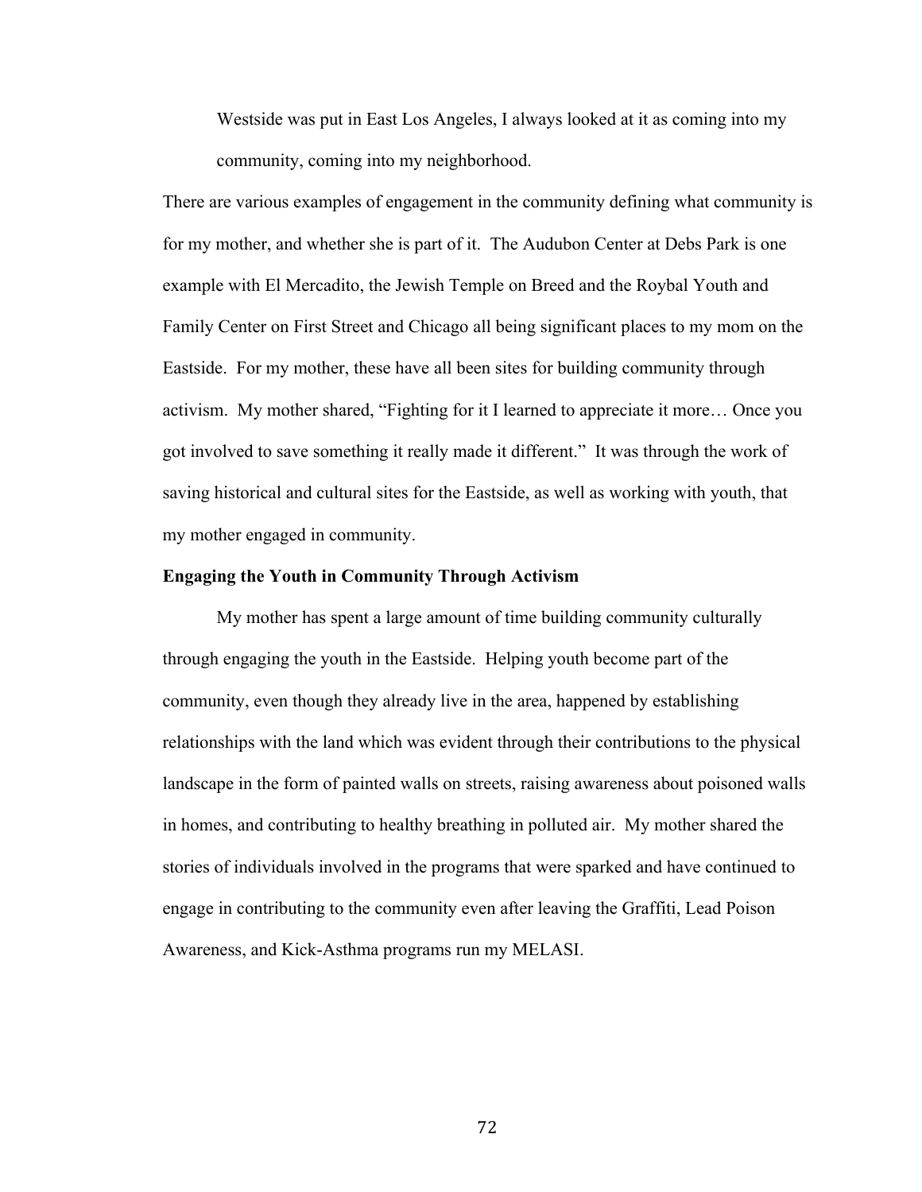> Westside was put in East Los Angeles, I always looked at it as coming into my community, coming into my neighborhood.

There are various examples of engagement in the community defining what community is for my mother, and whether she is part of it. The Audubon Center at Debs Park is one example with El Mercadito, the Jewish Temple on Breed and the Roybal Youth and Family Center on First Street and Chicago all being significant places to my mom on the Eastside. For my mother, these have all been sites for building community through activism. My mother shared, "Fighting for it I learned to appreciate it more… Once you got involved to save something it really made it different." It was through the work of saving historical and cultural sites for the Eastside, as well as working with youth, that my mother engaged in community.

**Engaging the Youth in Community Through Activism**

My mother has spent a large amount of time building community culturally through engaging the youth in the Eastside. Helping youth become part of the community, even though they already live in the area, happened by establishing relationships with the land which was evident through their contributions to the physical landscape in the form of painted walls on streets, raising awareness about poisoned walls in homes, and contributing to healthy breathing in polluted air. My mother shared the stories of individuals involved in the programs that were sparked and have continued to engage in contributing to the community even after leaving the Graffiti, Lead Poison Awareness, and Kick-Asthma programs run my MELASI.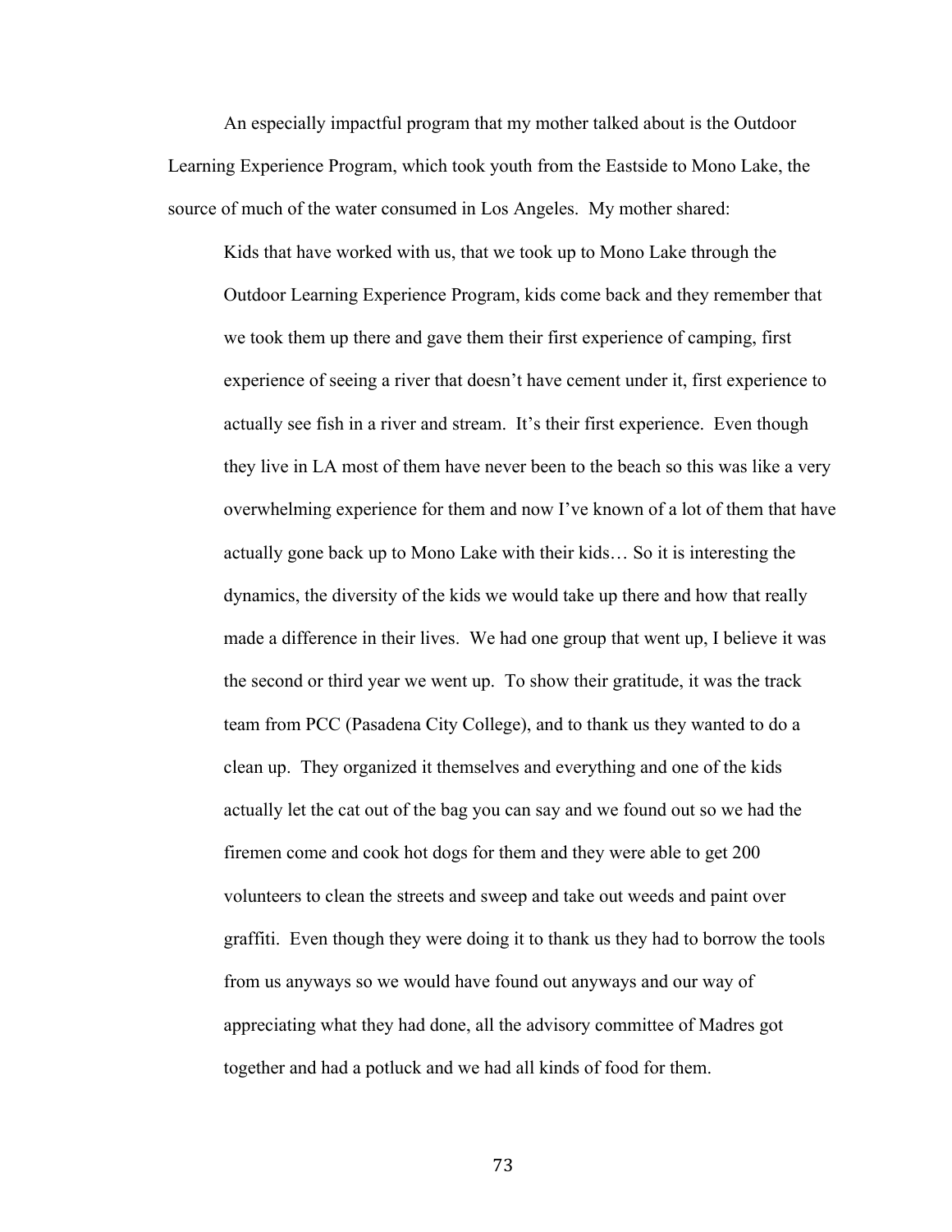An especially impactful program that my mother talked about is the Outdoor Learning Experience Program, which took youth from the Eastside to Mono Lake, the source of much of the water consumed in Los Angeles. My mother shared:

> Kids that have worked with us, that we took up to Mono Lake through the Outdoor Learning Experience Program, kids come back and they remember that we took them up there and gave them their first experience of camping, first experience of seeing a river that doesn't have cement under it, first experience to actually see fish in a river and stream. It's their first experience. Even though they live in LA most of them have never been to the beach so this was like a very overwhelming experience for them and now I've known of a lot of them that have actually gone back up to Mono Lake with their kids… So it is interesting the dynamics, the diversity of the kids we would take up there and how that really made a difference in their lives. We had one group that went up, I believe it was the second or third year we went up. To show their gratitude, it was the track team from PCC (Pasadena City College), and to thank us they wanted to do a clean up. They organized it themselves and everything and one of the kids actually let the cat out of the bag you can say and we found out so we had the firemen come and cook hot dogs for them and they were able to get 200 volunteers to clean the streets and sweep and take out weeds and paint over graffiti. Even though they were doing it to thank us they had to borrow the tools from us anyways so we would have found out anyways and our way of appreciating what they had done, all the advisory committee of Madres got together and had a potluck and we had all kinds of food for them.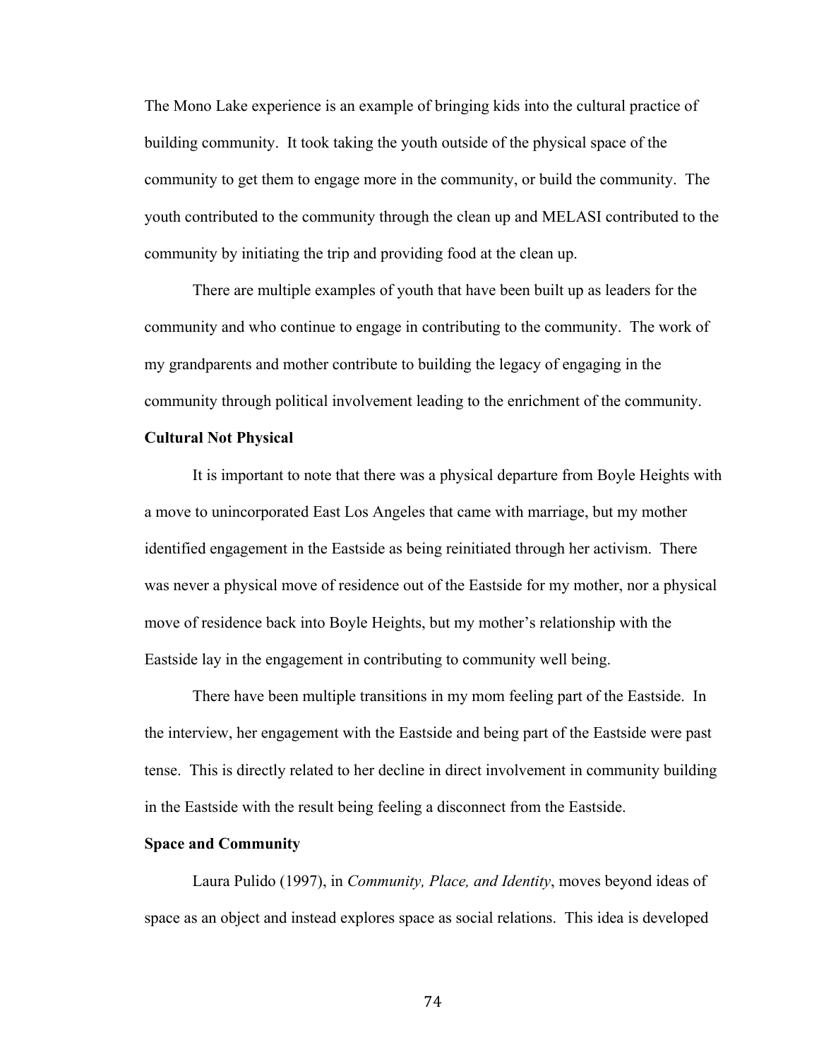The Mono Lake experience is an example of bringing kids into the cultural practice of building community. It took taking the youth outside of the physical space of the community to get them to engage more in the community, or build the community. The youth contributed to the community through the clean up and MELASI contributed to the community by initiating the trip and providing food at the clean up.

There are multiple examples of youth that have been built up as leaders for the community and who continue to engage in contributing to the community. The work of my grandparents and mother contribute to building the legacy of engaging in the community through political involvement leading to the enrichment of the community.

**Cultural Not Physical**

It is important to note that there was a physical departure from Boyle Heights with a move to unincorporated East Los Angeles that came with marriage, but my mother identified engagement in the Eastside as being reinitiated through her activism. There was never a physical move of residence out of the Eastside for my mother, nor a physical move of residence back into Boyle Heights, but my mother's relationship with the Eastside lay in the engagement in contributing to community well being.

There have been multiple transitions in my mom feeling part of the Eastside. In the interview, her engagement with the Eastside and being part of the Eastside were past tense. This is directly related to her decline in direct involvement in community building in the Eastside with the result being feeling a disconnect from the Eastside.

**Space and Community**

Laura Pulido (1997), in *Community, Place, and Identity*, moves beyond ideas of space as an object and instead explores space as social relations. This idea is developed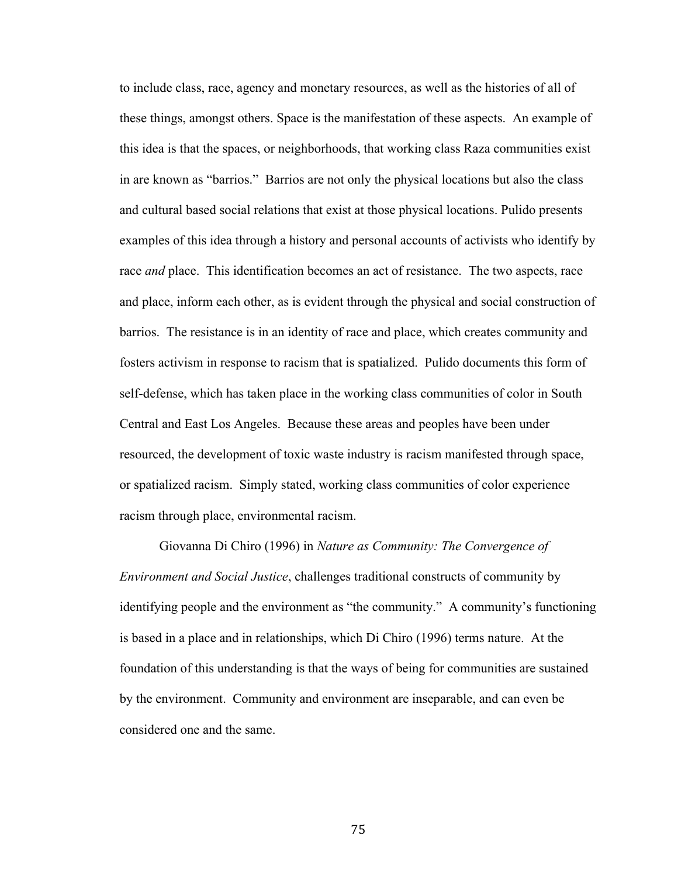to include class, race, agency and monetary resources, as well as the histories of all of these things, amongst others. Space is the manifestation of these aspects. An example of this idea is that the spaces, or neighborhoods, that working class Raza communities exist in are known as "barrios." Barrios are not only the physical locations but also the class and cultural based social relations that exist at those physical locations. Pulido presents examples of this idea through a history and personal accounts of activists who identify by race *and* place. This identification becomes an act of resistance. The two aspects, race and place, inform each other, as is evident through the physical and social construction of barrios. The resistance is in an identity of race and place, which creates community and fosters activism in response to racism that is spatialized. Pulido documents this form of self-defense, which has taken place in the working class communities of color in South Central and East Los Angeles. Because these areas and peoples have been under resourced, the development of toxic waste industry is racism manifested through space, or spatialized racism. Simply stated, working class communities of color experience racism through place, environmental racism.

Giovanna Di Chiro (1996) in *Nature as Community: The Convergence of Environment and Social Justice*, challenges traditional constructs of community by identifying people and the environment as "the community." A community's functioning is based in a place and in relationships, which Di Chiro (1996) terms nature. At the foundation of this understanding is that the ways of being for communities are sustained by the environment. Community and environment are inseparable, and can even be considered one and the same.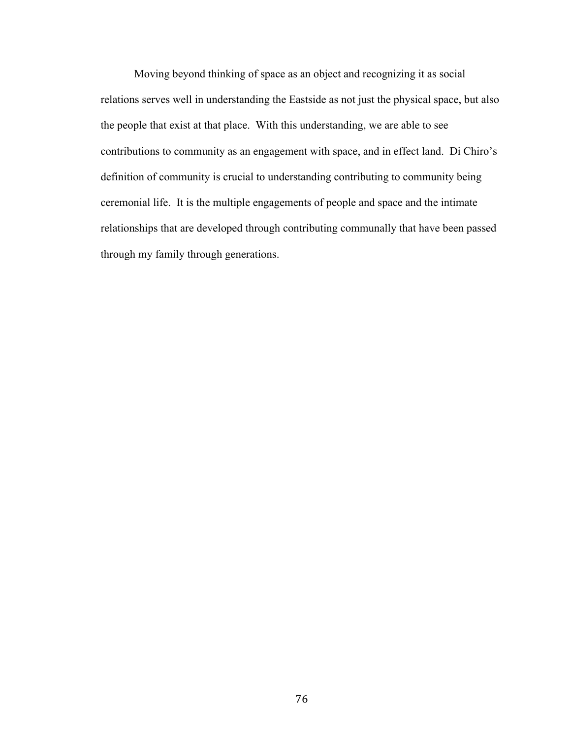Moving beyond thinking of space as an object and recognizing it as social relations serves well in understanding the Eastside as not just the physical space, but also the people that exist at that place. With this understanding, we are able to see contributions to community as an engagement with space, and in effect land. Di Chiro's definition of community is crucial to understanding contributing to community being ceremonial life. It is the multiple engagements of people and space and the intimate relationships that are developed through contributing communally that have been passed through my family through generations.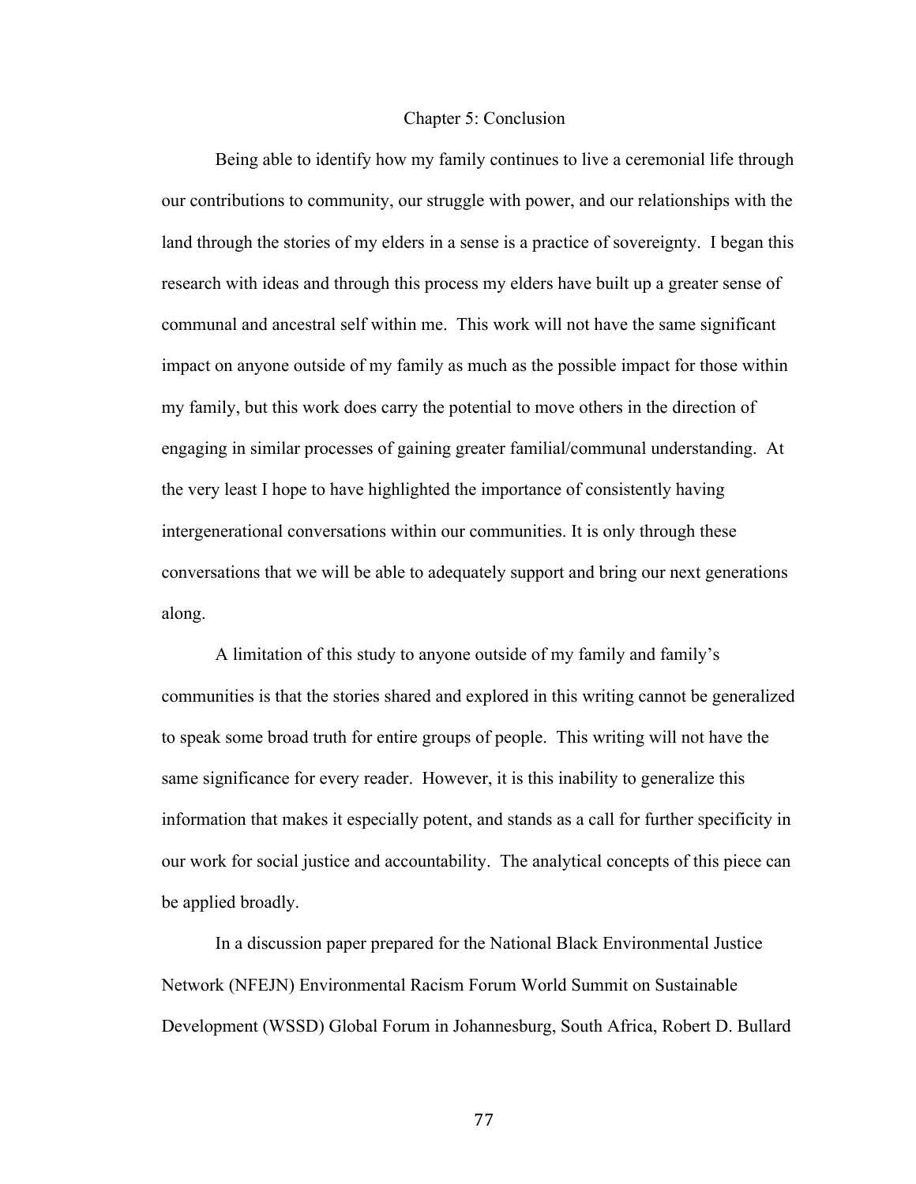# Chapter 5: Conclusion

Being able to identify how my family continues to live a ceremonial life through our contributions to community, our struggle with power, and our relationships with the land through the stories of my elders in a sense is a practice of sovereignty. I began this research with ideas and through this process my elders have built up a greater sense of communal and ancestral self within me. This work will not have the same significant impact on anyone outside of my family as much as the possible impact for those within my family, but this work does carry the potential to move others in the direction of engaging in similar processes of gaining greater familial/communal understanding. At the very least I hope to have highlighted the importance of consistently having intergenerational conversations within our communities. It is only through these conversations that we will be able to adequately support and bring our next generations along.

A limitation of this study to anyone outside of my family and family's communities is that the stories shared and explored in this writing cannot be generalized to speak some broad truth for entire groups of people. This writing will not have the same significance for every reader. However, it is this inability to generalize this information that makes it especially potent, and stands as a call for further specificity in our work for social justice and accountability. The analytical concepts of this piece can be applied broadly.

In a discussion paper prepared for the National Black Environmental Justice Network (NFEJN) Environmental Racism Forum World Summit on Sustainable Development (WSSD) Global Forum in Johannesburg, South Africa, Robert D. Bullard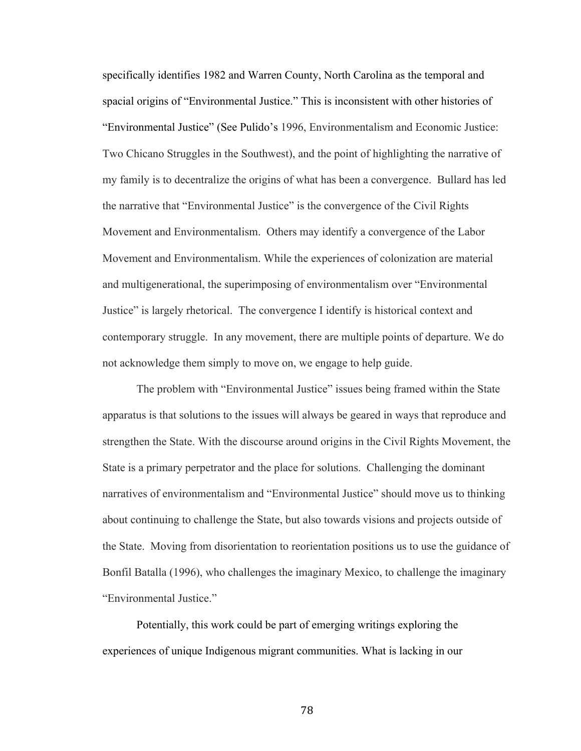specifically identifies 1982 and Warren County, North Carolina as the temporal and spacial origins of "Environmental Justice." This is inconsistent with other histories of "Environmental Justice" (See Pulido's 1996, Environmentalism and Economic Justice: Two Chicano Struggles in the Southwest), and the point of highlighting the narrative of my family is to decentralize the origins of what has been a convergence. Bullard has led the narrative that "Environmental Justice" is the convergence of the Civil Rights Movement and Environmentalism. Others may identify a convergence of the Labor Movement and Environmentalism. While the experiences of colonization are material and multigenerational, the superimposing of environmentalism over "Environmental Justice" is largely rhetorical. The convergence I identify is historical context and contemporary struggle. In any movement, there are multiple points of departure. We do not acknowledge them simply to move on, we engage to help guide.

The problem with "Environmental Justice" issues being framed within the State apparatus is that solutions to the issues will always be geared in ways that reproduce and strengthen the State. With the discourse around origins in the Civil Rights Movement, the State is a primary perpetrator and the place for solutions. Challenging the dominant narratives of environmentalism and "Environmental Justice" should move us to thinking about continuing to challenge the State, but also towards visions and projects outside of the State. Moving from disorientation to reorientation positions us to use the guidance of Bonfil Batalla (1996), who challenges the imaginary Mexico, to challenge the imaginary "Environmental Justice."

Potentially, this work could be part of emerging writings exploring the experiences of unique Indigenous migrant communities. What is lacking in our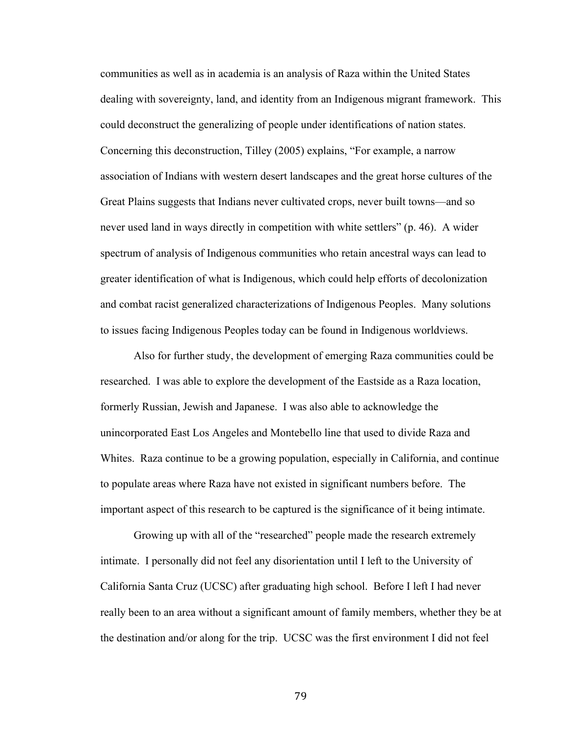communities as well as in academia is an analysis of Raza within the United States dealing with sovereignty, land, and identity from an Indigenous migrant framework. This could deconstruct the generalizing of people under identifications of nation states. Concerning this deconstruction, Tilley (2005) explains, "For example, a narrow association of Indians with western desert landscapes and the great horse cultures of the Great Plains suggests that Indians never cultivated crops, never built towns—and so never used land in ways directly in competition with white settlers" (p. 46). A wider spectrum of analysis of Indigenous communities who retain ancestral ways can lead to greater identification of what is Indigenous, which could help efforts of decolonization and combat racist generalized characterizations of Indigenous Peoples. Many solutions to issues facing Indigenous Peoples today can be found in Indigenous worldviews.

Also for further study, the development of emerging Raza communities could be researched. I was able to explore the development of the Eastside as a Raza location, formerly Russian, Jewish and Japanese. I was also able to acknowledge the unincorporated East Los Angeles and Montebello line that used to divide Raza and Whites. Raza continue to be a growing population, especially in California, and continue to populate areas where Raza have not existed in significant numbers before. The important aspect of this research to be captured is the significance of it being intimate.

Growing up with all of the "researched" people made the research extremely intimate. I personally did not feel any disorientation until I left to the University of California Santa Cruz (UCSC) after graduating high school. Before I left I had never really been to an area without a significant amount of family members, whether they be at the destination and/or along for the trip. UCSC was the first environment I did not feel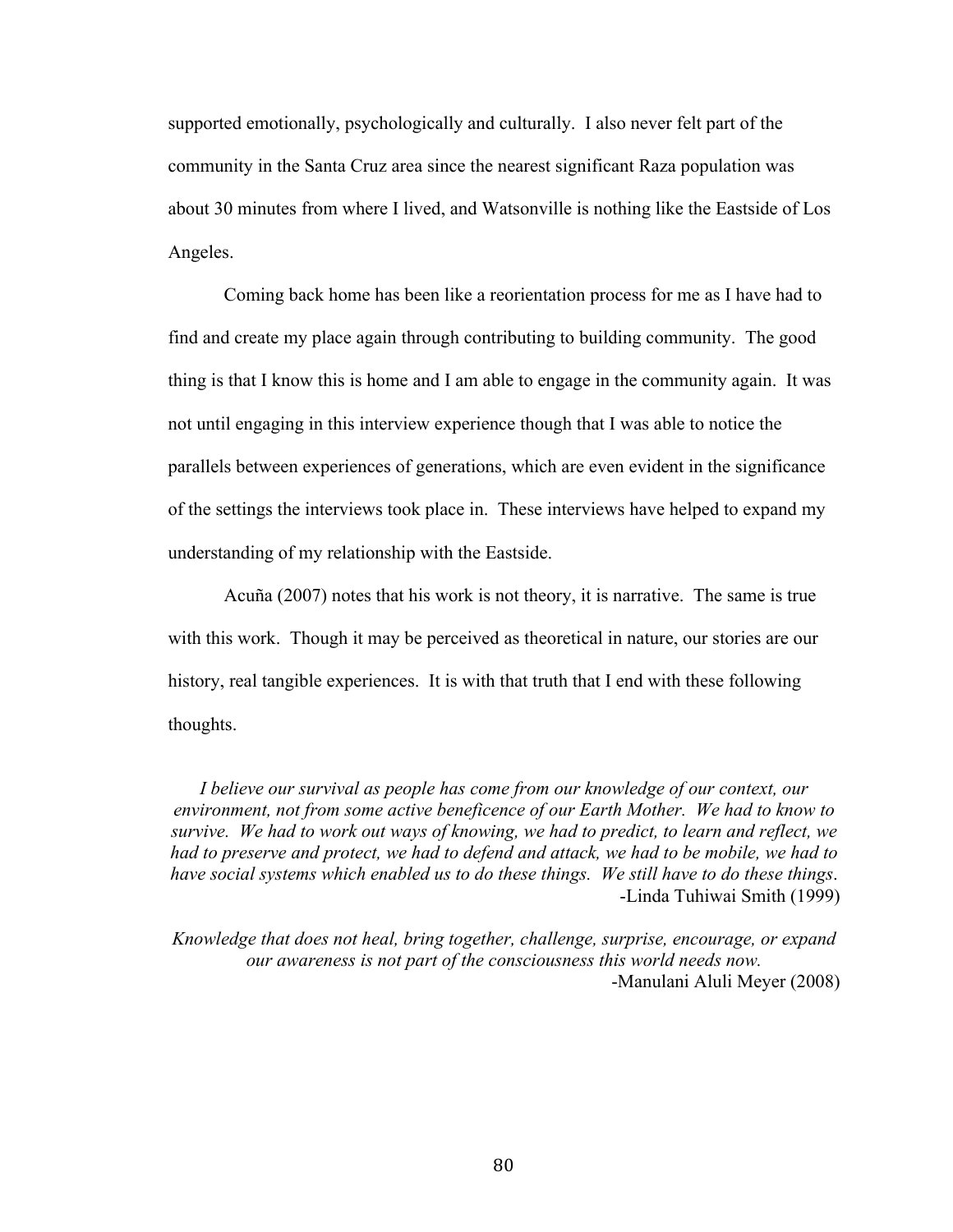supported emotionally, psychologically and culturally. I also never felt part of the community in the Santa Cruz area since the nearest significant Raza population was about 30 minutes from where I lived, and Watsonville is nothing like the Eastside of Los Angeles.

Coming back home has been like a reorientation process for me as I have had to find and create my place again through contributing to building community. The good thing is that I know this is home and I am able to engage in the community again. It was not until engaging in this interview experience though that I was able to notice the parallels between experiences of generations, which are even evident in the significance of the settings the interviews took place in. These interviews have helped to expand my understanding of my relationship with the Eastside.

Acuña (2007) notes that his work is not theory, it is narrative. The same is true with this work. Though it may be perceived as theoretical in nature, our stories are our history, real tangible experiences. It is with that truth that I end with these following thoughts.

*I believe our survival as people has come from our knowledge of our context, our environment, not from some active beneficence of our Earth Mother. We had to know to survive. We had to work out ways of knowing, we had to predict, to learn and reflect, we had to preserve and protect, we had to defend and attack, we had to be mobile, we had to have social systems which enabled us to do these things. We still have to do these things.*
-Linda Tuhiwai Smith (1999)

*Knowledge that does not heal, bring together, challenge, surprise, encourage, or expand our awareness is not part of the consciousness this world needs now.*
-Manulani Aluli Meyer (2008)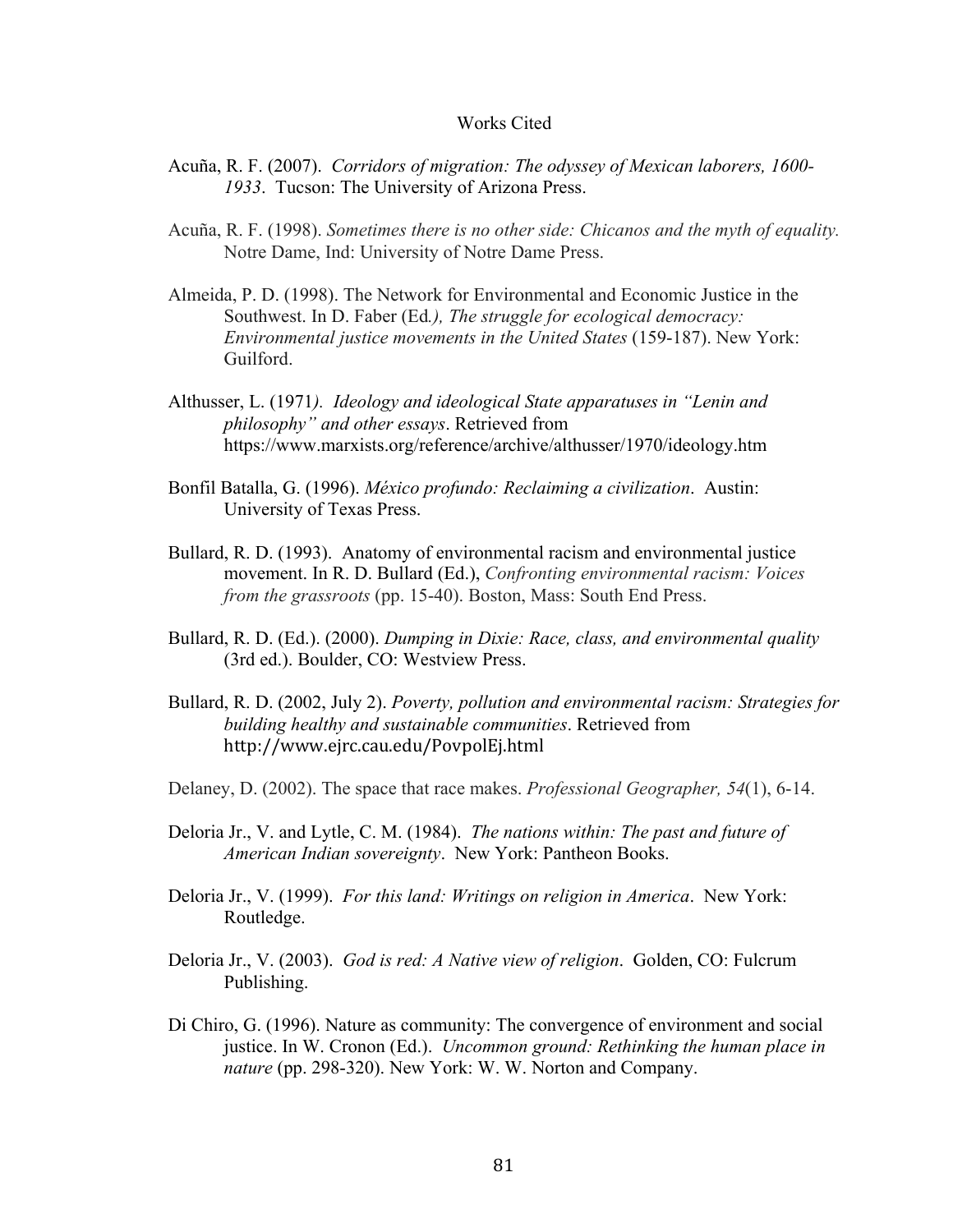# Works Cited

Acuña, R. F. (2007). *Corridors of migration: The odyssey of Mexican laborers, 1600-1933*. Tucson: The University of Arizona Press.

Acuña, R. F. (1998). *Sometimes there is no other side: Chicanos and the myth of equality.* Notre Dame, Ind: University of Notre Dame Press.

Almeida, P. D. (1998). The Network for Environmental and Economic Justice in the Southwest. In D. Faber (Ed*.), The struggle for ecological democracy: Environmental justice movements in the United States* (159-187). New York: Guilford.

Althusser, L. (1971*). Ideology and ideological State apparatuses in "Lenin and philosophy" and other essays*. Retrieved from https://www.marxists.org/reference/archive/althusser/1970/ideology.htm

Bonfil Batalla, G. (1996). *México profundo: Reclaiming a civilization*. Austin: University of Texas Press.

Bullard, R. D. (1993). Anatomy of environmental racism and environmental justice movement. In R. D. Bullard (Ed.), *Confronting environmental racism: Voices from the grassroots* (pp. 15-40). Boston, Mass: South End Press.

Bullard, R. D. (Ed.). (2000). *Dumping in Dixie: Race, class, and environmental quality* (3rd ed.). Boulder, CO: Westview Press.

Bullard, R. D. (2002, July 2). *Poverty, pollution and environmental racism: Strategies for building healthy and sustainable communities*. Retrieved from http://www.ejrc.cau.edu/PovpolEj.html

Delaney, D. (2002). The space that race makes. *Professional Geographer, 54*(1), 6-14.

Deloria Jr., V. and Lytle, C. M. (1984). *The nations within: The past and future of American Indian sovereignty*. New York: Pantheon Books.

Deloria Jr., V. (1999). *For this land: Writings on religion in America*. New York: Routledge.

Deloria Jr., V. (2003). *God is red: A Native view of religion*. Golden, CO: Fulcrum Publishing.

Di Chiro, G. (1996). Nature as community: The convergence of environment and social justice. In W. Cronon (Ed.). *Uncommon ground: Rethinking the human place in nature* (pp. 298-320). New York: W. W. Norton and Company.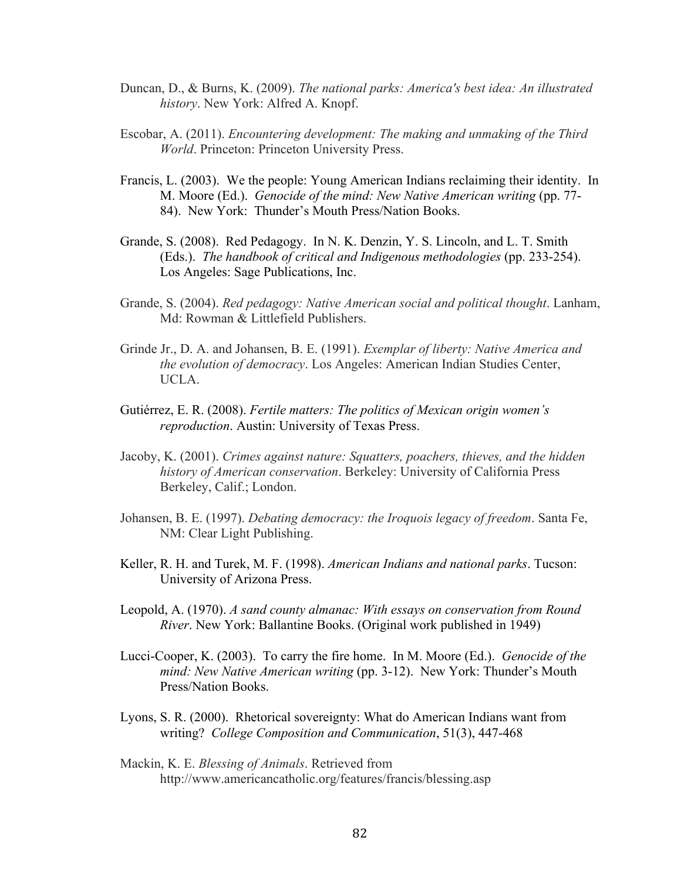Duncan, D., & Burns, K. (2009). *The national parks: America's best idea: An illustrated history*. New York: Alfred A. Knopf.

Escobar, A. (2011). *Encountering development: The making and unmaking of the Third World*. Princeton: Princeton University Press.

Francis, L. (2003). We the people: Young American Indians reclaiming their identity. In M. Moore (Ed.). *Genocide of the mind: New Native American writing* (pp. 77-84). New York: Thunder's Mouth Press/Nation Books.

Grande, S. (2008). Red Pedagogy. In N. K. Denzin, Y. S. Lincoln, and L. T. Smith (Eds.). *The handbook of critical and Indigenous methodologies* (pp. 233-254). Los Angeles: Sage Publications, Inc.

Grande, S. (2004). *Red pedagogy: Native American social and political thought*. Lanham, Md: Rowman & Littlefield Publishers.

Grinde Jr., D. A. and Johansen, B. E. (1991). *Exemplar of liberty: Native America and the evolution of democracy*. Los Angeles: American Indian Studies Center, UCLA.

Gutiérrez, E. R. (2008). *Fertile matters: The politics of Mexican origin women's reproduction*. Austin: University of Texas Press.

Jacoby, K. (2001). *Crimes against nature: Squatters, poachers, thieves, and the hidden history of American conservation*. Berkeley: University of California Press Berkeley, Calif.; London.

Johansen, B. E. (1997). *Debating democracy: the Iroquois legacy of freedom*. Santa Fe, NM: Clear Light Publishing.

Keller, R. H. and Turek, M. F. (1998). *American Indians and national parks*. Tucson: University of Arizona Press.

Leopold, A. (1970). *A sand county almanac: With essays on conservation from Round River*. New York: Ballantine Books. (Original work published in 1949)

Lucci-Cooper, K. (2003). To carry the fire home. In M. Moore (Ed.). *Genocide of the mind: New Native American writing* (pp. 3-12). New York: Thunder's Mouth Press/Nation Books.

Lyons, S. R. (2000). Rhetorical sovereignty: What do American Indians want from writing? *College Composition and Communication*, 51(3), 447-468

Mackin, K. E. *Blessing of Animals*. Retrieved from http://www.americancatholic.org/features/francis/blessing.asp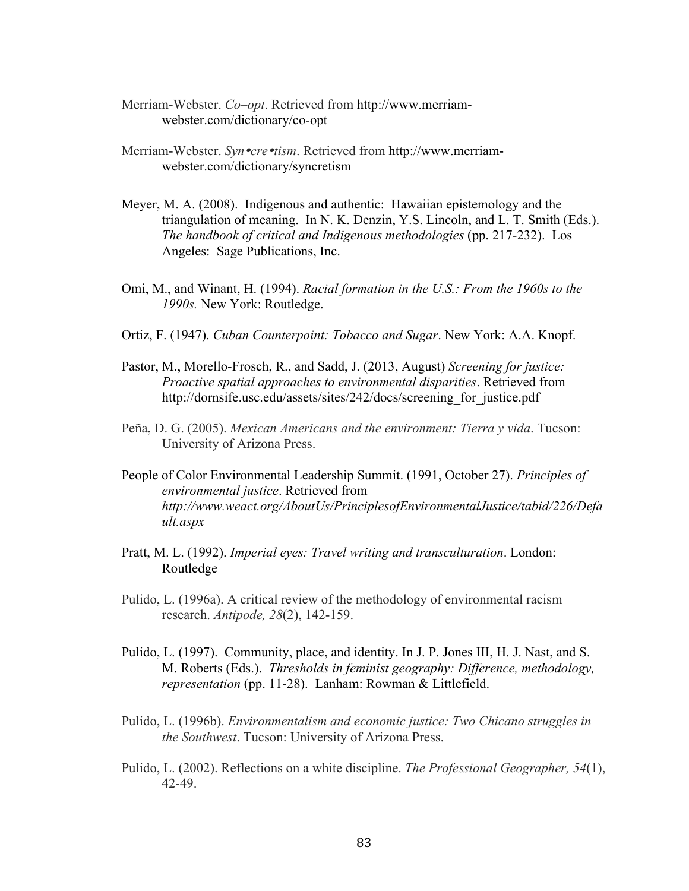Merriam-Webster. *Co–opt*. Retrieved from http://www.merriam-webster.com/dictionary/co-opt

Merriam-Webster. *Syn•cre•tism*. Retrieved from http://www.merriam-webster.com/dictionary/syncretism

Meyer, M. A. (2008). Indigenous and authentic: Hawaiian epistemology and the triangulation of meaning. In N. K. Denzin, Y.S. Lincoln, and L. T. Smith (Eds.). *The handbook of critical and Indigenous methodologies* (pp. 217-232). Los Angeles: Sage Publications, Inc.

Omi, M., and Winant, H. (1994). *Racial formation in the U.S.: From the 1960s to the 1990s.* New York: Routledge.

Ortiz, F. (1947). *Cuban Counterpoint: Tobacco and Sugar*. New York: A.A. Knopf.

Pastor, M., Morello-Frosch, R., and Sadd, J. (2013, August) *Screening for justice: Proactive spatial approaches to environmental disparities*. Retrieved from http://dornsife.usc.edu/assets/sites/242/docs/screening_for_justice.pdf

Peña, D. G. (2005). *Mexican Americans and the environment: Tierra y vida*. Tucson: University of Arizona Press.

People of Color Environmental Leadership Summit. (1991, October 27). *Principles of environmental justice*. Retrieved from *http://www.weact.org/AboutUs/PrinciplesofEnvironmentalJustice/tabid/226/Default.aspx*

Pratt, M. L. (1992). *Imperial eyes: Travel writing and transculturation*. London: Routledge

Pulido, L. (1996a). A critical review of the methodology of environmental racism research. *Antipode, 28*(2), 142-159.

Pulido, L. (1997). Community, place, and identity. In J. P. Jones III, H. J. Nast, and S. M. Roberts (Eds.). *Thresholds in feminist geography: Difference, methodology, representation* (pp. 11-28). Lanham: Rowman & Littlefield.

Pulido, L. (1996b). *Environmentalism and economic justice: Two Chicano struggles in the Southwest*. Tucson: University of Arizona Press.

Pulido, L. (2002). Reflections on a white discipline. *The Professional Geographer, 54*(1), 42-49.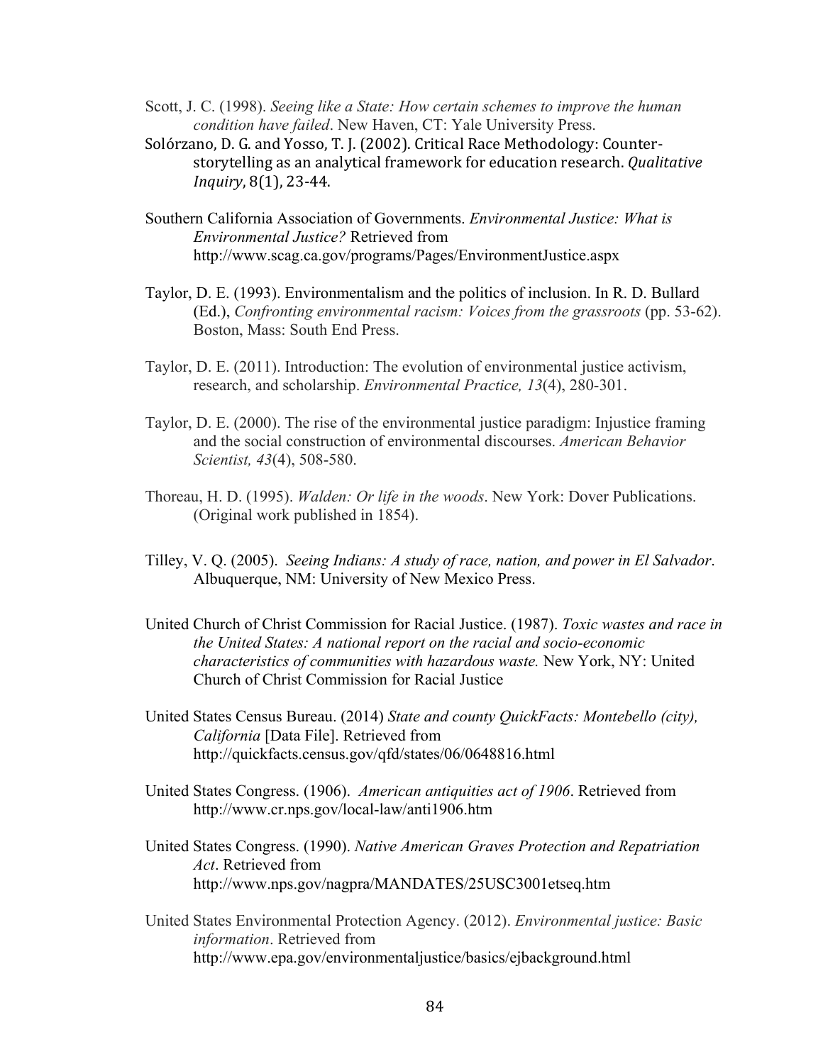Scott, J. C. (1998). *Seeing like a State: How certain schemes to improve the human condition have failed*. New Haven, CT: Yale University Press.

Solórzano, D. G. and Yosso, T. J. (2002). Critical Race Methodology: Counter-storytelling as an analytical framework for education research. *Qualitative Inquiry*, 8(1), 23-44.

Southern California Association of Governments. *Environmental Justice: What is Environmental Justice?* Retrieved from http://www.scag.ca.gov/programs/Pages/EnvironmentJustice.aspx

Taylor, D. E. (1993). Environmentalism and the politics of inclusion. In R. D. Bullard (Ed.), *Confronting environmental racism: Voices from the grassroots* (pp. 53-62). Boston, Mass: South End Press.

Taylor, D. E. (2011). Introduction: The evolution of environmental justice activism, research, and scholarship. *Environmental Practice, 13*(4), 280-301.

Taylor, D. E. (2000). The rise of the environmental justice paradigm: Injustice framing and the social construction of environmental discourses. *American Behavior Scientist, 43*(4), 508-580.

Thoreau, H. D. (1995). *Walden: Or life in the woods*. New York: Dover Publications. (Original work published in 1854).

Tilley, V. Q. (2005). *Seeing Indians: A study of race, nation, and power in El Salvador*. Albuquerque, NM: University of New Mexico Press.

United Church of Christ Commission for Racial Justice. (1987). *Toxic wastes and race in the United States: A national report on the racial and socio-economic characteristics of communities with hazardous waste.* New York, NY: United Church of Christ Commission for Racial Justice

United States Census Bureau. (2014) *State and county QuickFacts: Montebello (city), California* [Data File]. Retrieved from http://quickfacts.census.gov/qfd/states/06/0648816.html

United States Congress. (1906). *American antiquities act of 1906*. Retrieved from http://www.cr.nps.gov/local-law/anti1906.htm

United States Congress. (1990). *Native American Graves Protection and Repatriation Act*. Retrieved from http://www.nps.gov/nagpra/MANDATES/25USC3001etseq.htm

United States Environmental Protection Agency. (2012). *Environmental justice: Basic information*. Retrieved from http://www.epa.gov/environmentaljustice/basics/ejbackground.html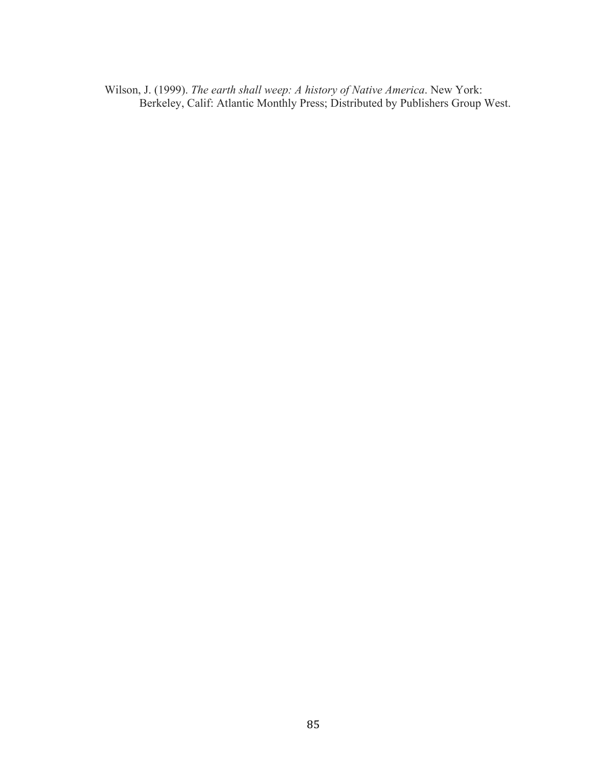Wilson, J. (1999). *The earth shall weep: A history of Native America*. New York: Berkeley, Calif: Atlantic Monthly Press; Distributed by Publishers Group West.